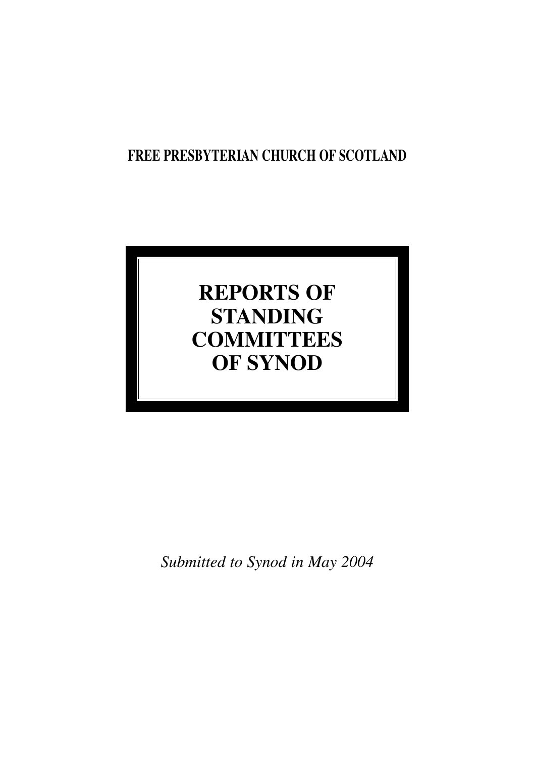**FREE PRESBYTERIAN CHURCH OF SCOTLAND**

# REPORTS OF STANDING COMMITTEES OF SYNOD

*Submitted to Synod in May 2004*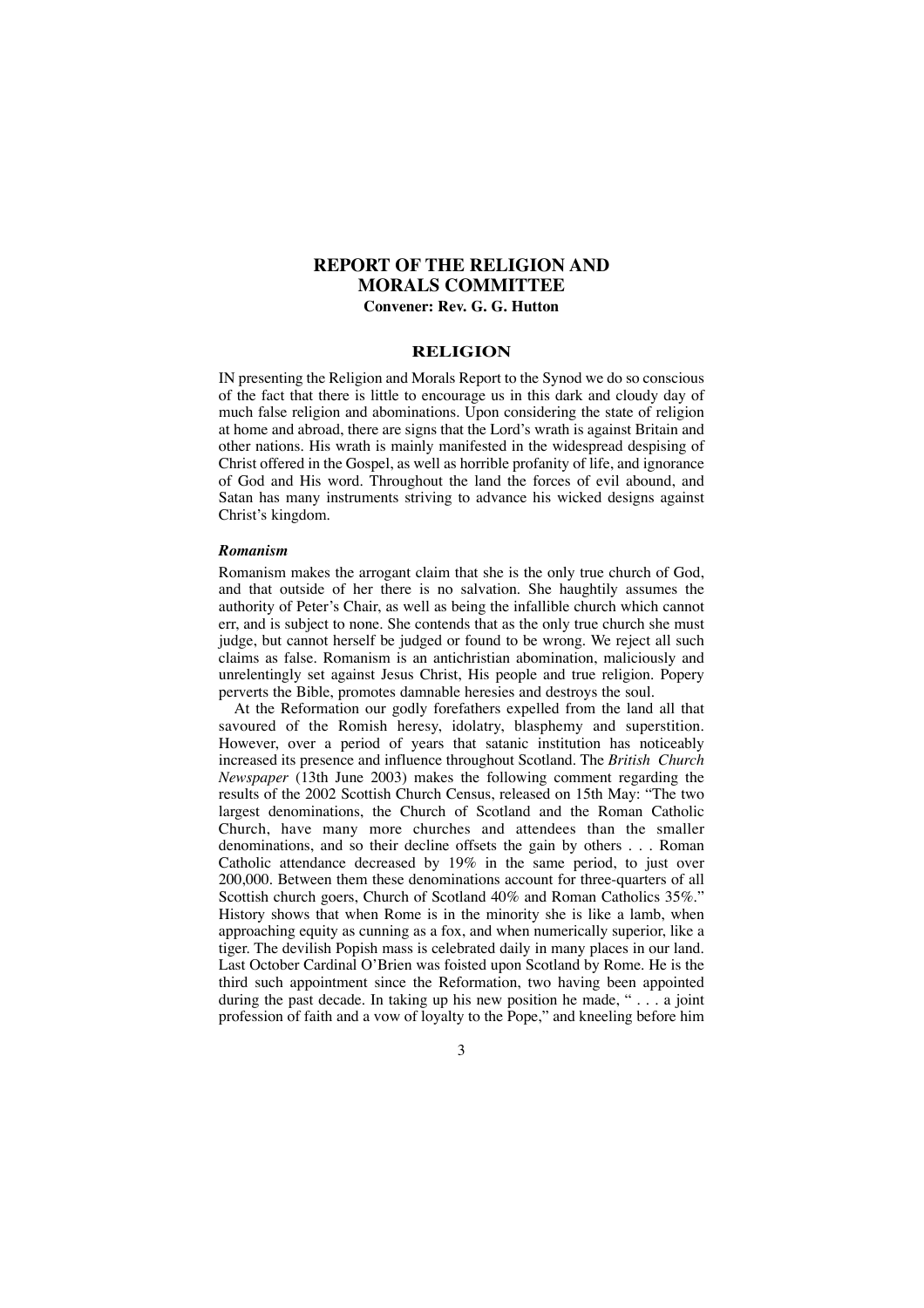# REPORT OF THE RELIGION AND MORALS COMMITTEE

**Convener: Rev. G. G. Hutton**

## RELIGION

IN presenting the Religion and Morals Report to the Synod we do so conscious of the fact that there is little to encourage us in this dark and cloudy day of much false religion and abominations. Upon considering the state of religion at home and abroad, there are signs that the Lord's wrath is against Britain and other nations. His wrath is mainly manifested in the widespread despising of Christ offered in the Gospel, as well as horrible profanity of life, and ignorance of God and His word. Throughout the land the forces of evil abound, and Satan has many instruments striving to advance his wicked designs against Christ's kingdom.

### *Romanism*

Romanism makes the arrogant claim that she is the only true church of God, and that outside of her there is no salvation. She haughtily assumes the authority of Peter's Chair, as well as being the infallible church which cannot err, and is subject to none. She contends that as the only true church she must judge, but cannot herself be judged or found to be wrong. We reject all such claims as false. Romanism is an antichristian abomination, maliciously and unrelentingly set against Jesus Christ, His people and true religion. Popery perverts the Bible, promotes damnable heresies and destroys the soul.

At the Reformation our godly forefathers expelled from the land all that savoured of the Romish heresy, idolatry, blasphemy and superstition. However, over a period of years that satanic institution has noticeably increased its presence and influence throughout Scotland. The *British Church Newspaper* (13th June 2003) makes the following comment regarding the results of the 2002 Scottish Church Census, released on 15th May: "The two largest denominations, the Church of Scotland and the Roman Catholic Church, have many more churches and attendees than the smaller denominations, and so their decline offsets the gain by others . . . Roman Catholic attendance decreased by 19% in the same period, to just over 200,000. Between them these denominations account for three-quarters of all Scottish church goers, Church of Scotland 40% and Roman Catholics 35%." History shows that when Rome is in the minority she is like a lamb, when approaching equity as cunning as a fox, and when numerically superior, like a tiger. The devilish Popish mass is celebrated daily in many places in our land. Last October Cardinal O'Brien was foisted upon Scotland by Rome. He is the third such appointment since the Reformation, two having been appointed during the past decade. In taking up his new position he made, " . . . a joint profession of faith and a vow of loyalty to the Pope," and kneeling before him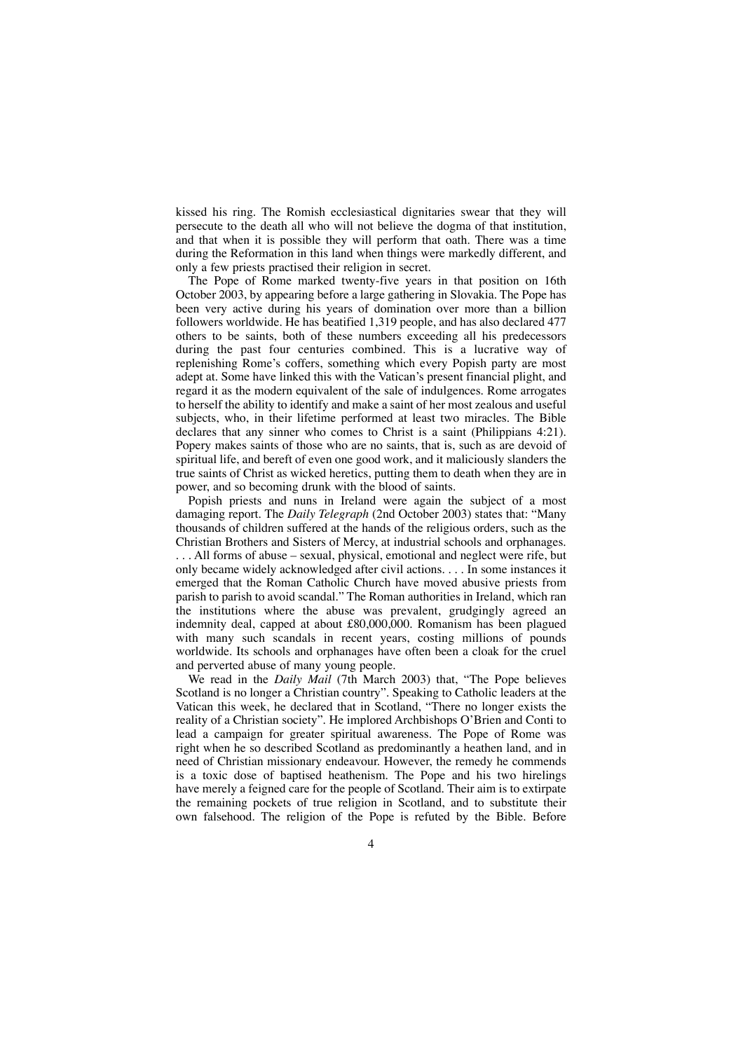kissed his ring. The Romish ecclesiastical dignitaries swear that they will persecute to the death all who will not believe the dogma of that institution, and that when it is possible they will perform that oath. There was a time during the Reformation in this land when things were markedly different, and only a few priests practised their religion in secret.

The Pope of Rome marked twenty-five years in that position on 16th October 2003, by appearing before a large gathering in Slovakia. The Pope has been very active during his years of domination over more than a billion followers worldwide. He has beatified 1,319 people, and has also declared 477 others to be saints, both of these numbers exceeding all his predecessors during the past four centuries combined. This is a lucrative way of replenishing Rome's coffers, something which every Popish party are most adept at. Some have linked this with the Vatican's present financial plight, and regard it as the modern equivalent of the sale of indulgences. Rome arrogates to herself the ability to identify and make a saint of her most zealous and useful subjects, who, in their lifetime performed at least two miracles. The Bible declares that any sinner who comes to Christ is a saint (Philippians 4:21). Popery makes saints of those who are no saints, that is, such as are devoid of spiritual life, and bereft of even one good work, and it maliciously slanders the true saints of Christ as wicked heretics, putting them to death when they are in power, and so becoming drunk with the blood of saints.

Popish priests and nuns in Ireland were again the subject of a most damaging report. The *Daily Telegraph* (2nd October 2003) states that: "Many thousands of children suffered at the hands of the religious orders, such as the Christian Brothers and Sisters of Mercy, at industrial schools and orphanages. . . . All forms of abuse – sexual, physical, emotional and neglect were rife, but only became widely acknowledged after civil actions. . . . In some instances it emerged that the Roman Catholic Church have moved abusive priests from parish to parish to avoid scandal." The Roman authorities in Ireland, which ran the institutions where the abuse was prevalent, grudgingly agreed an indemnity deal, capped at about £80,000,000. Romanism has been plagued with many such scandals in recent years, costing millions of pounds worldwide. Its schools and orphanages have often been a cloak for the cruel and perverted abuse of many young people.

We read in the *Daily Mail* (7th March 2003) that, "The Pope believes Scotland is no longer a Christian country". Speaking to Catholic leaders at the Vatican this week, he declared that in Scotland, "There no longer exists the reality of a Christian society". He implored Archbishops O'Brien and Conti to lead a campaign for greater spiritual awareness. The Pope of Rome was right when he so described Scotland as predominantly a heathen land, and in need of Christian missionary endeavour. However, the remedy he commends is a toxic dose of baptised heathenism. The Pope and his two hirelings have merely a feigned care for the people of Scotland. Their aim is to extirpate the remaining pockets of true religion in Scotland, and to substitute their own falsehood. The religion of the Pope is refuted by the Bible. Before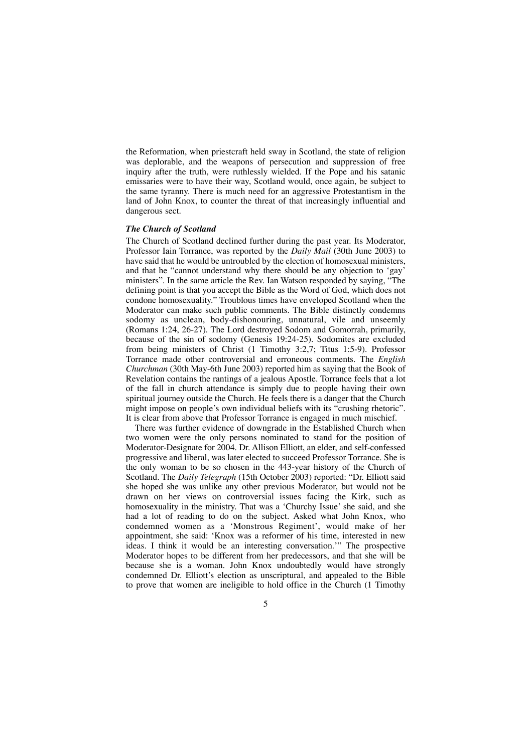the Reformation, when priestcraft held sway in Scotland, the state of religion was deplorable, and the weapons of persecution and suppression of free inquiry after the truth, were ruthlessly wielded. If the Pope and his satanic emissaries were to have their way, Scotland would, once again, be subject to the same tyranny. There is much need for an aggressive Protestantism in the land of John Knox, to counter the threat of that increasingly influential and dangerous sect.

### *The Church of Scotland*

The Church of Scotland declined further during the past year. Its Moderator, Professor Iain Torrance, was reported by the *Daily Mail* (30th June 2003) to have said that he would be untroubled by the election of homosexual ministers, and that he "cannot understand why there should be any objection to 'gay' ministers". In the same article the Rev. Ian Watson responded by saying, "The defining point is that you accept the Bible as the Word of God, which does not condone homosexuality." Troublous times have enveloped Scotland when the Moderator can make such public comments. The Bible distinctly condemns sodomy as unclean, body-dishonouring, unnatural, vile and unseemly (Romans 1:24, 26-27). The Lord destroyed Sodom and Gomorrah, primarily, because of the sin of sodomy (Genesis 19:24-25). Sodomites are excluded from being ministers of Christ (1 Timothy 3:2,7; Titus 1:5-9). Professor Torrance made other controversial and erroneous comments. The *English Churchman* (30th May-6th June 2003) reported him as saying that the Book of Revelation contains the rantings of a jealous Apostle. Torrance feels that a lot of the fall in church attendance is simply due to people having their own spiritual journey outside the Church. He feels there is a danger that the Church might impose on people's own individual beliefs with its "crushing rhetoric". It is clear from above that Professor Torrance is engaged in much mischief.

There was further evidence of downgrade in the Established Church when two women were the only persons nominated to stand for the position of Moderator-Designate for 2004. Dr. Allison Elliott, an elder, and self-confessed progressive and liberal, was later elected to succeed Professor Torrance. She is the only woman to be so chosen in the 443-year history of the Church of Scotland. The *Daily Telegraph* (15th October 2003) reported: "Dr. Elliott said she hoped she was unlike any other previous Moderator, but would not be drawn on her views on controversial issues facing the Kirk, such as homosexuality in the ministry. That was a 'Churchy Issue' she said, and she had a lot of reading to do on the subject. Asked what John Knox, who condemned women as a 'Monstrous Regiment', would make of her appointment, she said: 'Knox was a reformer of his time, interested in new ideas. I think it would be an interesting conversation.'" The prospective Moderator hopes to be different from her predecessors, and that she will be because she is a woman. John Knox undoubtedly would have strongly condemned Dr. Elliott's election as unscriptural, and appealed to the Bible to prove that women are ineligible to hold office in the Church (1 Timothy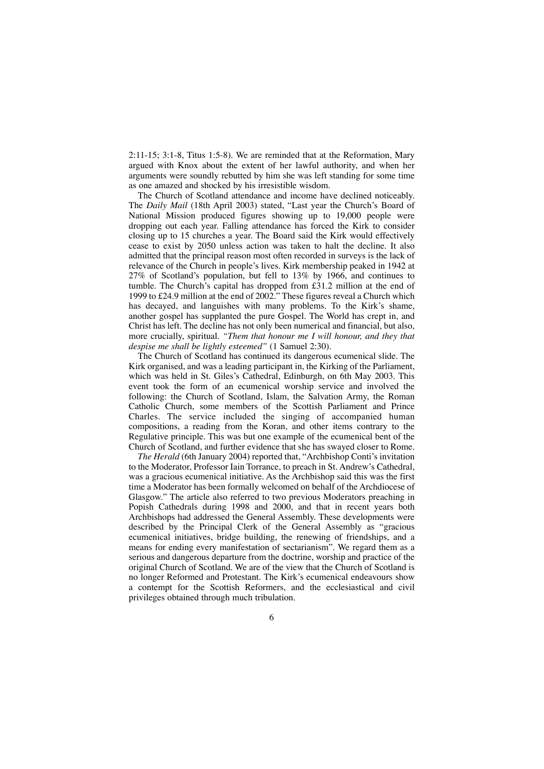2:11-15; 3:1-8, Titus 1:5-8). We are reminded that at the Reformation, Mary argued with Knox about the extent of her lawful authority, and when her arguments were soundly rebutted by him she was left standing for some time as one amazed and shocked by his irresistible wisdom.

The Church of Scotland attendance and income have declined noticeably. The *Daily Mail* (18th April 2003) stated, "Last year the Church's Board of National Mission produced figures showing up to 19,000 people were dropping out each year. Falling attendance has forced the Kirk to consider closing up to 15 churches a year. The Board said the Kirk would effectively cease to exist by 2050 unless action was taken to halt the decline. It also admitted that the principal reason most often recorded in surveys is the lack of relevance of the Church in people's lives. Kirk membership peaked in 1942 at 27% of Scotland's population, but fell to 13% by 1966, and continues to tumble. The Church's capital has dropped from £31.2 million at the end of 1999 to £24.9 million at the end of 2002." These figures reveal a Church which has decayed, and languishes with many problems. To the Kirk's shame, another gospel has supplanted the pure Gospel. The World has crept in, and Christ has left. The decline has not only been numerical and financial, but also, more crucially, spiritual. *"Them that honour me I will honour, and they that despise me shall be lightly esteemed"* (1 Samuel 2:30).

The Church of Scotland has continued its dangerous ecumenical slide. The Kirk organised, and was a leading participant in, the Kirking of the Parliament, which was held in St. Giles's Cathedral, Edinburgh, on 6th May 2003. This event took the form of an ecumenical worship service and involved the following: the Church of Scotland, Islam, the Salvation Army, the Roman Catholic Church, some members of the Scottish Parliament and Prince Charles. The service included the singing of accompanied human compositions, a reading from the Koran, and other items contrary to the Regulative principle. This was but one example of the ecumenical bent of the Church of Scotland, and further evidence that she has swayed closer to Rome.

*The Herald* (6th January 2004) reported that, "Archbishop Conti's invitation to the Moderator, Professor Iain Torrance, to preach in St. Andrew's Cathedral, was a gracious ecumenical initiative. As the Archbishop said this was the first time a Moderator has been formally welcomed on behalf of the Archdiocese of Glasgow." The article also referred to two previous Moderators preaching in Popish Cathedrals during 1998 and 2000, and that in recent years both Archbishops had addressed the General Assembly. These developments were described by the Principal Clerk of the General Assembly as "gracious ecumenical initiatives, bridge building, the renewing of friendships, and a means for ending every manifestation of sectarianism". We regard them as a serious and dangerous departure from the doctrine, worship and practice of the original Church of Scotland. We are of the view that the Church of Scotland is no longer Reformed and Protestant. The Kirk's ecumenical endeavours show a contempt for the Scottish Reformers, and the ecclesiastical and civil privileges obtained through much tribulation.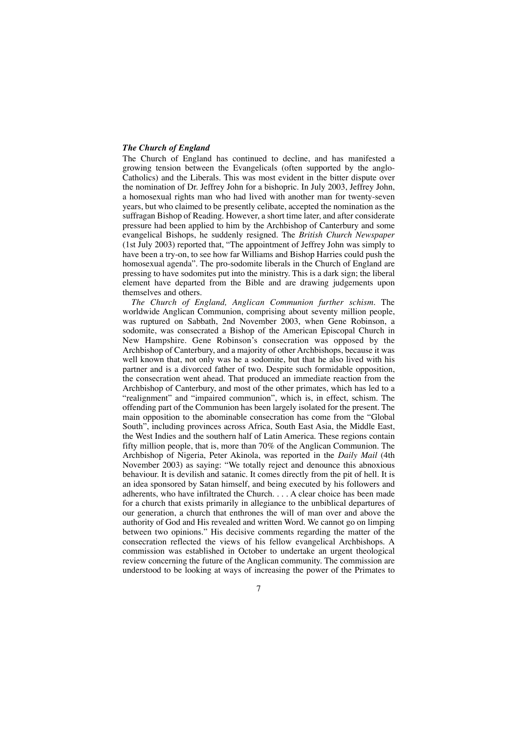***The Church of England***

The Church of England has continued to decline, and has manifested a growing tension between the Evangelicals (often supported by the anglo-Catholics) and the Liberals. This was most evident in the bitter dispute over the nomination of Dr. Jeffrey John for a bishopric. In July 2003, Jeffrey John, a homosexual rights man who had lived with another man for twenty-seven years, but who claimed to be presently celibate, accepted the nomination as the suffragan Bishop of Reading. However, a short time later, and after considerate pressure had been applied to him by the Archbishop of Canterbury and some evangelical Bishops, he suddenly resigned. The *British Church Newspaper* (1st July 2003) reported that, "The appointment of Jeffrey John was simply to have been a try-on, to see how far Williams and Bishop Harries could push the homosexual agenda". The pro-sodomite liberals in the Church of England are pressing to have sodomites put into the ministry. This is a dark sign; the liberal element have departed from the Bible and are drawing judgements upon themselves and others.

*The Church of England, Anglican Communion further schism.* The worldwide Anglican Communion, comprising about seventy million people, was ruptured on Sabbath, 2nd November 2003, when Gene Robinson, a sodomite, was consecrated a Bishop of the American Episcopal Church in New Hampshire. Gene Robinson's consecration was opposed by the Archbishop of Canterbury, and a majority of other Archbishops, because it was well known that, not only was he a sodomite, but that he also lived with his partner and is a divorced father of two. Despite such formidable opposition, the consecration went ahead. That produced an immediate reaction from the Archbishop of Canterbury, and most of the other primates, which has led to a "realignment" and "impaired communion", which is, in effect, schism. The offending part of the Communion has been largely isolated for the present. The main opposition to the abominable consecration has come from the "Global South", including provinces across Africa, South East Asia, the Middle East, the West Indies and the southern half of Latin America. These regions contain fifty million people, that is, more than 70% of the Anglican Communion. The Archbishop of Nigeria, Peter Akinola, was reported in the *Daily Mail* (4th November 2003) as saying: "We totally reject and denounce this abnoxious behaviour. It is devilish and satanic. It comes directly from the pit of hell. It is an idea sponsored by Satan himself, and being executed by his followers and adherents, who have infiltrated the Church. . . . A clear choice has been made for a church that exists primarily in allegiance to the unbiblical departures of our generation, a church that enthrones the will of man over and above the authority of God and His revealed and written Word. We cannot go on limping between two opinions." His decisive comments regarding the matter of the consecration reflected the views of his fellow evangelical Archbishops. A commission was established in October to undertake an urgent theological review concerning the future of the Anglican community. The commission are understood to be looking at ways of increasing the power of the Primates to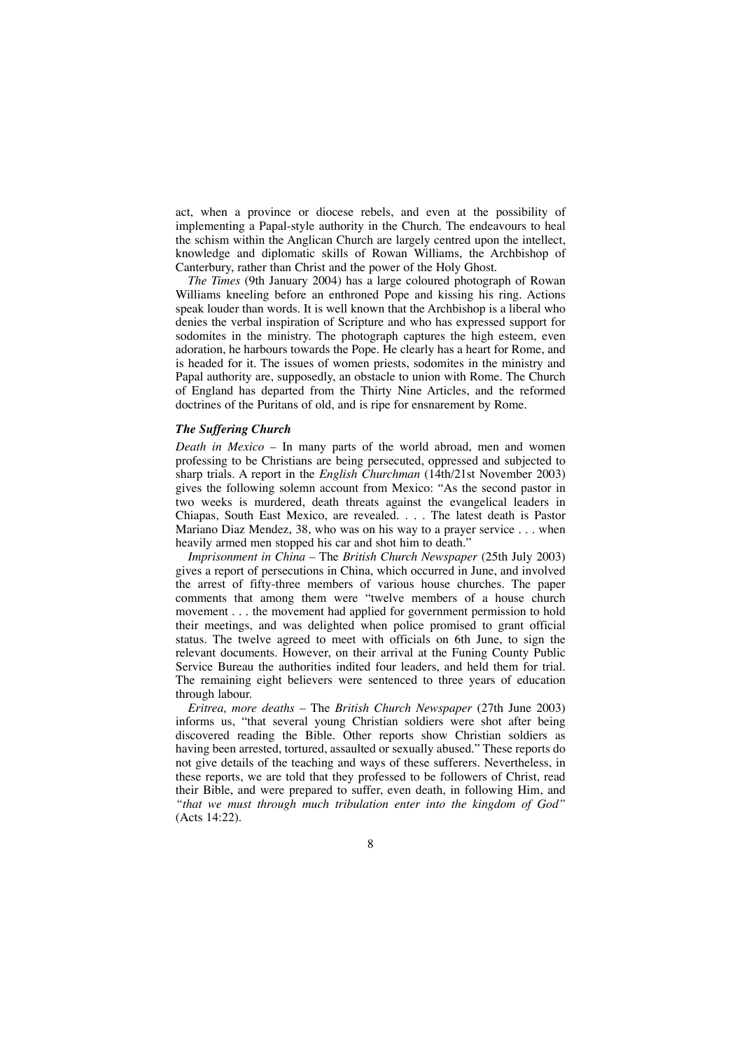act, when a province or diocese rebels, and even at the possibility of implementing a Papal-style authority in the Church. The endeavours to heal the schism within the Anglican Church are largely centred upon the intellect, knowledge and diplomatic skills of Rowan Williams, the Archbishop of Canterbury, rather than Christ and the power of the Holy Ghost.

*The Times* (9th January 2004) has a large coloured photograph of Rowan Williams kneeling before an enthroned Pope and kissing his ring. Actions speak louder than words. It is well known that the Archbishop is a liberal who denies the verbal inspiration of Scripture and who has expressed support for sodomites in the ministry. The photograph captures the high esteem, even adoration, he harbours towards the Pope. He clearly has a heart for Rome, and is headed for it. The issues of women priests, sodomites in the ministry and Papal authority are, supposedly, an obstacle to union with Rome. The Church of England has departed from the Thirty Nine Articles, and the reformed doctrines of the Puritans of old, and is ripe for ensnarement by Rome.

### *The Suffering Church*

*Death in Mexico* – In many parts of the world abroad, men and women professing to be Christians are being persecuted, oppressed and subjected to sharp trials. A report in the *English Churchman* (14th/21st November 2003) gives the following solemn account from Mexico: "As the second pastor in two weeks is murdered, death threats against the evangelical leaders in Chiapas, South East Mexico, are revealed. . . . The latest death is Pastor Mariano Diaz Mendez, 38, who was on his way to a prayer service . . . when heavily armed men stopped his car and shot him to death."

*Imprisonment in China* – The *British Church Newspaper* (25th July 2003) gives a report of persecutions in China, which occurred in June, and involved the arrest of fifty-three members of various house churches. The paper comments that among them were "twelve members of a house church movement . . . the movement had applied for government permission to hold their meetings, and was delighted when police promised to grant official status. The twelve agreed to meet with officials on 6th June, to sign the relevant documents. However, on their arrival at the Funing County Public Service Bureau the authorities indited four leaders, and held them for trial. The remaining eight believers were sentenced to three years of education through labour.

*Eritrea, more deaths* – The *British Church Newspaper* (27th June 2003) informs us, "that several young Christian soldiers were shot after being discovered reading the Bible. Other reports show Christian soldiers as having been arrested, tortured, assaulted or sexually abused." These reports do not give details of the teaching and ways of these sufferers. Nevertheless, in these reports, we are told that they professed to be followers of Christ, read their Bible, and were prepared to suffer, even death, in following Him, and *"that we must through much tribulation enter into the kingdom of God"* (Acts 14:22).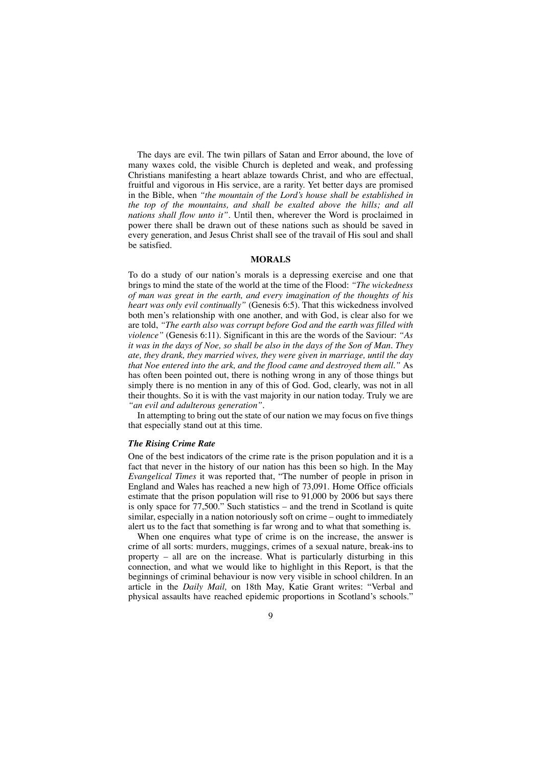The days are evil. The twin pillars of Satan and Error abound, the love of many waxes cold, the visible Church is depleted and weak, and professing Christians manifesting a heart ablaze towards Christ, and who are effectual, fruitful and vigorous in His service, are a rarity. Yet better days are promised in the Bible, when *"the mountain of the Lord's house shall be established in the top of the mountains, and shall be exalted above the hills; and all nations shall flow unto it"*. Until then, wherever the Word is proclaimed in power there shall be drawn out of these nations such as should be saved in every generation, and Jesus Christ shall see of the travail of His soul and shall be satisfied.

## MORALS

To do a study of our nation's morals is a depressing exercise and one that brings to mind the state of the world at the time of the Flood: *"The wickedness of man was great in the earth, and every imagination of the thoughts of his heart was only evil continually"* (Genesis 6:5). That this wickedness involved both men's relationship with one another, and with God, is clear also for we are told, *"The earth also was corrupt before God and the earth was filled with violence"* (Genesis 6:11). Significant in this are the words of the Saviour: *"As it was in the days of Noe, so shall be also in the days of the Son of Man. They ate, they drank, they married wives, they were given in marriage, until the day that Noe entered into the ark, and the flood came and destroyed them all."* As has often been pointed out, there is nothing wrong in any of those things but simply there is no mention in any of this of God. God, clearly, was not in all their thoughts. So it is with the vast majority in our nation today. Truly we are *"an evil and adulterous generation"*.

In attempting to bring out the state of our nation we may focus on five things that especially stand out at this time.

### *The Rising Crime Rate*

One of the best indicators of the crime rate is the prison population and it is a fact that never in the history of our nation has this been so high. In the May *Evangelical Times* it was reported that, "The number of people in prison in England and Wales has reached a new high of 73,091. Home Office officials estimate that the prison population will rise to 91,000 by 2006 but says there is only space for 77,500." Such statistics – and the trend in Scotland is quite similar, especially in a nation notoriously soft on crime – ought to immediately alert us to the fact that something is far wrong and to what that something is.

When one enquires what type of crime is on the increase, the answer is crime of all sorts: murders, muggings, crimes of a sexual nature, break-ins to property – all are on the increase. What is particularly disturbing in this connection, and what we would like to highlight in this Report, is that the beginnings of criminal behaviour is now very visible in school children. In an article in the *Daily Mail,* on 18th May, Katie Grant writes: "Verbal and physical assaults have reached epidemic proportions in Scotland's schools."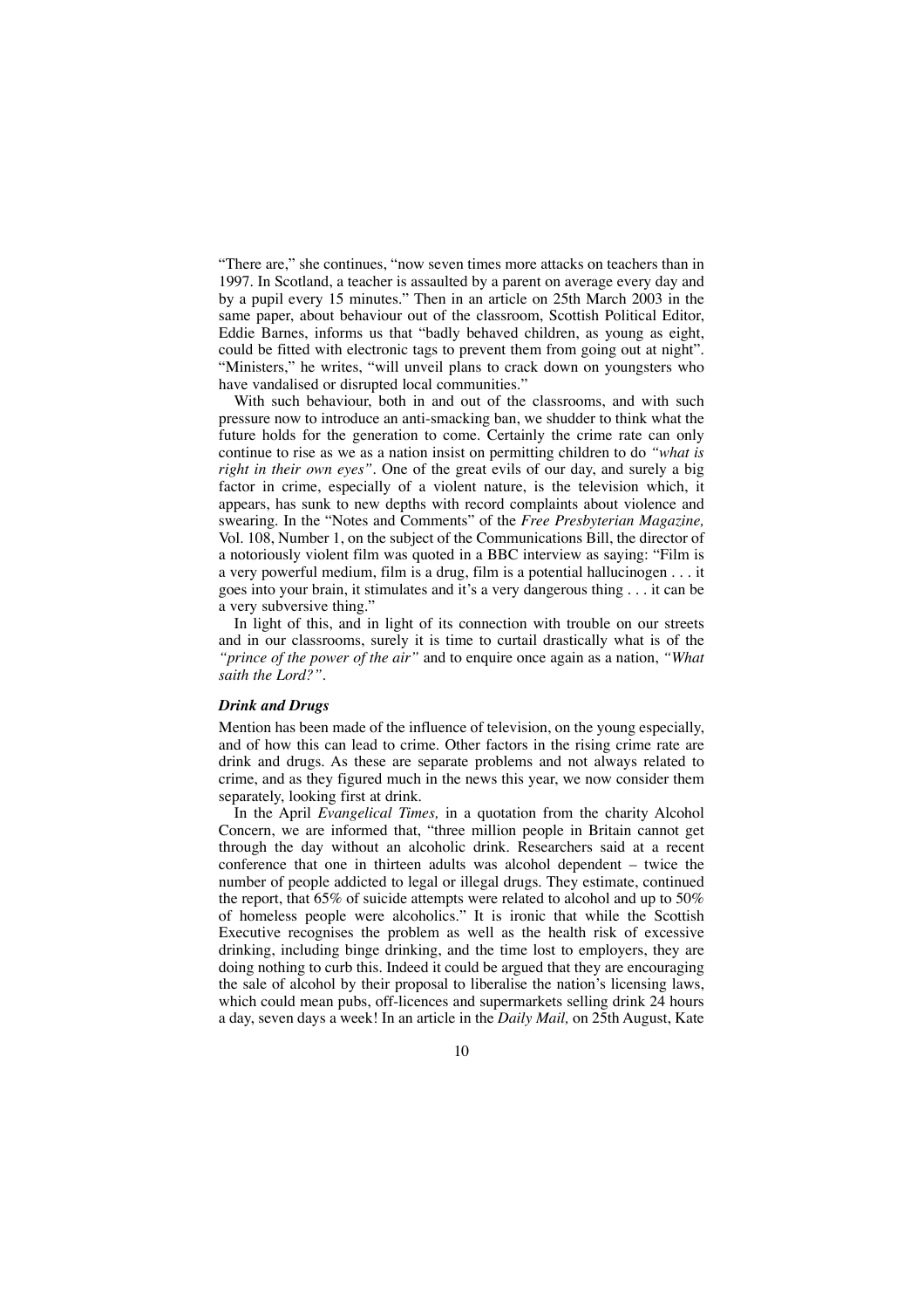"There are," she continues, "now seven times more attacks on teachers than in 1997. In Scotland, a teacher is assaulted by a parent on average every day and by a pupil every 15 minutes." Then in an article on 25th March 2003 in the same paper, about behaviour out of the classroom, Scottish Political Editor, Eddie Barnes, informs us that "badly behaved children, as young as eight, could be fitted with electronic tags to prevent them from going out at night". "Ministers," he writes, "will unveil plans to crack down on youngsters who have vandalised or disrupted local communities."

With such behaviour, both in and out of the classrooms, and with such pressure now to introduce an anti-smacking ban, we shudder to think what the future holds for the generation to come. Certainly the crime rate can only continue to rise as we as a nation insist on permitting children to do *"what is right in their own eyes"*. One of the great evils of our day, and surely a big factor in crime, especially of a violent nature, is the television which, it appears, has sunk to new depths with record complaints about violence and swearing. In the "Notes and Comments" of the *Free Presbyterian Magazine,* Vol. 108, Number 1, on the subject of the Communications Bill, the director of a notoriously violent film was quoted in a BBC interview as saying: "Film is a very powerful medium, film is a drug, film is a potential hallucinogen . . . it goes into your brain, it stimulates and it's a very dangerous thing . . . it can be a very subversive thing."

In light of this, and in light of its connection with trouble on our streets and in our classrooms, surely it is time to curtail drastically what is of the *"prince of the power of the air"* and to enquire once again as a nation, *"What saith the Lord?"*.

### *Drink and Drugs*

Mention has been made of the influence of television, on the young especially, and of how this can lead to crime. Other factors in the rising crime rate are drink and drugs. As these are separate problems and not always related to crime, and as they figured much in the news this year, we now consider them separately, looking first at drink.

In the April *Evangelical Times,* in a quotation from the charity Alcohol Concern, we are informed that, "three million people in Britain cannot get through the day without an alcoholic drink. Researchers said at a recent conference that one in thirteen adults was alcohol dependent – twice the number of people addicted to legal or illegal drugs. They estimate, continued the report, that 65% of suicide attempts were related to alcohol and up to 50% of homeless people were alcoholics." It is ironic that while the Scottish Executive recognises the problem as well as the health risk of excessive drinking, including binge drinking, and the time lost to employers, they are doing nothing to curb this. Indeed it could be argued that they are encouraging the sale of alcohol by their proposal to liberalise the nation's licensing laws, which could mean pubs, off-licences and supermarkets selling drink 24 hours a day, seven days a week! In an article in the *Daily Mail,* on 25th August, Kate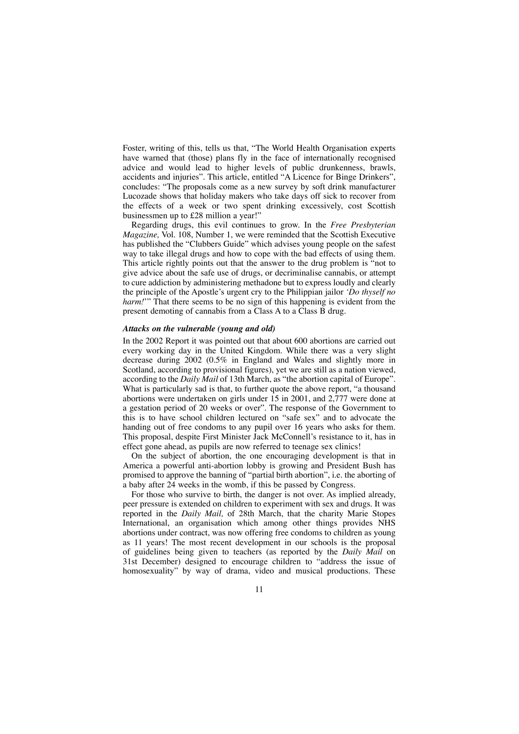Foster, writing of this, tells us that, "The World Health Organisation experts have warned that (those) plans fly in the face of internationally recognised advice and would lead to higher levels of public drunkenness, brawls, accidents and injuries". This article, entitled "A Licence for Binge Drinkers", concludes: "The proposals come as a new survey by soft drink manufacturer Lucozade shows that holiday makers who take days off sick to recover from the effects of a week or two spent drinking excessively, cost Scottish businessmen up to £28 million a year!"

Regarding drugs, this evil continues to grow. In the *Free Presbyterian Magazine,* Vol. 108, Number 1, we were reminded that the Scottish Executive has published the "Clubbers Guide" which advises young people on the safest way to take illegal drugs and how to cope with the bad effects of using them. This article rightly points out that the answer to the drug problem is "not to give advice about the safe use of drugs, or decriminalise cannabis, or attempt to cure addiction by administering methadone but to express loudly and clearly the principle of the Apostle's urgent cry to the Philippian jailor *'Do thyself no harm!'*" That there seems to be no sign of this happening is evident from the present demoting of cannabis from a Class A to a Class B drug.

***Attacks on the vulnerable (young and old)***

In the 2002 Report it was pointed out that about 600 abortions are carried out every working day in the United Kingdom. While there was a very slight decrease during 2002 (0.5% in England and Wales and slightly more in Scotland, according to provisional figures), yet we are still as a nation viewed, according to the *Daily Mail* of 13th March, as "the abortion capital of Europe". What is particularly sad is that, to further quote the above report, "a thousand abortions were undertaken on girls under 15 in 2001, and 2,777 were done at a gestation period of 20 weeks or over". The response of the Government to this is to have school children lectured on "safe sex" and to advocate the handing out of free condoms to any pupil over 16 years who asks for them. This proposal, despite First Minister Jack McConnell's resistance to it, has in effect gone ahead, as pupils are now referred to teenage sex clinics!

On the subject of abortion, the one encouraging development is that in America a powerful anti-abortion lobby is growing and President Bush has promised to approve the banning of "partial birth abortion", i.e. the aborting of a baby after 24 weeks in the womb, if this be passed by Congress.

For those who survive to birth, the danger is not over. As implied already, peer pressure is extended on children to experiment with sex and drugs. It was reported in the *Daily Mail,* of 28th March, that the charity Marie Stopes International, an organisation which among other things provides NHS abortions under contract, was now offering free condoms to children as young as 11 years! The most recent development in our schools is the proposal of guidelines being given to teachers (as reported by the *Daily Mail* on 31st December) designed to encourage children to "address the issue of homosexuality" by way of drama, video and musical productions. These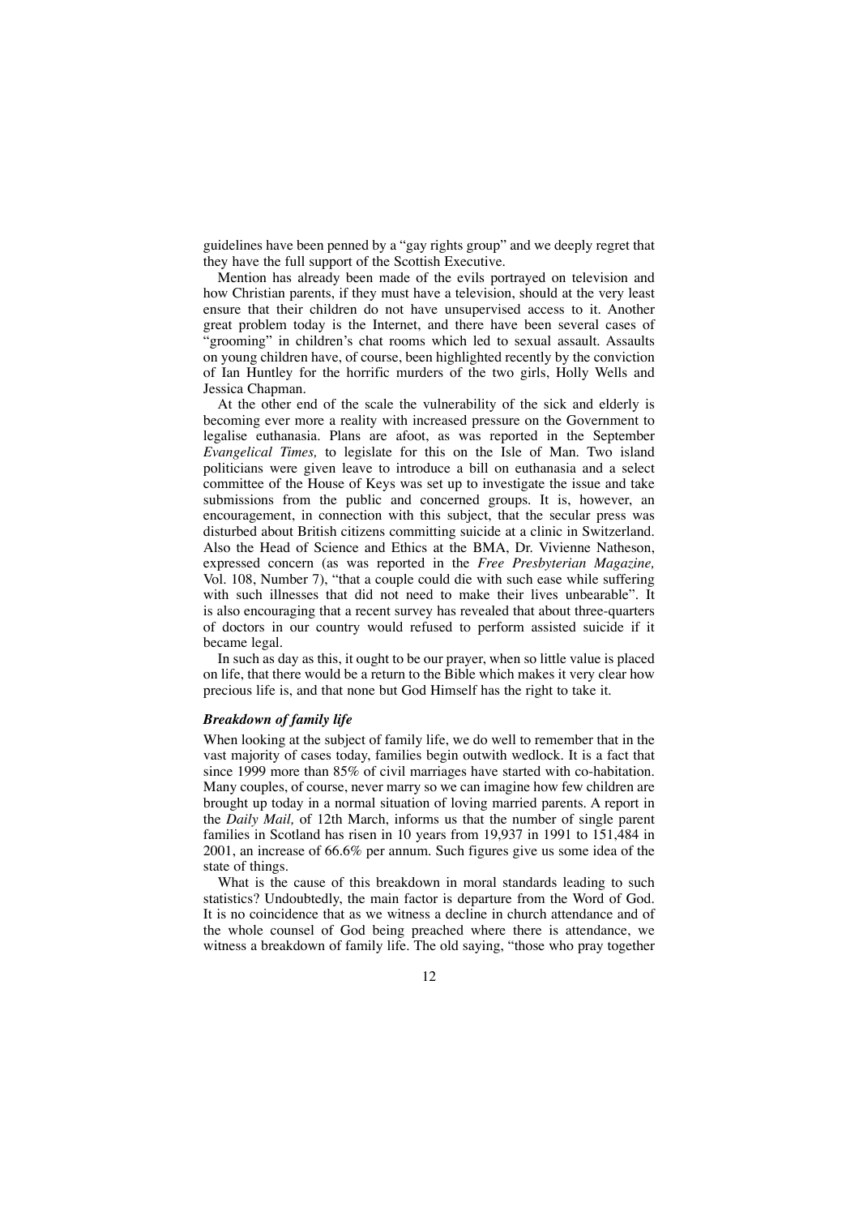guidelines have been penned by a "gay rights group" and we deeply regret that they have the full support of the Scottish Executive.

Mention has already been made of the evils portrayed on television and how Christian parents, if they must have a television, should at the very least ensure that their children do not have unsupervised access to it. Another great problem today is the Internet, and there have been several cases of "grooming" in children's chat rooms which led to sexual assault. Assaults on young children have, of course, been highlighted recently by the conviction of Ian Huntley for the horrific murders of the two girls, Holly Wells and Jessica Chapman.

At the other end of the scale the vulnerability of the sick and elderly is becoming ever more a reality with increased pressure on the Government to legalise euthanasia. Plans are afoot, as was reported in the September *Evangelical Times,* to legislate for this on the Isle of Man. Two island politicians were given leave to introduce a bill on euthanasia and a select committee of the House of Keys was set up to investigate the issue and take submissions from the public and concerned groups. It is, however, an encouragement, in connection with this subject, that the secular press was disturbed about British citizens committing suicide at a clinic in Switzerland. Also the Head of Science and Ethics at the BMA, Dr. Vivienne Natheson, expressed concern (as was reported in the *Free Presbyterian Magazine,* Vol. 108, Number 7), "that a couple could die with such ease while suffering with such illnesses that did not need to make their lives unbearable". It is also encouraging that a recent survey has revealed that about three-quarters of doctors in our country would refused to perform assisted suicide if it became legal.

In such as day as this, it ought to be our prayer, when so little value is placed on life, that there would be a return to the Bible which makes it very clear how precious life is, and that none but God Himself has the right to take it.

### *Breakdown of family life*

When looking at the subject of family life, we do well to remember that in the vast majority of cases today, families begin outwith wedlock. It is a fact that since 1999 more than 85% of civil marriages have started with co-habitation. Many couples, of course, never marry so we can imagine how few children are brought up today in a normal situation of loving married parents. A report in the *Daily Mail,* of 12th March, informs us that the number of single parent families in Scotland has risen in 10 years from 19,937 in 1991 to 151,484 in 2001, an increase of 66.6% per annum. Such figures give us some idea of the state of things.

What is the cause of this breakdown in moral standards leading to such statistics? Undoubtedly, the main factor is departure from the Word of God. It is no coincidence that as we witness a decline in church attendance and of the whole counsel of God being preached where there is attendance, we witness a breakdown of family life. The old saying, "those who pray together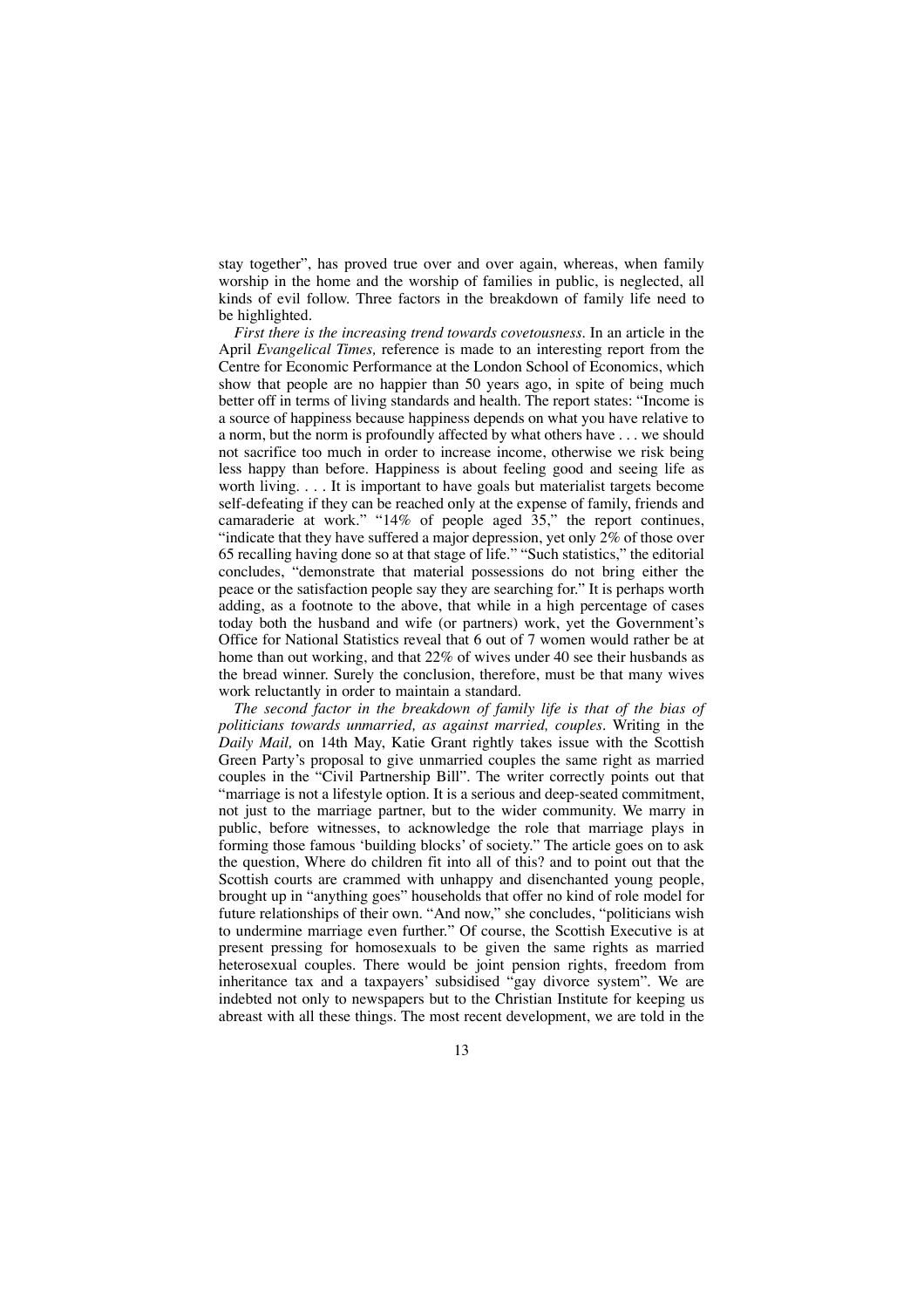stay together", has proved true over and over again, whereas, when family worship in the home and the worship of families in public, is neglected, all kinds of evil follow. Three factors in the breakdown of family life need to be highlighted.

*First there is the increasing trend towards covetousness*. In an article in the April *Evangelical Times,* reference is made to an interesting report from the Centre for Economic Performance at the London School of Economics, which show that people are no happier than 50 years ago, in spite of being much better off in terms of living standards and health. The report states: "Income is a source of happiness because happiness depends on what you have relative to a norm, but the norm is profoundly affected by what others have . . . we should not sacrifice too much in order to increase income, otherwise we risk being less happy than before. Happiness is about feeling good and seeing life as worth living. . . . It is important to have goals but materialist targets become self-defeating if they can be reached only at the expense of family, friends and camaraderie at work." "14% of people aged 35," the report continues, "indicate that they have suffered a major depression, yet only 2% of those over 65 recalling having done so at that stage of life." "Such statistics," the editorial concludes, "demonstrate that material possessions do not bring either the peace or the satisfaction people say they are searching for." It is perhaps worth adding, as a footnote to the above, that while in a high percentage of cases today both the husband and wife (or partners) work, yet the Government's Office for National Statistics reveal that 6 out of 7 women would rather be at home than out working, and that 22% of wives under 40 see their husbands as the bread winner. Surely the conclusion, therefore, must be that many wives work reluctantly in order to maintain a standard.

*The second factor in the breakdown of family life is that of the bias of politicians towards unmarried, as against married, couples*. Writing in the *Daily Mail,* on 14th May, Katie Grant rightly takes issue with the Scottish Green Party's proposal to give unmarried couples the same right as married couples in the "Civil Partnership Bill". The writer correctly points out that "marriage is not a lifestyle option. It is a serious and deep-seated commitment, not just to the marriage partner, but to the wider community. We marry in public, before witnesses, to acknowledge the role that marriage plays in forming those famous 'building blocks' of society." The article goes on to ask the question, Where do children fit into all of this? and to point out that the Scottish courts are crammed with unhappy and disenchanted young people, brought up in "anything goes" households that offer no kind of role model for future relationships of their own. "And now," she concludes, "politicians wish to undermine marriage even further." Of course, the Scottish Executive is at present pressing for homosexuals to be given the same rights as married heterosexual couples. There would be joint pension rights, freedom from inheritance tax and a taxpayers' subsidised "gay divorce system". We are indebted not only to newspapers but to the Christian Institute for keeping us abreast with all these things. The most recent development, we are told in the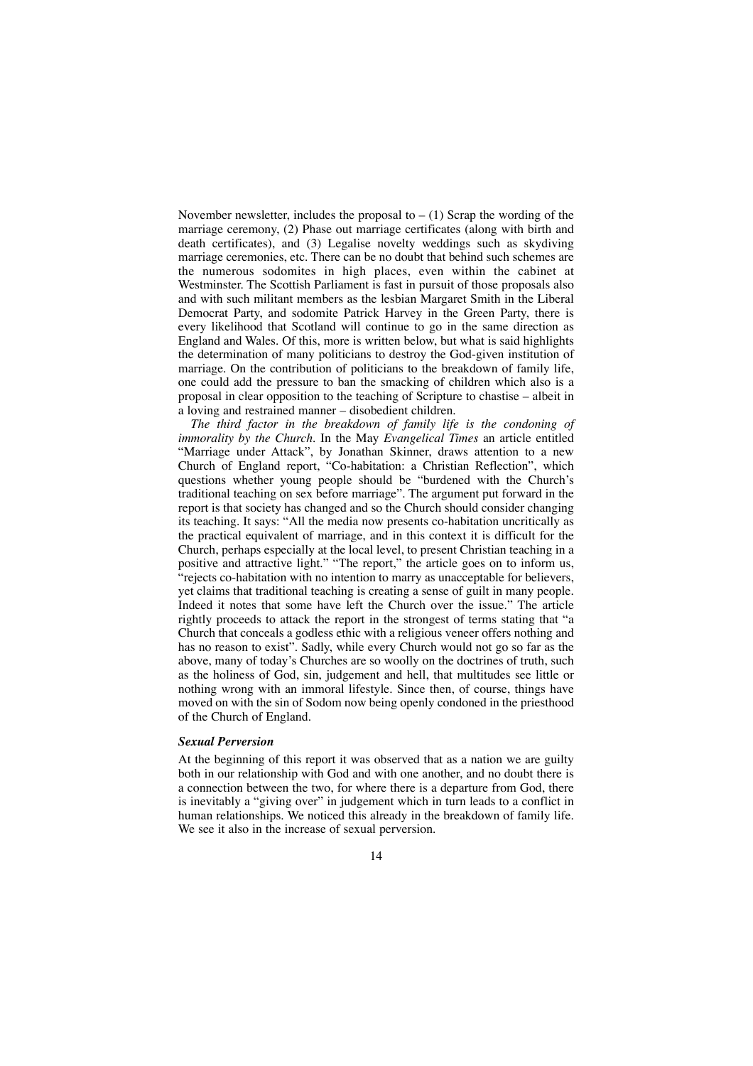November newsletter, includes the proposal to – (1) Scrap the wording of the marriage ceremony, (2) Phase out marriage certificates (along with birth and death certificates), and (3) Legalise novelty weddings such as skydiving marriage ceremonies, etc. There can be no doubt that behind such schemes are the numerous sodomites in high places, even within the cabinet at Westminster. The Scottish Parliament is fast in pursuit of those proposals also and with such militant members as the lesbian Margaret Smith in the Liberal Democrat Party, and sodomite Patrick Harvey in the Green Party, there is every likelihood that Scotland will continue to go in the same direction as England and Wales. Of this, more is written below, but what is said highlights the determination of many politicians to destroy the God-given institution of marriage. On the contribution of politicians to the breakdown of family life, one could add the pressure to ban the smacking of children which also is a proposal in clear opposition to the teaching of Scripture to chastise – albeit in a loving and restrained manner – disobedient children.

*The third factor in the breakdown of family life is the condoning of immorality by the Church.* In the May *Evangelical Times* an article entitled "Marriage under Attack", by Jonathan Skinner, draws attention to a new Church of England report, "Co-habitation: a Christian Reflection", which questions whether young people should be "burdened with the Church's traditional teaching on sex before marriage". The argument put forward in the report is that society has changed and so the Church should consider changing its teaching. It says: "All the media now presents co-habitation uncritically as the practical equivalent of marriage, and in this context it is difficult for the Church, perhaps especially at the local level, to present Christian teaching in a positive and attractive light." "The report," the article goes on to inform us, "rejects co-habitation with no intention to marry as unacceptable for believers, yet claims that traditional teaching is creating a sense of guilt in many people. Indeed it notes that some have left the Church over the issue." The article rightly proceeds to attack the report in the strongest of terms stating that "a Church that conceals a godless ethic with a religious veneer offers nothing and has no reason to exist". Sadly, while every Church would not go so far as the above, many of today's Churches are so woolly on the doctrines of truth, such as the holiness of God, sin, judgement and hell, that multitudes see little or nothing wrong with an immoral lifestyle. Since then, of course, things have moved on with the sin of Sodom now being openly condoned in the priesthood of the Church of England.

### *Sexual Perversion*

At the beginning of this report it was observed that as a nation we are guilty both in our relationship with God and with one another, and no doubt there is a connection between the two, for where there is a departure from God, there is inevitably a "giving over" in judgement which in turn leads to a conflict in human relationships. We noticed this already in the breakdown of family life. We see it also in the increase of sexual perversion.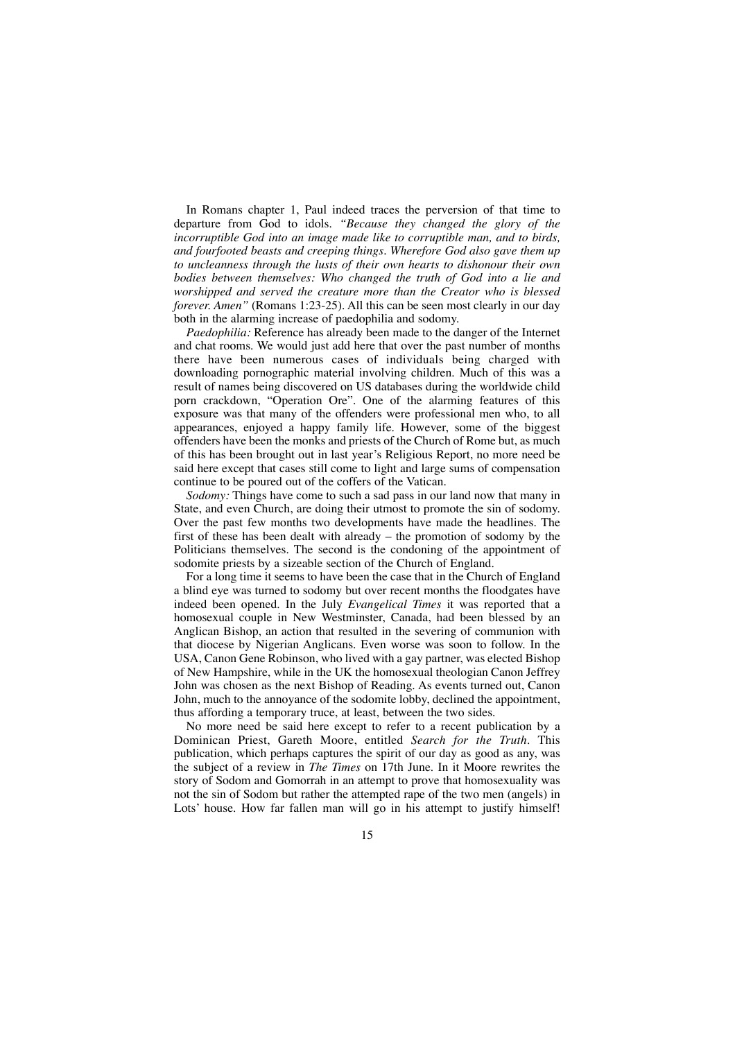In Romans chapter 1, Paul indeed traces the perversion of that time to departure from God to idols. *"Because they changed the glory of the incorruptible God into an image made like to corruptible man, and to birds, and fourfooted beasts and creeping things. Wherefore God also gave them up to uncleanness through the lusts of their own hearts to dishonour their own bodies between themselves: Who changed the truth of God into a lie and worshipped and served the creature more than the Creator who is blessed forever. Amen"* (Romans 1:23-25). All this can be seen most clearly in our day both in the alarming increase of paedophilia and sodomy.

*Paedophilia:* Reference has already been made to the danger of the Internet and chat rooms. We would just add here that over the past number of months there have been numerous cases of individuals being charged with downloading pornographic material involving children. Much of this was a result of names being discovered on US databases during the worldwide child porn crackdown, "Operation Ore". One of the alarming features of this exposure was that many of the offenders were professional men who, to all appearances, enjoyed a happy family life. However, some of the biggest offenders have been the monks and priests of the Church of Rome but, as much of this has been brought out in last year's Religious Report, no more need be said here except that cases still come to light and large sums of compensation continue to be poured out of the coffers of the Vatican.

*Sodomy:* Things have come to such a sad pass in our land now that many in State, and even Church, are doing their utmost to promote the sin of sodomy. Over the past few months two developments have made the headlines. The first of these has been dealt with already – the promotion of sodomy by the Politicians themselves. The second is the condoning of the appointment of sodomite priests by a sizeable section of the Church of England.

For a long time it seems to have been the case that in the Church of England a blind eye was turned to sodomy but over recent months the floodgates have indeed been opened. In the July *Evangelical Times* it was reported that a homosexual couple in New Westminster, Canada, had been blessed by an Anglican Bishop, an action that resulted in the severing of communion with that diocese by Nigerian Anglicans. Even worse was soon to follow. In the USA, Canon Gene Robinson, who lived with a gay partner, was elected Bishop of New Hampshire, while in the UK the homosexual theologian Canon Jeffrey John was chosen as the next Bishop of Reading. As events turned out, Canon John, much to the annoyance of the sodomite lobby, declined the appointment, thus affording a temporary truce, at least, between the two sides.

No more need be said here except to refer to a recent publication by a Dominican Priest, Gareth Moore, entitled *Search for the Truth*. This publication, which perhaps captures the spirit of our day as good as any, was the subject of a review in *The Times* on 17th June. In it Moore rewrites the story of Sodom and Gomorrah in an attempt to prove that homosexuality was not the sin of Sodom but rather the attempted rape of the two men (angels) in Lots' house. How far fallen man will go in his attempt to justify himself!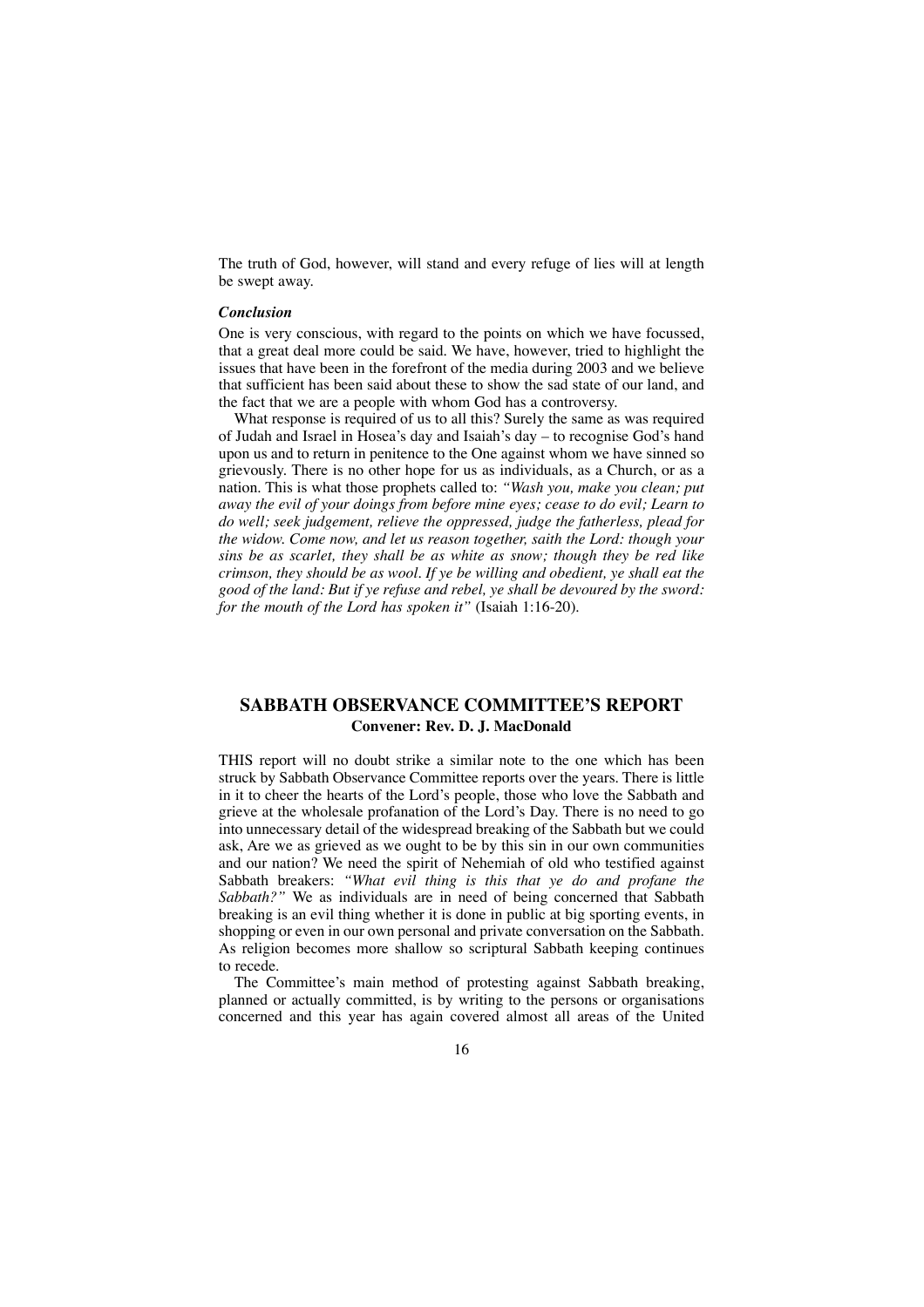The truth of God, however, will stand and every refuge of lies will at length be swept away.

***Conclusion***

One is very conscious, with regard to the points on which we have focussed, that a great deal more could be said. We have, however, tried to highlight the issues that have been in the forefront of the media during 2003 and we believe that sufficient has been said about these to show the sad state of our land, and the fact that we are a people with whom God has a controversy.

What response is required of us to all this? Surely the same as was required of Judah and Israel in Hosea's day and Isaiah's day – to recognise God's hand upon us and to return in penitence to the One against whom we have sinned so grievously. There is no other hope for us as individuals, as a Church, or as a nation. This is what those prophets called to: *"Wash you, make you clean; put away the evil of your doings from before mine eyes; cease to do evil; Learn to do well; seek judgement, relieve the oppressed, judge the fatherless, plead for the widow. Come now, and let us reason together, saith the Lord: though your sins be as scarlet, they shall be as white as snow; though they be red like crimson, they should be as wool. If ye be willing and obedient, ye shall eat the good of the land: But if ye refuse and rebel, ye shall be devoured by the sword: for the mouth of the Lord has spoken it"* (Isaiah 1:16-20).

## SABBATH OBSERVANCE COMMITTEE'S REPORT

**Convener: Rev. D. J. MacDonald**

THIS report will no doubt strike a similar note to the one which has been struck by Sabbath Observance Committee reports over the years. There is little in it to cheer the hearts of the Lord's people, those who love the Sabbath and grieve at the wholesale profanation of the Lord's Day. There is no need to go into unnecessary detail of the widespread breaking of the Sabbath but we could ask, Are we as grieved as we ought to be by this sin in our own communities and our nation? We need the spirit of Nehemiah of old who testified against Sabbath breakers: *"What evil thing is this that ye do and profane the Sabbath?"* We as individuals are in need of being concerned that Sabbath breaking is an evil thing whether it is done in public at big sporting events, in shopping or even in our own personal and private conversation on the Sabbath. As religion becomes more shallow so scriptural Sabbath keeping continues to recede.

The Committee's main method of protesting against Sabbath breaking, planned or actually committed, is by writing to the persons or organisations concerned and this year has again covered almost all areas of the United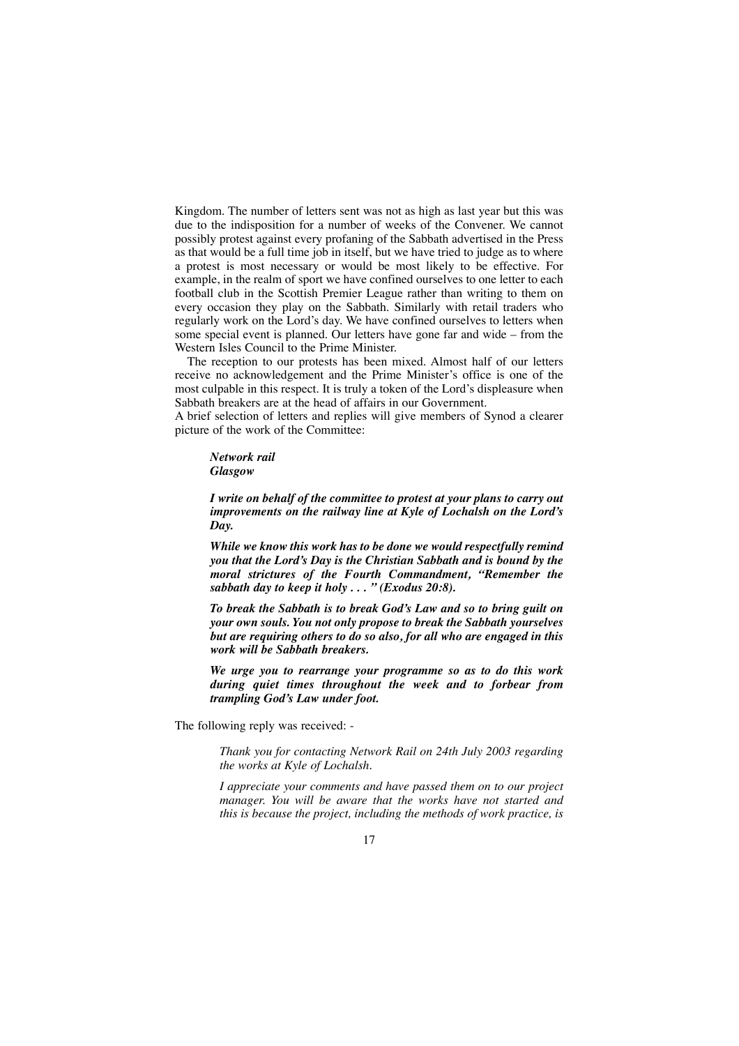Kingdom. The number of letters sent was not as high as last year but this was due to the indisposition for a number of weeks of the Convener. We cannot possibly protest against every profaning of the Sabbath advertised in the Press as that would be a full time job in itself, but we have tried to judge as to where a protest is most necessary or would be most likely to be effective. For example, in the realm of sport we have confined ourselves to one letter to each football club in the Scottish Premier League rather than writing to them on every occasion they play on the Sabbath. Similarly with retail traders who regularly work on the Lord's day. We have confined ourselves to letters when some special event is planned. Our letters have gone far and wide – from the Western Isles Council to the Prime Minister.

The reception to our protests has been mixed. Almost half of our letters receive no acknowledgement and the Prime Minister's office is one of the most culpable in this respect. It is truly a token of the Lord's displeasure when Sabbath breakers are at the head of affairs in our Government.

A brief selection of letters and replies will give members of Synod a clearer picture of the work of the Committee:

> ***Network rail***
> ***Glasgow***
>
> ***I write on behalf of the committee to protest at your plans to carry out improvements on the railway line at Kyle of Lochalsh on the Lord's Day.***
>
> ***While we know this work has to be done we would respectfully remind you that the Lord's Day is the Christian Sabbath and is bound by the moral strictures of the Fourth Commandment, "Remember the sabbath day to keep it holy . . . " (Exodus 20:8).***
>
> ***To break the Sabbath is to break God's Law and so to bring guilt on your own souls. You not only propose to break the Sabbath yourselves but are requiring others to do so also, for all who are engaged in this work will be Sabbath breakers.***
>
> ***We urge you to rearrange your programme so as to do this work during quiet times throughout the week and to forbear from trampling God's Law under foot.***

The following reply was received: -

> *Thank you for contacting Network Rail on 24th July 2003 regarding the works at Kyle of Lochalsh.*
>
> *I appreciate your comments and have passed them on to our project manager. You will be aware that the works have not started and this is because the project, including the methods of work practice, is*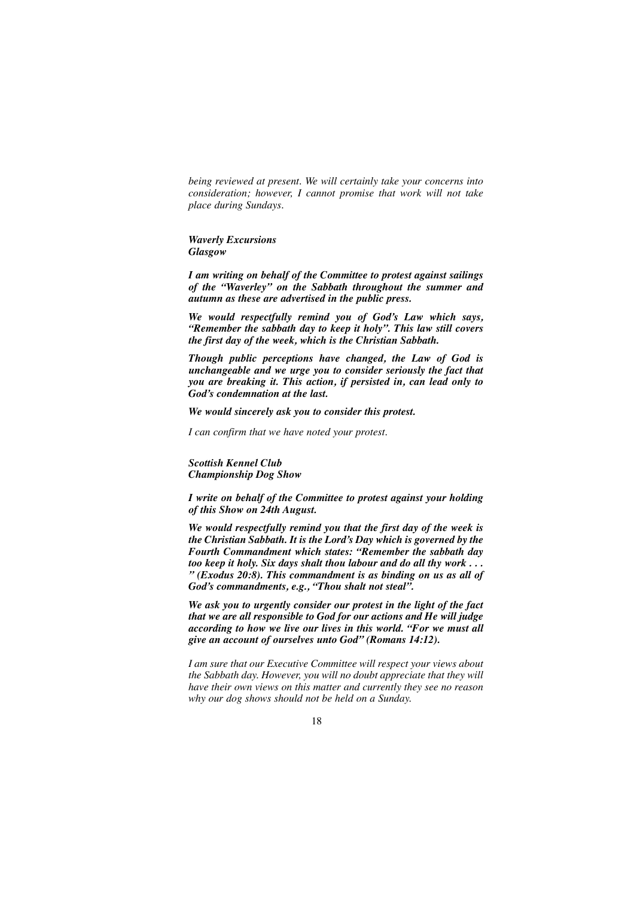*being reviewed at present. We will certainly take your concerns into consideration; however, I cannot promise that work will not take place during Sundays.*

***Waverly Excursions***
***Glasgow***

***I am writing on behalf of the Committee to protest against sailings of the "Waverley" on the Sabbath throughout the summer and autumn as these are advertised in the public press.***

***We would respectfully remind you of God's Law which says, "Remember the sabbath day to keep it holy". This law still covers the first day of the week, which is the Christian Sabbath.***

***Though public perceptions have changed, the Law of God is unchangeable and we urge you to consider seriously the fact that you are breaking it. This action, if persisted in, can lead only to God's condemnation at the last.***

***We would sincerely ask you to consider this protest.***

*I can confirm that we have noted your protest.*

***Scottish Kennel Club***
***Championship Dog Show***

***I write on behalf of the Committee to protest against your holding of this Show on 24th August.***

***We would respectfully remind you that the first day of the week is the Christian Sabbath. It is the Lord's Day which is governed by the Fourth Commandment which states: "Remember the sabbath day too keep it holy. Six days shalt thou labour and do all thy work . . . " (Exodus 20:8). This commandment is as binding on us as all of God's commandments, e.g., "Thou shalt not steal".***

***We ask you to urgently consider our protest in the light of the fact that we are all responsible to God for our actions and He will judge according to how we live our lives in this world. "For we must all give an account of ourselves unto God" (Romans 14:12).***

*I am sure that our Executive Committee will respect your views about the Sabbath day. However, you will no doubt appreciate that they will have their own views on this matter and currently they see no reason why our dog shows should not be held on a Sunday.*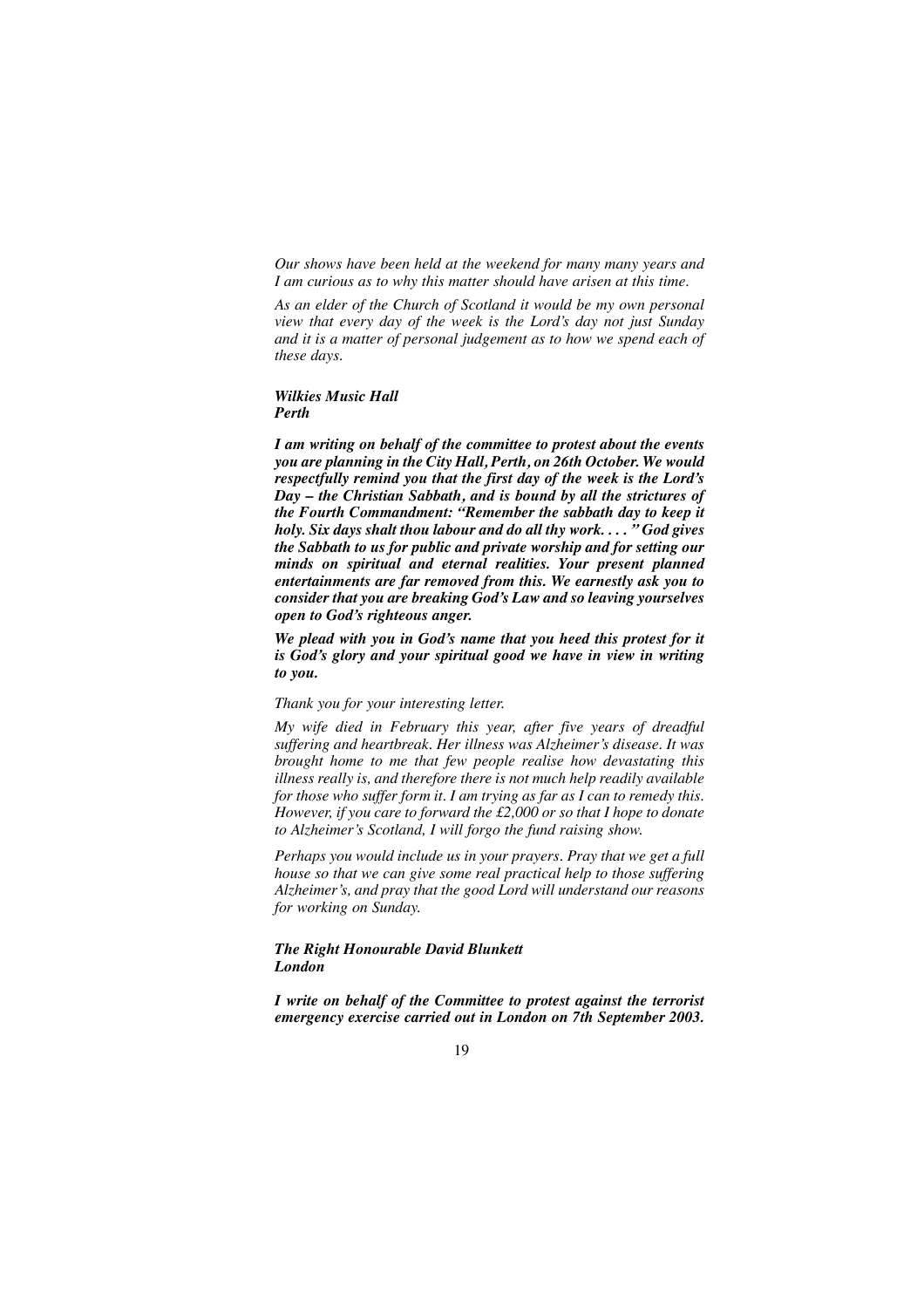*Our shows have been held at the weekend for many many years and I am curious as to why this matter should have arisen at this time.*

*As an elder of the Church of Scotland it would be my own personal view that every day of the week is the Lord's day not just Sunday and it is a matter of personal judgement as to how we spend each of these days.*

***Wilkies Music Hall***
***Perth***

***I am writing on behalf of the committee to protest about the events you are planning in the City Hall, Perth, on 26th October. We would respectfully remind you that the first day of the week is the Lord's Day – the Christian Sabbath, and is bound by all the strictures of the Fourth Commandment: "Remember the sabbath day to keep it holy. Six days shalt thou labour and do all thy work. . . . " God gives the Sabbath to us for public and private worship and for setting our minds on spiritual and eternal realities. Your present planned entertainments are far removed from this. We earnestly ask you to consider that you are breaking God's Law and so leaving yourselves open to God's righteous anger.***

***We plead with you in God's name that you heed this protest for it is God's glory and your spiritual good we have in view in writing to you.***

*Thank you for your interesting letter.*

*My wife died in February this year, after five years of dreadful suffering and heartbreak. Her illness was Alzheimer's disease. It was brought home to me that few people realise how devastating this illness really is, and therefore there is not much help readily available for those who suffer form it. I am trying as far as I can to remedy this. However, if you care to forward the £2,000 or so that I hope to donate to Alzheimer's Scotland, I will forgo the fund raising show.*

*Perhaps you would include us in your prayers. Pray that we get a full house so that we can give some real practical help to those suffering Alzheimer's, and pray that the good Lord will understand our reasons for working on Sunday.*

***The Right Honourable David Blunkett***
***London***

***I write on behalf of the Committee to protest against the terrorist emergency exercise carried out in London on 7th September 2003.***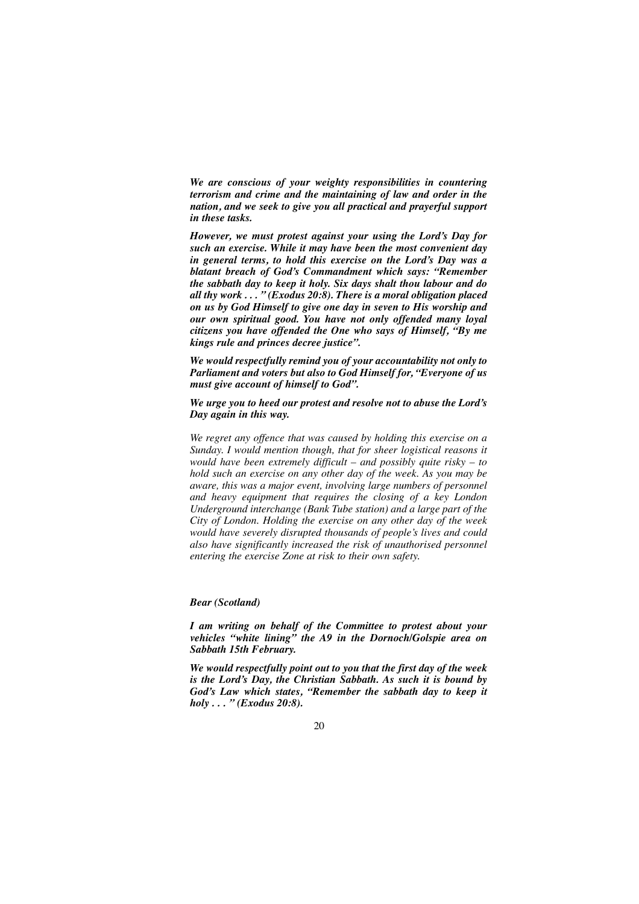***We are conscious of your weighty responsibilities in countering terrorism and crime and the maintaining of law and order in the nation, and we seek to give you all practical and prayerful support in these tasks.***

***However, we must protest against your using the Lord's Day for such an exercise. While it may have been the most convenient day in general terms, to hold this exercise on the Lord's Day was a blatant breach of God's Commandment which says: "Remember the sabbath day to keep it holy. Six days shalt thou labour and do all thy work . . . " (Exodus 20:8). There is a moral obligation placed on us by God Himself to give one day in seven to His worship and our own spiritual good. You have not only offended many loyal citizens you have offended the One who says of Himself, "By me kings rule and princes decree justice".***

***We would respectfully remind you of your accountability not only to Parliament and voters but also to God Himself for, "Everyone of us must give account of himself to God".***

***We urge you to heed our protest and resolve not to abuse the Lord's Day again in this way.***

*We regret any offence that was caused by holding this exercise on a Sunday. I would mention though, that for sheer logistical reasons it would have been extremely difficult – and possibly quite risky – to hold such an exercise on any other day of the week. As you may be aware, this was a major event, involving large numbers of personnel and heavy equipment that requires the closing of a key London Underground interchange (Bank Tube station) and a large part of the City of London. Holding the exercise on any other day of the week would have severely disrupted thousands of people's lives and could also have significantly increased the risk of unauthorised personnel entering the exercise Zone at risk to their own safety.*

***Bear (Scotland)***

***I am writing on behalf of the Committee to protest about your vehicles "white lining" the A9 in the Dornoch/Golspie area on Sabbath 15th February.***

***We would respectfully point out to you that the first day of the week is the Lord's Day, the Christian Sabbath. As such it is bound by God's Law which states, "Remember the sabbath day to keep it holy . . . " (Exodus 20:8).***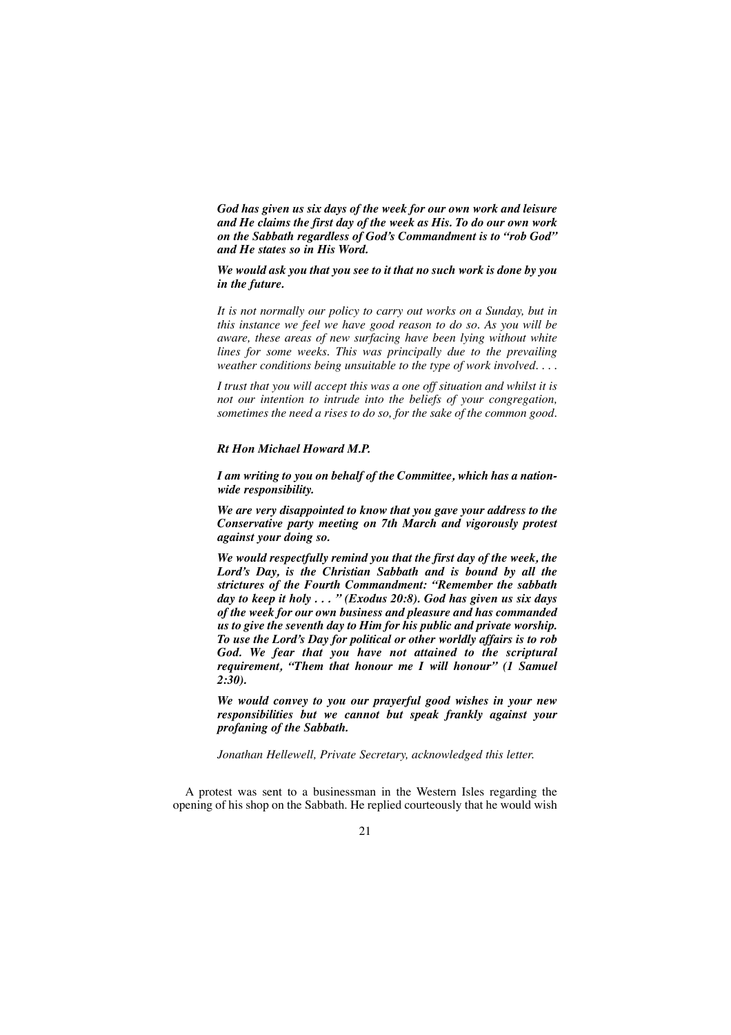***God has given us six days of the week for our own work and leisure and He claims the first day of the week as His. To do our own work on the Sabbath regardless of God's Commandment is to "rob God" and He states so in His Word.***

***We would ask you that you see to it that no such work is done by you in the future.***

*It is not normally our policy to carry out works on a Sunday, but in this instance we feel we have good reason to do so. As you will be aware, these areas of new surfacing have been lying without white lines for some weeks. This was principally due to the prevailing weather conditions being unsuitable to the type of work involved. . . .*

*I trust that you will accept this was a one off situation and whilst it is not our intention to intrude into the beliefs of your congregation, sometimes the need a rises to do so, for the sake of the common good.*

***Rt Hon Michael Howard M.P.***

***I am writing to you on behalf of the Committee, which has a nation-wide responsibility.***

***We are very disappointed to know that you gave your address to the Conservative party meeting on 7th March and vigorously protest against your doing so.***

***We would respectfully remind you that the first day of the week, the Lord's Day, is the Christian Sabbath and is bound by all the strictures of the Fourth Commandment: "Remember the sabbath day to keep it holy . . . " (Exodus 20:8). God has given us six days of the week for our own business and pleasure and has commanded us to give the seventh day to Him for his public and private worship. To use the Lord's Day for political or other worldly affairs is to rob God. We fear that you have not attained to the scriptural requirement, "Them that honour me I will honour" (1 Samuel 2:30).***

***We would convey to you our prayerful good wishes in your new responsibilities but we cannot but speak frankly against your profaning of the Sabbath.***

*Jonathan Hellewell, Private Secretary, acknowledged this letter.*

A protest was sent to a businessman in the Western Isles regarding the opening of his shop on the Sabbath. He replied courteously that he would wish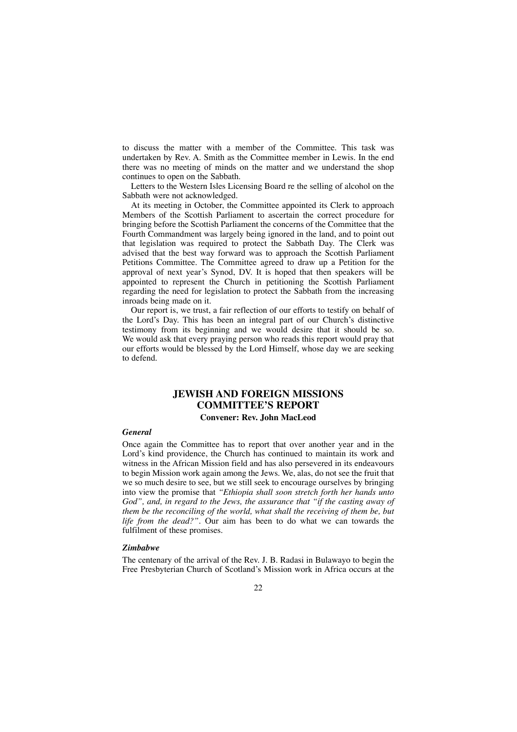to discuss the matter with a member of the Committee. This task was undertaken by Rev. A. Smith as the Committee member in Lewis. In the end there was no meeting of minds on the matter and we understand the shop continues to open on the Sabbath.

Letters to the Western Isles Licensing Board re the selling of alcohol on the Sabbath were not acknowledged.

At its meeting in October, the Committee appointed its Clerk to approach Members of the Scottish Parliament to ascertain the correct procedure for bringing before the Scottish Parliament the concerns of the Committee that the Fourth Commandment was largely being ignored in the land, and to point out that legislation was required to protect the Sabbath Day. The Clerk was advised that the best way forward was to approach the Scottish Parliament Petitions Committee. The Committee agreed to draw up a Petition for the approval of next year's Synod, DV. It is hoped that then speakers will be appointed to represent the Church in petitioning the Scottish Parliament regarding the need for legislation to protect the Sabbath from the increasing inroads being made on it.

Our report is, we trust, a fair reflection of our efforts to testify on behalf of the Lord's Day. This has been an integral part of our Church's distinctive testimony from its beginning and we would desire that it should be so. We would ask that every praying person who reads this report would pray that our efforts would be blessed by the Lord Himself, whose day we are seeking to defend.

## JEWISH AND FOREIGN MISSIONS COMMITTEE'S REPORT

**Convener: Rev. John MacLeod**

### *General*

Once again the Committee has to report that over another year and in the Lord's kind providence, the Church has continued to maintain its work and witness in the African Mission field and has also persevered in its endeavours to begin Mission work again among the Jews. We, alas, do not see the fruit that we so much desire to see, but we still seek to encourage ourselves by bringing into view the promise that *"Ethiopia shall soon stretch forth her hands unto God", and, in regard to the Jews, the assurance that "if the casting away of them be the reconciling of the world, what shall the receiving of them be, but life from the dead?"*. Our aim has been to do what we can towards the fulfilment of these promises.

### *Zimbabwe*

The centenary of the arrival of the Rev. J. B. Radasi in Bulawayo to begin the Free Presbyterian Church of Scotland's Mission work in Africa occurs at the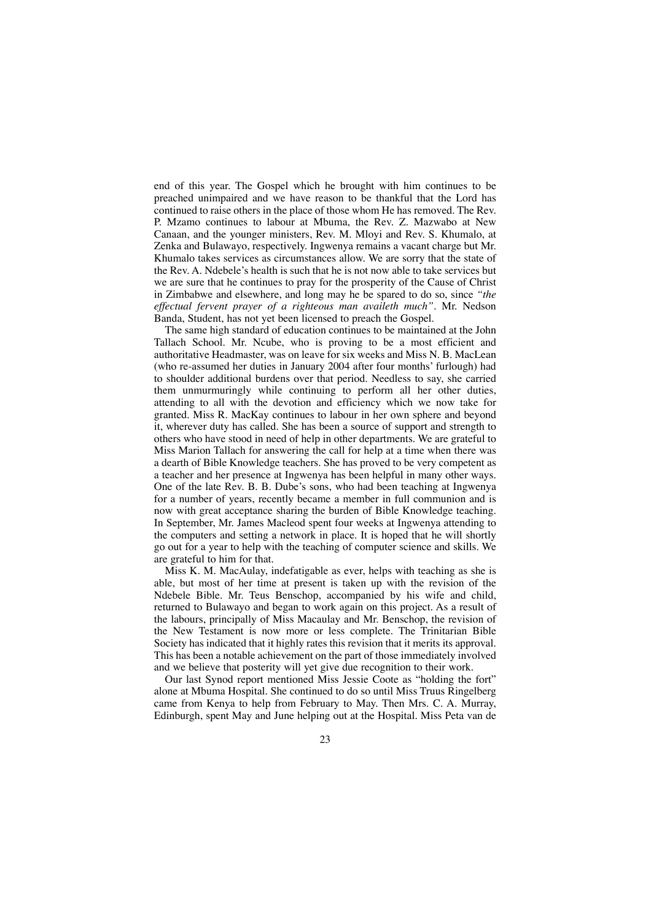end of this year. The Gospel which he brought with him continues to be preached unimpaired and we have reason to be thankful that the Lord has continued to raise others in the place of those whom He has removed. The Rev. P. Mzamo continues to labour at Mbuma, the Rev. Z. Mazwabo at New Canaan, and the younger ministers, Rev. M. Mloyi and Rev. S. Khumalo, at Zenka and Bulawayo, respectively. Ingwenya remains a vacant charge but Mr. Khumalo takes services as circumstances allow. We are sorry that the state of the Rev. A. Ndebele's health is such that he is not now able to take services but we are sure that he continues to pray for the prosperity of the Cause of Christ in Zimbabwe and elsewhere, and long may he be spared to do so, since *"the effectual fervent prayer of a righteous man availeth much"*. Mr. Nedson Banda, Student, has not yet been licensed to preach the Gospel.

The same high standard of education continues to be maintained at the John Tallach School. Mr. Ncube, who is proving to be a most efficient and authoritative Headmaster, was on leave for six weeks and Miss N. B. MacLean (who re-assumed her duties in January 2004 after four months' furlough) had to shoulder additional burdens over that period. Needless to say, she carried them unmurmuringly while continuing to perform all her other duties, attending to all with the devotion and efficiency which we now take for granted. Miss R. MacKay continues to labour in her own sphere and beyond it, wherever duty has called. She has been a source of support and strength to others who have stood in need of help in other departments. We are grateful to Miss Marion Tallach for answering the call for help at a time when there was a dearth of Bible Knowledge teachers. She has proved to be very competent as a teacher and her presence at Ingwenya has been helpful in many other ways. One of the late Rev. B. B. Dube's sons, who had been teaching at Ingwenya for a number of years, recently became a member in full communion and is now with great acceptance sharing the burden of Bible Knowledge teaching. In September, Mr. James Macleod spent four weeks at Ingwenya attending to the computers and setting a network in place. It is hoped that he will shortly go out for a year to help with the teaching of computer science and skills. We are grateful to him for that.

Miss K. M. MacAulay, indefatigable as ever, helps with teaching as she is able, but most of her time at present is taken up with the revision of the Ndebele Bible. Mr. Teus Benschop, accompanied by his wife and child, returned to Bulawayo and began to work again on this project. As a result of the labours, principally of Miss Macaulay and Mr. Benschop, the revision of the New Testament is now more or less complete. The Trinitarian Bible Society has indicated that it highly rates this revision that it merits its approval. This has been a notable achievement on the part of those immediately involved and we believe that posterity will yet give due recognition to their work.

Our last Synod report mentioned Miss Jessie Coote as "holding the fort" alone at Mbuma Hospital. She continued to do so until Miss Truus Ringelberg came from Kenya to help from February to May. Then Mrs. C. A. Murray, Edinburgh, spent May and June helping out at the Hospital. Miss Peta van de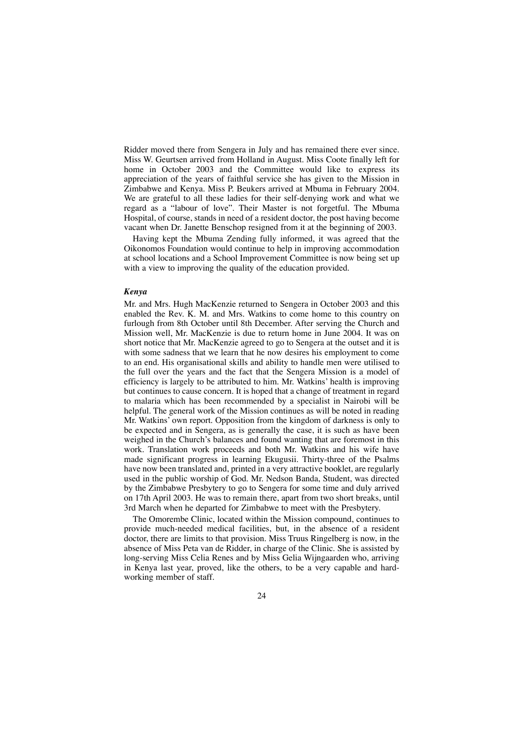Ridder moved there from Sengera in July and has remained there ever since. Miss W. Geurtsen arrived from Holland in August. Miss Coote finally left for home in October 2003 and the Committee would like to express its appreciation of the years of faithful service she has given to the Mission in Zimbabwe and Kenya. Miss P. Beukers arrived at Mbuma in February 2004. We are grateful to all these ladies for their self-denying work and what we regard as a "labour of love". Their Master is not forgetful. The Mbuma Hospital, of course, stands in need of a resident doctor, the post having become vacant when Dr. Janette Benschop resigned from it at the beginning of 2003.

Having kept the Mbuma Zending fully informed, it was agreed that the Oikonomos Foundation would continue to help in improving accommodation at school locations and a School Improvement Committee is now being set up with a view to improving the quality of the education provided.

### *Kenya*

Mr. and Mrs. Hugh MacKenzie returned to Sengera in October 2003 and this enabled the Rev. K. M. and Mrs. Watkins to come home to this country on furlough from 8th October until 8th December. After serving the Church and Mission well, Mr. MacKenzie is due to return home in June 2004. It was on short notice that Mr. MacKenzie agreed to go to Sengera at the outset and it is with some sadness that we learn that he now desires his employment to come to an end. His organisational skills and ability to handle men were utilised to the full over the years and the fact that the Sengera Mission is a model of efficiency is largely to be attributed to him. Mr. Watkins' health is improving but continues to cause concern. It is hoped that a change of treatment in regard to malaria which has been recommended by a specialist in Nairobi will be helpful. The general work of the Mission continues as will be noted in reading Mr. Watkins' own report. Opposition from the kingdom of darkness is only to be expected and in Sengera, as is generally the case, it is such as have been weighed in the Church's balances and found wanting that are foremost in this work. Translation work proceeds and both Mr. Watkins and his wife have made significant progress in learning Ekugusii. Thirty-three of the Psalms have now been translated and, printed in a very attractive booklet, are regularly used in the public worship of God. Mr. Nedson Banda, Student, was directed by the Zimbabwe Presbytery to go to Sengera for some time and duly arrived on 17th April 2003. He was to remain there, apart from two short breaks, until 3rd March when he departed for Zimbabwe to meet with the Presbytery.

The Omorembe Clinic, located within the Mission compound, continues to provide much-needed medical facilities, but, in the absence of a resident doctor, there are limits to that provision. Miss Truus Ringelberg is now, in the absence of Miss Peta van de Ridder, in charge of the Clinic. She is assisted by long-serving Miss Celia Renes and by Miss Gelia Wijngaarden who, arriving in Kenya last year, proved, like the others, to be a very capable and hard-working member of staff.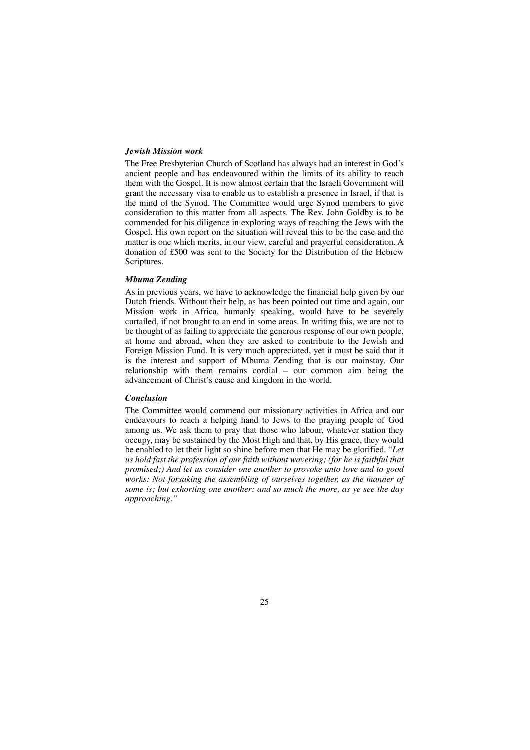### *Jewish Mission work*

The Free Presbyterian Church of Scotland has always had an interest in God's ancient people and has endeavoured within the limits of its ability to reach them with the Gospel. It is now almost certain that the Israeli Government will grant the necessary visa to enable us to establish a presence in Israel, if that is the mind of the Synod. The Committee would urge Synod members to give consideration to this matter from all aspects. The Rev. John Goldby is to be commended for his diligence in exploring ways of reaching the Jews with the Gospel. His own report on the situation will reveal this to be the case and the matter is one which merits, in our view, careful and prayerful consideration. A donation of £500 was sent to the Society for the Distribution of the Hebrew Scriptures.

### *Mbuma Zending*

As in previous years, we have to acknowledge the financial help given by our Dutch friends. Without their help, as has been pointed out time and again, our Mission work in Africa, humanly speaking, would have to be severely curtailed, if not brought to an end in some areas. In writing this, we are not to be thought of as failing to appreciate the generous response of our own people, at home and abroad, when they are asked to contribute to the Jewish and Foreign Mission Fund. It is very much appreciated, yet it must be said that it is the interest and support of Mbuma Zending that is our mainstay. Our relationship with them remains cordial – our common aim being the advancement of Christ's cause and kingdom in the world.

### *Conclusion*

The Committee would commend our missionary activities in Africa and our endeavours to reach a helping hand to Jews to the praying people of God among us. We ask them to pray that those who labour, whatever station they occupy, may be sustained by the Most High and that, by His grace, they would be enabled to let their light so shine before men that He may be glorified. "*Let us hold fast the profession of our faith without wavering; (for he is faithful that promised;) And let us consider one another to provoke unto love and to good works: Not forsaking the assembling of ourselves together, as the manner of some is; but exhorting one another: and so much the more, as ye see the day approaching.*"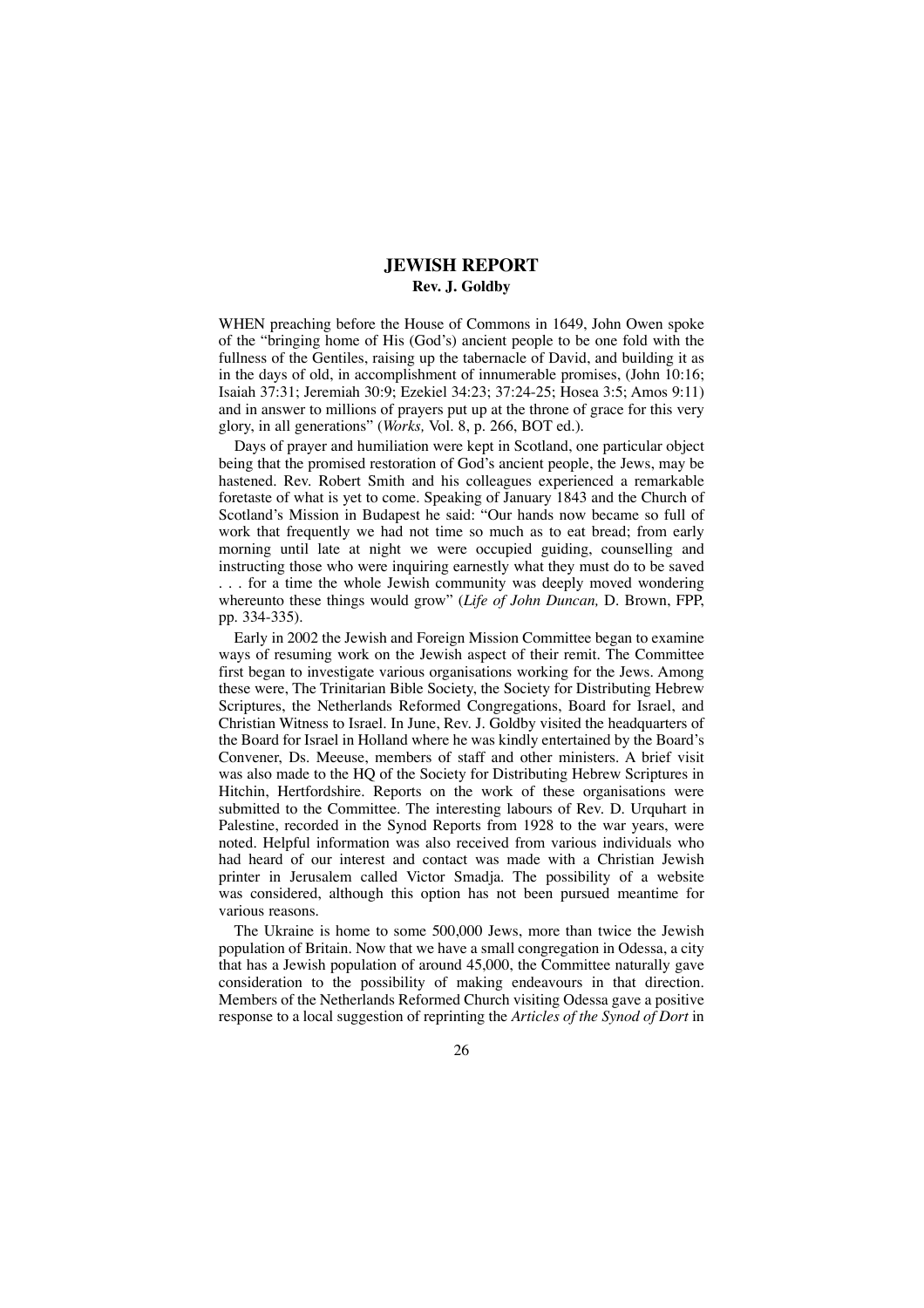# JEWISH REPORT

**Rev. J. Goldby**

WHEN preaching before the House of Commons in 1649, John Owen spoke of the "bringing home of His (God's) ancient people to be one fold with the fullness of the Gentiles, raising up the tabernacle of David, and building it as in the days of old, in accomplishment of innumerable promises, (John 10:16; Isaiah 37:31; Jeremiah 30:9; Ezekiel 34:23; 37:24-25; Hosea 3:5; Amos 9:11) and in answer to millions of prayers put up at the throne of grace for this very glory, in all generations" (*Works,* Vol. 8, p. 266, BOT ed.).

Days of prayer and humiliation were kept in Scotland, one particular object being that the promised restoration of God's ancient people, the Jews, may be hastened. Rev. Robert Smith and his colleagues experienced a remarkable foretaste of what is yet to come. Speaking of January 1843 and the Church of Scotland's Mission in Budapest he said: "Our hands now became so full of work that frequently we had not time so much as to eat bread; from early morning until late at night we were occupied guiding, counselling and instructing those who were inquiring earnestly what they must do to be saved . . . for a time the whole Jewish community was deeply moved wondering whereunto these things would grow" (*Life of John Duncan,* D. Brown, FPP, pp. 334-335).

Early in 2002 the Jewish and Foreign Mission Committee began to examine ways of resuming work on the Jewish aspect of their remit. The Committee first began to investigate various organisations working for the Jews. Among these were, The Trinitarian Bible Society, the Society for Distributing Hebrew Scriptures, the Netherlands Reformed Congregations, Board for Israel, and Christian Witness to Israel. In June, Rev. J. Goldby visited the headquarters of the Board for Israel in Holland where he was kindly entertained by the Board's Convener, Ds. Meeuse, members of staff and other ministers. A brief visit was also made to the HQ of the Society for Distributing Hebrew Scriptures in Hitchin, Hertfordshire. Reports on the work of these organisations were submitted to the Committee. The interesting labours of Rev. D. Urquhart in Palestine, recorded in the Synod Reports from 1928 to the war years, were noted. Helpful information was also received from various individuals who had heard of our interest and contact was made with a Christian Jewish printer in Jerusalem called Victor Smadja. The possibility of a website was considered, although this option has not been pursued meantime for various reasons.

The Ukraine is home to some 500,000 Jews, more than twice the Jewish population of Britain. Now that we have a small congregation in Odessa, a city that has a Jewish population of around 45,000, the Committee naturally gave consideration to the possibility of making endeavours in that direction. Members of the Netherlands Reformed Church visiting Odessa gave a positive response to a local suggestion of reprinting the *Articles of the Synod of Dort* in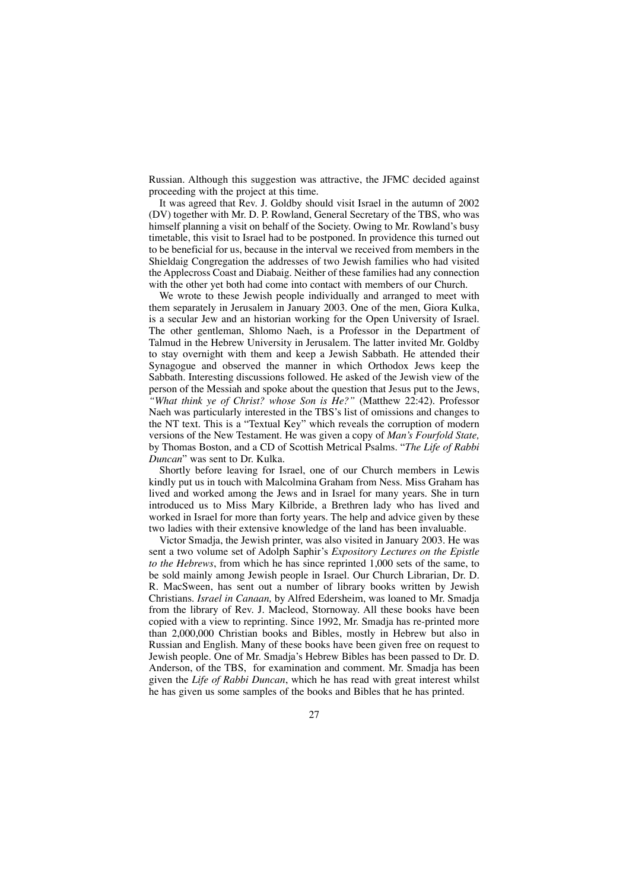Russian. Although this suggestion was attractive, the JFMC decided against proceeding with the project at this time.

It was agreed that Rev. J. Goldby should visit Israel in the autumn of 2002 (DV) together with Mr. D. P. Rowland, General Secretary of the TBS, who was himself planning a visit on behalf of the Society. Owing to Mr. Rowland's busy timetable, this visit to Israel had to be postponed. In providence this turned out to be beneficial for us, because in the interval we received from members in the Shieldaig Congregation the addresses of two Jewish families who had visited the Applecross Coast and Diabaig. Neither of these families had any connection with the other yet both had come into contact with members of our Church.

We wrote to these Jewish people individually and arranged to meet with them separately in Jerusalem in January 2003. One of the men, Giora Kulka, is a secular Jew and an historian working for the Open University of Israel. The other gentleman, Shlomo Naeh, is a Professor in the Department of Talmud in the Hebrew University in Jerusalem. The latter invited Mr. Goldby to stay overnight with them and keep a Jewish Sabbath. He attended their Synagogue and observed the manner in which Orthodox Jews keep the Sabbath. Interesting discussions followed. He asked of the Jewish view of the person of the Messiah and spoke about the question that Jesus put to the Jews, *"What think ye of Christ? whose Son is He?"* (Matthew 22:42). Professor Naeh was particularly interested in the TBS's list of omissions and changes to the NT text. This is a "Textual Key" which reveals the corruption of modern versions of the New Testament. He was given a copy of *Man's Fourfold State,* by Thomas Boston, and a CD of Scottish Metrical Psalms. "*The Life of Rabbi Duncan*" was sent to Dr. Kulka.

Shortly before leaving for Israel, one of our Church members in Lewis kindly put us in touch with Malcolmina Graham from Ness. Miss Graham has lived and worked among the Jews and in Israel for many years. She in turn introduced us to Miss Mary Kilbride, a Brethren lady who has lived and worked in Israel for more than forty years. The help and advice given by these two ladies with their extensive knowledge of the land has been invaluable.

Victor Smadja, the Jewish printer, was also visited in January 2003. He was sent a two volume set of Adolph Saphir's *Expository Lectures on the Epistle to the Hebrews*, from which he has since reprinted 1,000 sets of the same, to be sold mainly among Jewish people in Israel. Our Church Librarian, Dr. D. R. MacSween, has sent out a number of library books written by Jewish Christians. *Israel in Canaan,* by Alfred Edersheim, was loaned to Mr. Smadja from the library of Rev. J. Macleod, Stornoway. All these books have been copied with a view to reprinting. Since 1992, Mr. Smadja has re-printed more than 2,000,000 Christian books and Bibles, mostly in Hebrew but also in Russian and English. Many of these books have been given free on request to Jewish people. One of Mr. Smadja's Hebrew Bibles has been passed to Dr. D. Anderson, of the TBS, for examination and comment. Mr. Smadja has been given the *Life of Rabbi Duncan*, which he has read with great interest whilst he has given us some samples of the books and Bibles that he has printed.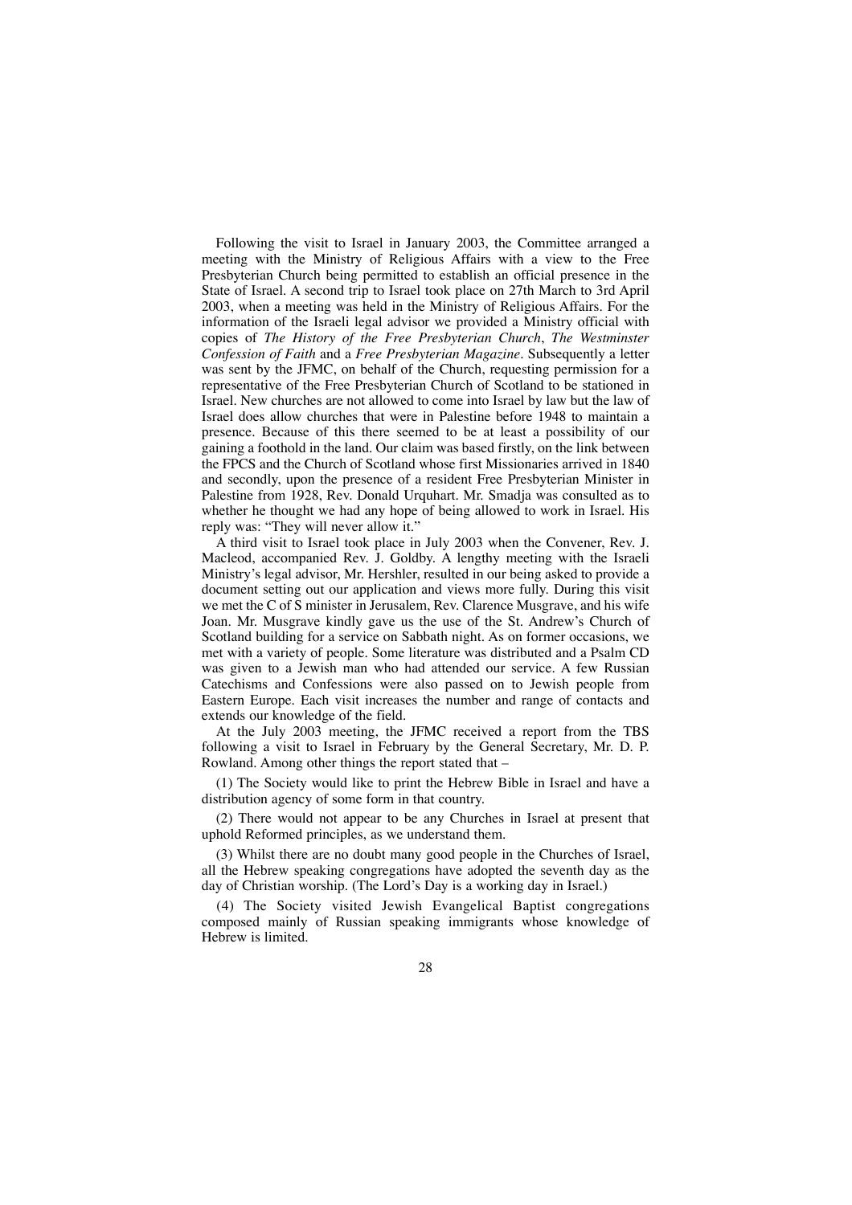Following the visit to Israel in January 2003, the Committee arranged a meeting with the Ministry of Religious Affairs with a view to the Free Presbyterian Church being permitted to establish an official presence in the State of Israel. A second trip to Israel took place on 27th March to 3rd April 2003, when a meeting was held in the Ministry of Religious Affairs. For the information of the Israeli legal advisor we provided a Ministry official with copies of *The History of the Free Presbyterian Church*, *The Westminster Confession of Faith* and a *Free Presbyterian Magazine*. Subsequently a letter was sent by the JFMC, on behalf of the Church, requesting permission for a representative of the Free Presbyterian Church of Scotland to be stationed in Israel. New churches are not allowed to come into Israel by law but the law of Israel does allow churches that were in Palestine before 1948 to maintain a presence. Because of this there seemed to be at least a possibility of our gaining a foothold in the land. Our claim was based firstly, on the link between the FPCS and the Church of Scotland whose first Missionaries arrived in 1840 and secondly, upon the presence of a resident Free Presbyterian Minister in Palestine from 1928, Rev. Donald Urquhart. Mr. Smadja was consulted as to whether he thought we had any hope of being allowed to work in Israel. His reply was: "They will never allow it."

A third visit to Israel took place in July 2003 when the Convener, Rev. J. Macleod, accompanied Rev. J. Goldby. A lengthy meeting with the Israeli Ministry's legal advisor, Mr. Hershler, resulted in our being asked to provide a document setting out our application and views more fully. During this visit we met the C of S minister in Jerusalem, Rev. Clarence Musgrave, and his wife Joan. Mr. Musgrave kindly gave us the use of the St. Andrew's Church of Scotland building for a service on Sabbath night. As on former occasions, we met with a variety of people. Some literature was distributed and a Psalm CD was given to a Jewish man who had attended our service. A few Russian Catechisms and Confessions were also passed on to Jewish people from Eastern Europe. Each visit increases the number and range of contacts and extends our knowledge of the field.

At the July 2003 meeting, the JFMC received a report from the TBS following a visit to Israel in February by the General Secretary, Mr. D. P. Rowland. Among other things the report stated that –

(1) The Society would like to print the Hebrew Bible in Israel and have a distribution agency of some form in that country.

(2) There would not appear to be any Churches in Israel at present that uphold Reformed principles, as we understand them.

(3) Whilst there are no doubt many good people in the Churches of Israel, all the Hebrew speaking congregations have adopted the seventh day as the day of Christian worship. (The Lord's Day is a working day in Israel.)

(4) The Society visited Jewish Evangelical Baptist congregations composed mainly of Russian speaking immigrants whose knowledge of Hebrew is limited.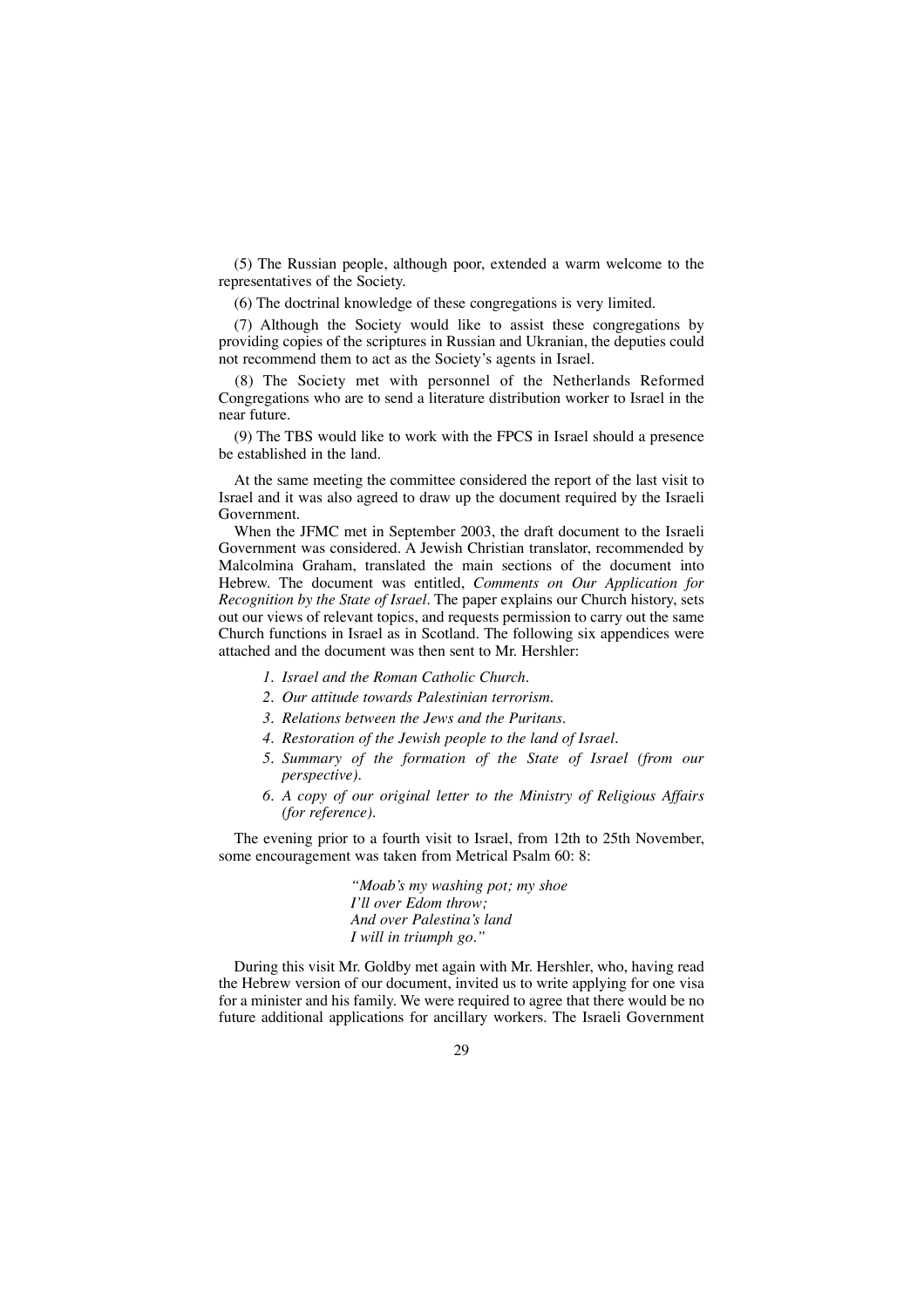(5) The Russian people, although poor, extended a warm welcome to the representatives of the Society.

(6) The doctrinal knowledge of these congregations is very limited.

(7) Although the Society would like to assist these congregations by providing copies of the scriptures in Russian and Ukranian, the deputies could not recommend them to act as the Society's agents in Israel.

(8) The Society met with personnel of the Netherlands Reformed Congregations who are to send a literature distribution worker to Israel in the near future.

(9) The TBS would like to work with the FPCS in Israel should a presence be established in the land.

At the same meeting the committee considered the report of the last visit to Israel and it was also agreed to draw up the document required by the Israeli Government.

When the JFMC met in September 2003, the draft document to the Israeli Government was considered. A Jewish Christian translator, recommended by Malcolmina Graham, translated the main sections of the document into Hebrew. The document was entitled, *Comments on Our Application for Recognition by the State of Israel*. The paper explains our Church history, sets out our views of relevant topics, and requests permission to carry out the same Church functions in Israel as in Scotland. The following six appendices were attached and the document was then sent to Mr. Hershler:

1. *Israel and the Roman Catholic Church.*
2. *Our attitude towards Palestinian terrorism.*
3. *Relations between the Jews and the Puritans.*
4. *Restoration of the Jewish people to the land of Israel.*
5. *Summary of the formation of the State of Israel (from our perspective).*
6. *A copy of our original letter to the Ministry of Religious Affairs (for reference).*

The evening prior to a fourth visit to Israel, from 12th to 25th November, some encouragement was taken from Metrical Psalm 60: 8:

> *"Moab's my washing pot; my shoe*
> *I'll over Edom throw;*
> *And over Palestina's land*
> *I will in triumph go."*

During this visit Mr. Goldby met again with Mr. Hershler, who, having read the Hebrew version of our document, invited us to write applying for one visa for a minister and his family. We were required to agree that there would be no future additional applications for ancillary workers. The Israeli Government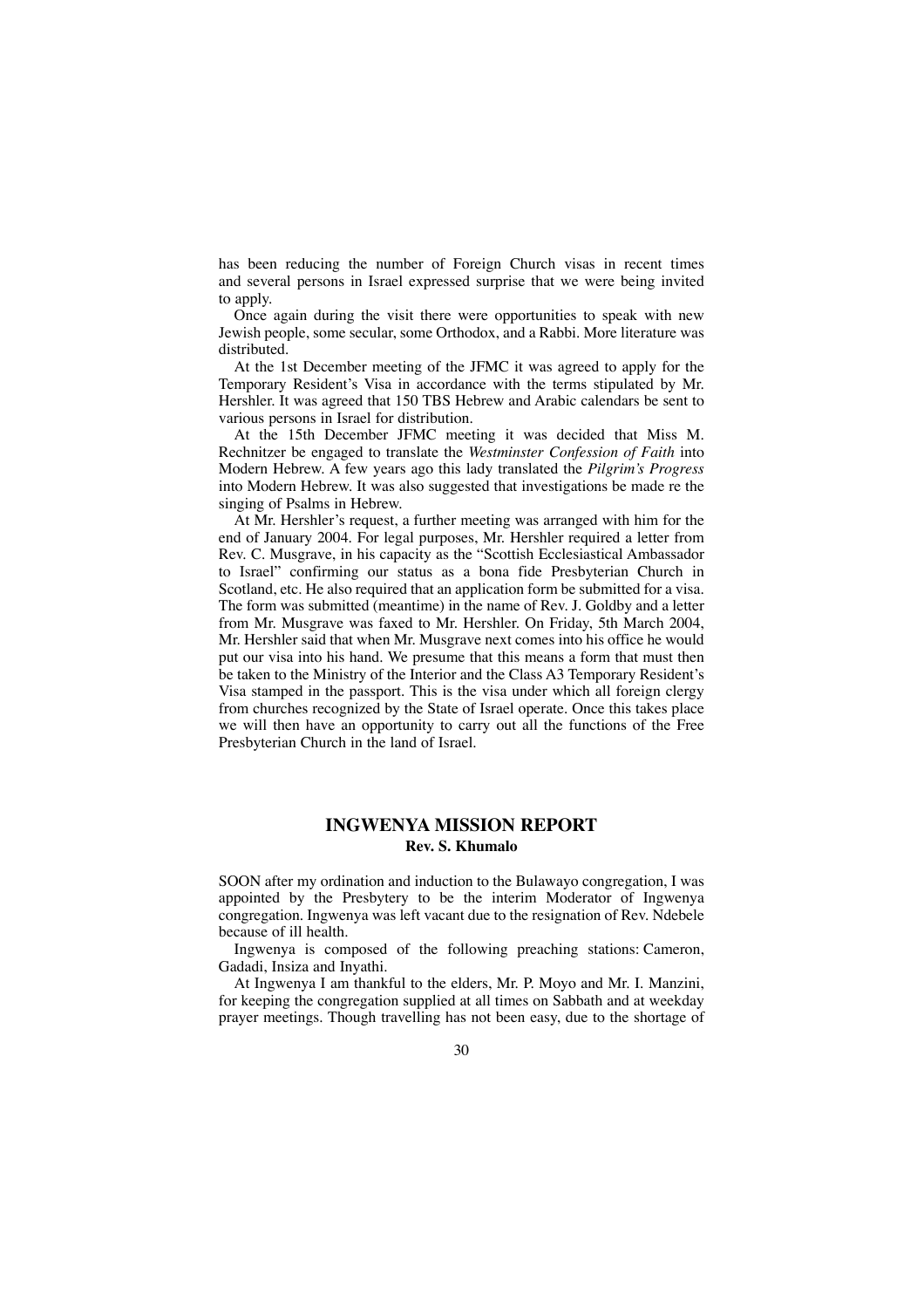has been reducing the number of Foreign Church visas in recent times and several persons in Israel expressed surprise that we were being invited to apply.

Once again during the visit there were opportunities to speak with new Jewish people, some secular, some Orthodox, and a Rabbi. More literature was distributed.

At the 1st December meeting of the JFMC it was agreed to apply for the Temporary Resident's Visa in accordance with the terms stipulated by Mr. Hershler. It was agreed that 150 TBS Hebrew and Arabic calendars be sent to various persons in Israel for distribution.

At the 15th December JFMC meeting it was decided that Miss M. Rechnitzer be engaged to translate the *Westminster Confession of Faith* into Modern Hebrew. A few years ago this lady translated the *Pilgrim's Progress* into Modern Hebrew. It was also suggested that investigations be made re the singing of Psalms in Hebrew.

At Mr. Hershler's request, a further meeting was arranged with him for the end of January 2004. For legal purposes, Mr. Hershler required a letter from Rev. C. Musgrave, in his capacity as the "Scottish Ecclesiastical Ambassador to Israel" confirming our status as a bona fide Presbyterian Church in Scotland, etc. He also required that an application form be submitted for a visa. The form was submitted (meantime) in the name of Rev. J. Goldby and a letter from Mr. Musgrave was faxed to Mr. Hershler. On Friday, 5th March 2004, Mr. Hershler said that when Mr. Musgrave next comes into his office he would put our visa into his hand. We presume that this means a form that must then be taken to the Ministry of the Interior and the Class A3 Temporary Resident's Visa stamped in the passport. This is the visa under which all foreign clergy from churches recognized by the State of Israel operate. Once this takes place we will then have an opportunity to carry out all the functions of the Free Presbyterian Church in the land of Israel.

## INGWENYA MISSION REPORT

**Rev. S. Khumalo**

SOON after my ordination and induction to the Bulawayo congregation, I was appointed by the Presbytery to be the interim Moderator of Ingwenya congregation. Ingwenya was left vacant due to the resignation of Rev. Ndebele because of ill health.

Ingwenya is composed of the following preaching stations: Cameron, Gadadi, Insiza and Inyathi.

At Ingwenya I am thankful to the elders, Mr. P. Moyo and Mr. I. Manzini, for keeping the congregation supplied at all times on Sabbath and at weekday prayer meetings. Though travelling has not been easy, due to the shortage of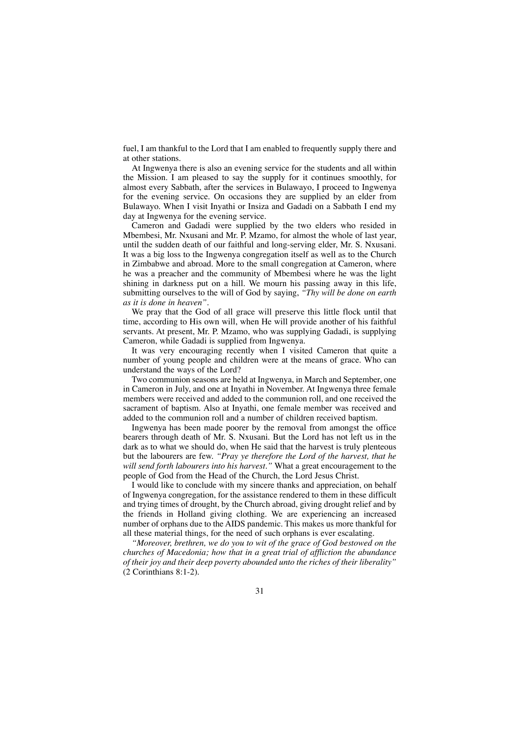fuel, I am thankful to the Lord that I am enabled to frequently supply there and at other stations.

At Ingwenya there is also an evening service for the students and all within the Mission. I am pleased to say the supply for it continues smoothly, for almost every Sabbath, after the services in Bulawayo, I proceed to Ingwenya for the evening service. On occasions they are supplied by an elder from Bulawayo. When I visit Inyathi or Insiza and Gadadi on a Sabbath I end my day at Ingwenya for the evening service.

Cameron and Gadadi were supplied by the two elders who resided in Mbembesi, Mr. Nxusani and Mr. P. Mzamo, for almost the whole of last year, until the sudden death of our faithful and long-serving elder, Mr. S. Nxusani. It was a big loss to the Ingwenya congregation itself as well as to the Church in Zimbabwe and abroad. More to the small congregation at Cameron, where he was a preacher and the community of Mbembesi where he was the light shining in darkness put on a hill. We mourn his passing away in this life, submitting ourselves to the will of God by saying, *"Thy will be done on earth as it is done in heaven"*.

We pray that the God of all grace will preserve this little flock until that time, according to His own will, when He will provide another of his faithful servants. At present, Mr. P. Mzamo, who was supplying Gadadi, is supplying Cameron, while Gadadi is supplied from Ingwenya.

It was very encouraging recently when I visited Cameron that quite a number of young people and children were at the means of grace. Who can understand the ways of the Lord?

Two communion seasons are held at Ingwenya, in March and September, one in Cameron in July, and one at Inyathi in November. At Ingwenya three female members were received and added to the communion roll, and one received the sacrament of baptism. Also at Inyathi, one female member was received and added to the communion roll and a number of children received baptism.

Ingwenya has been made poorer by the removal from amongst the office bearers through death of Mr. S. Nxusani. But the Lord has not left us in the dark as to what we should do, when He said that the harvest is truly plenteous but the labourers are few. *"Pray ye therefore the Lord of the harvest, that he will send forth labourers into his harvest."* What a great encouragement to the people of God from the Head of the Church, the Lord Jesus Christ.

I would like to conclude with my sincere thanks and appreciation, on behalf of Ingwenya congregation, for the assistance rendered to them in these difficult and trying times of drought, by the Church abroad, giving drought relief and by the friends in Holland giving clothing. We are experiencing an increased number of orphans due to the AIDS pandemic. This makes us more thankful for all these material things, for the need of such orphans is ever escalating.

*"Moreover, brethren, we do you to wit of the grace of God bestowed on the churches of Macedonia; how that in a great trial of affliction the abundance of their joy and their deep poverty abounded unto the riches of their liberality"* (2 Corinthians 8:1-2).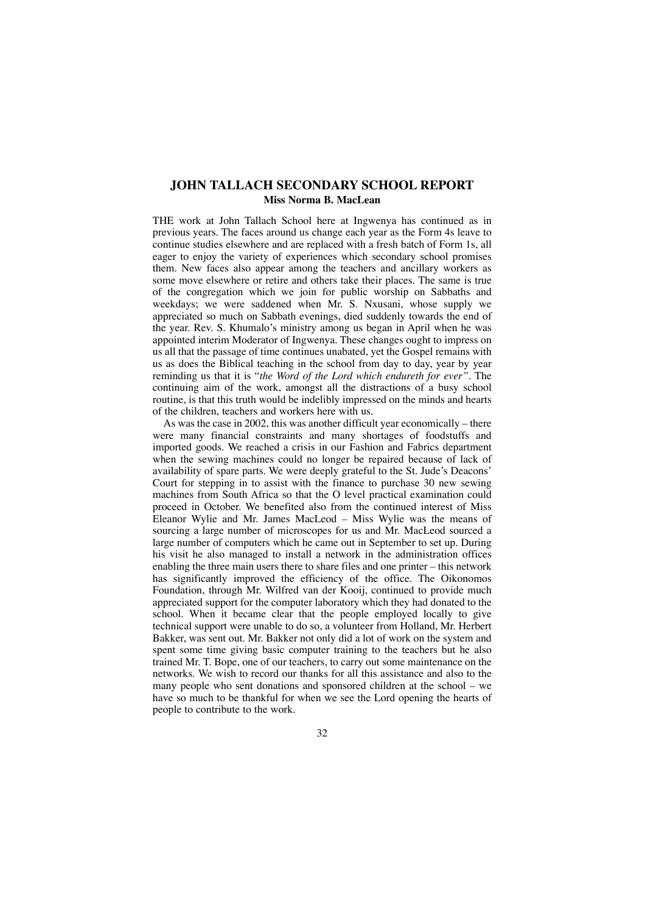## JOHN TALLACH SECONDARY SCHOOL REPORT

**Miss Norma B. MacLean**

THE work at John Tallach School here at Ingwenya has continued as in previous years. The faces around us change each year as the Form 4s leave to continue studies elsewhere and are replaced with a fresh batch of Form 1s, all eager to enjoy the variety of experiences which secondary school promises them. New faces also appear among the teachers and ancillary workers as some move elsewhere or retire and others take their places. The same is true of the congregation which we join for public worship on Sabbaths and weekdays; we were saddened when Mr. S. Nxusani, whose supply we appreciated so much on Sabbath evenings, died suddenly towards the end of the year. Rev. S. Khumalo's ministry among us began in April when he was appointed interim Moderator of Ingwenya. These changes ought to impress on us all that the passage of time continues unabated, yet the Gospel remains with us as does the Biblical teaching in the school from day to day, year by year reminding us that it is "*the Word of the Lord which endureth for ever*". The continuing aim of the work, amongst all the distractions of a busy school routine, is that this truth would be indelibly impressed on the minds and hearts of the children, teachers and workers here with us.

As was the case in 2002, this was another difficult year economically – there were many financial constraints and many shortages of foodstuffs and imported goods. We reached a crisis in our Fashion and Fabrics department when the sewing machines could no longer be repaired because of lack of availability of spare parts. We were deeply grateful to the St. Jude's Deacons' Court for stepping in to assist with the finance to purchase 30 new sewing machines from South Africa so that the O level practical examination could proceed in October. We benefited also from the continued interest of Miss Eleanor Wylie and Mr. James MacLeod – Miss Wylie was the means of sourcing a large number of microscopes for us and Mr. MacLeod sourced a large number of computers which he came out in September to set up. During his visit he also managed to install a network in the administration offices enabling the three main users there to share files and one printer – this network has significantly improved the efficiency of the office. The Oikonomos Foundation, through Mr. Wilfred van der Kooij, continued to provide much appreciated support for the computer laboratory which they had donated to the school. When it became clear that the people employed locally to give technical support were unable to do so, a volunteer from Holland, Mr. Herbert Bakker, was sent out. Mr. Bakker not only did a lot of work on the system and spent some time giving basic computer training to the teachers but he also trained Mr. T. Bope, one of our teachers, to carry out some maintenance on the networks. We wish to record our thanks for all this assistance and also to the many people who sent donations and sponsored children at the school – we have so much to be thankful for when we see the Lord opening the hearts of people to contribute to the work.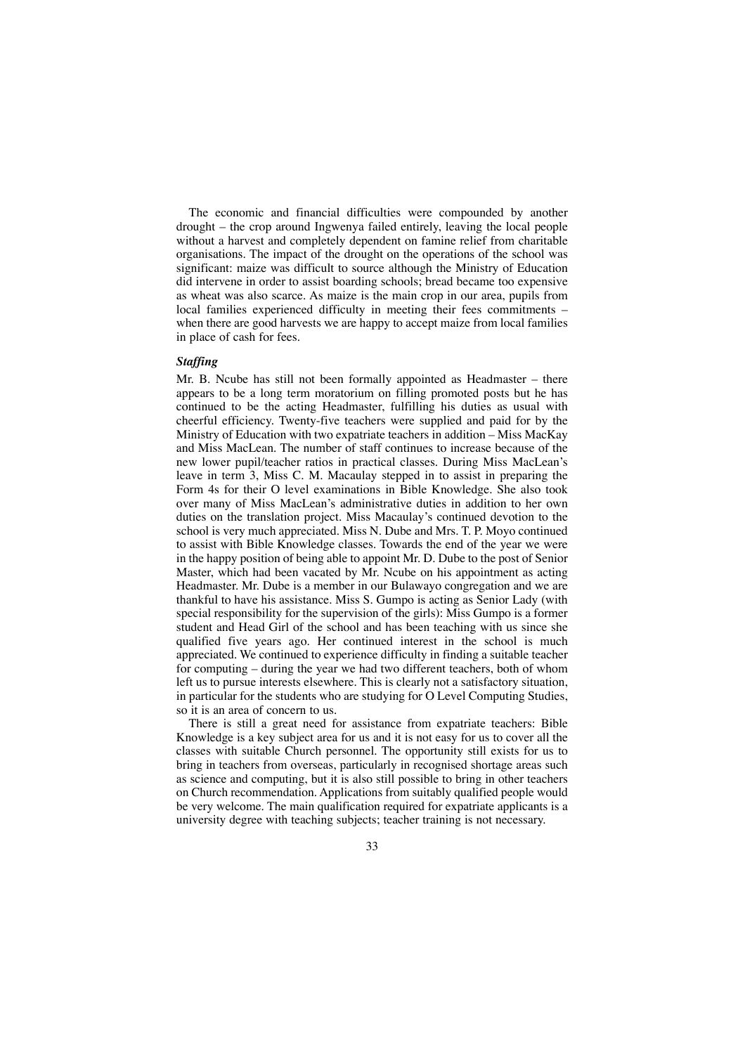The economic and financial difficulties were compounded by another drought – the crop around Ingwenya failed entirely, leaving the local people without a harvest and completely dependent on famine relief from charitable organisations. The impact of the drought on the operations of the school was significant: maize was difficult to source although the Ministry of Education did intervene in order to assist boarding schools; bread became too expensive as wheat was also scarce. As maize is the main crop in our area, pupils from local families experienced difficulty in meeting their fees commitments – when there are good harvests we are happy to accept maize from local families in place of cash for fees.

***Staffing***

Mr. B. Ncube has still not been formally appointed as Headmaster – there appears to be a long term moratorium on filling promoted posts but he has continued to be the acting Headmaster, fulfilling his duties as usual with cheerful efficiency. Twenty-five teachers were supplied and paid for by the Ministry of Education with two expatriate teachers in addition – Miss MacKay and Miss MacLean. The number of staff continues to increase because of the new lower pupil/teacher ratios in practical classes. During Miss MacLean's leave in term 3, Miss C. M. Macaulay stepped in to assist in preparing the Form 4s for their O level examinations in Bible Knowledge. She also took over many of Miss MacLean's administrative duties in addition to her own duties on the translation project. Miss Macaulay's continued devotion to the school is very much appreciated. Miss N. Dube and Mrs. T. P. Moyo continued to assist with Bible Knowledge classes. Towards the end of the year we were in the happy position of being able to appoint Mr. D. Dube to the post of Senior Master, which had been vacated by Mr. Ncube on his appointment as acting Headmaster. Mr. Dube is a member in our Bulawayo congregation and we are thankful to have his assistance. Miss S. Gumpo is acting as Senior Lady (with special responsibility for the supervision of the girls): Miss Gumpo is a former student and Head Girl of the school and has been teaching with us since she qualified five years ago. Her continued interest in the school is much appreciated. We continued to experience difficulty in finding a suitable teacher for computing – during the year we had two different teachers, both of whom left us to pursue interests elsewhere. This is clearly not a satisfactory situation, in particular for the students who are studying for O Level Computing Studies, so it is an area of concern to us.

There is still a great need for assistance from expatriate teachers: Bible Knowledge is a key subject area for us and it is not easy for us to cover all the classes with suitable Church personnel. The opportunity still exists for us to bring in teachers from overseas, particularly in recognised shortage areas such as science and computing, but it is also still possible to bring in other teachers on Church recommendation. Applications from suitably qualified people would be very welcome. The main qualification required for expatriate applicants is a university degree with teaching subjects; teacher training is not necessary.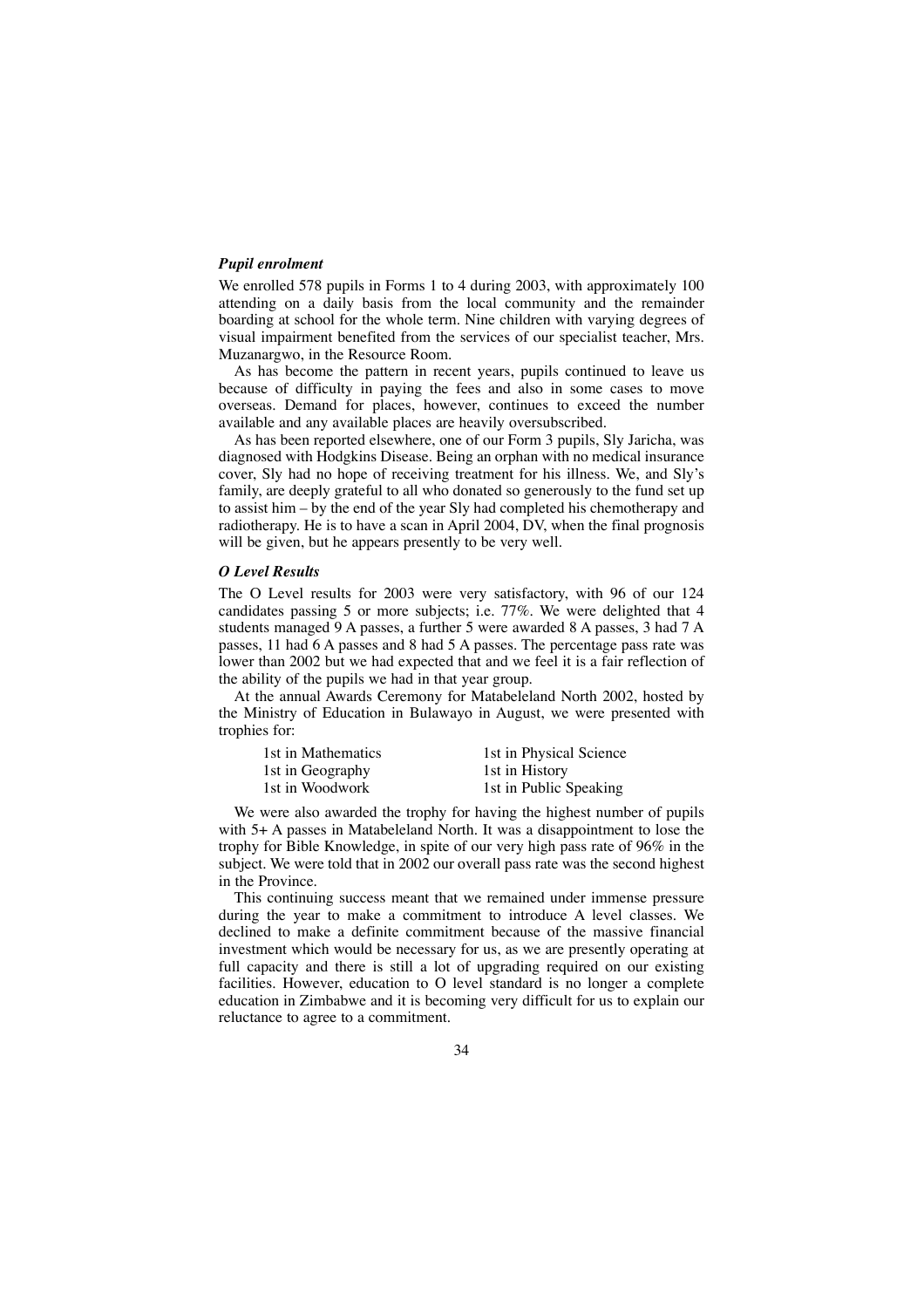### *Pupil enrolment*

We enrolled 578 pupils in Forms 1 to 4 during 2003, with approximately 100 attending on a daily basis from the local community and the remainder boarding at school for the whole term. Nine children with varying degrees of visual impairment benefited from the services of our specialist teacher, Mrs. Muzanargwo, in the Resource Room.

As has become the pattern in recent years, pupils continued to leave us because of difficulty in paying the fees and also in some cases to move overseas. Demand for places, however, continues to exceed the number available and any available places are heavily oversubscribed.

As has been reported elsewhere, one of our Form 3 pupils, Sly Jaricha, was diagnosed with Hodgkins Disease. Being an orphan with no medical insurance cover, Sly had no hope of receiving treatment for his illness. We, and Sly's family, are deeply grateful to all who donated so generously to the fund set up to assist him – by the end of the year Sly had completed his chemotherapy and radiotherapy. He is to have a scan in April 2004, DV, when the final prognosis will be given, but he appears presently to be very well.

### *O Level Results*

The O Level results for 2003 were very satisfactory, with 96 of our 124 candidates passing 5 or more subjects; i.e. 77%. We were delighted that 4 students managed 9 A passes, a further 5 were awarded 8 A passes, 3 had 7 A passes, 11 had 6 A passes and 8 had 5 A passes. The percentage pass rate was lower than 2002 but we had expected that and we feel it is a fair reflection of the ability of the pupils we had in that year group.

At the annual Awards Ceremony for Matabeleland North 2002, hosted by the Ministry of Education in Bulawayo in August, we were presented with trophies for:

| | |
|---|---|
| 1st in Mathematics | 1st in Physical Science |
| 1st in Geography | 1st in History |
| 1st in Woodwork | 1st in Public Speaking |

We were also awarded the trophy for having the highest number of pupils with 5+ A passes in Matabeleland North. It was a disappointment to lose the trophy for Bible Knowledge, in spite of our very high pass rate of 96% in the subject. We were told that in 2002 our overall pass rate was the second highest in the Province.

This continuing success meant that we remained under immense pressure during the year to make a commitment to introduce A level classes. We declined to make a definite commitment because of the massive financial investment which would be necessary for us, as we are presently operating at full capacity and there is still a lot of upgrading required on our existing facilities. However, education to O level standard is no longer a complete education in Zimbabwe and it is becoming very difficult for us to explain our reluctance to agree to a commitment.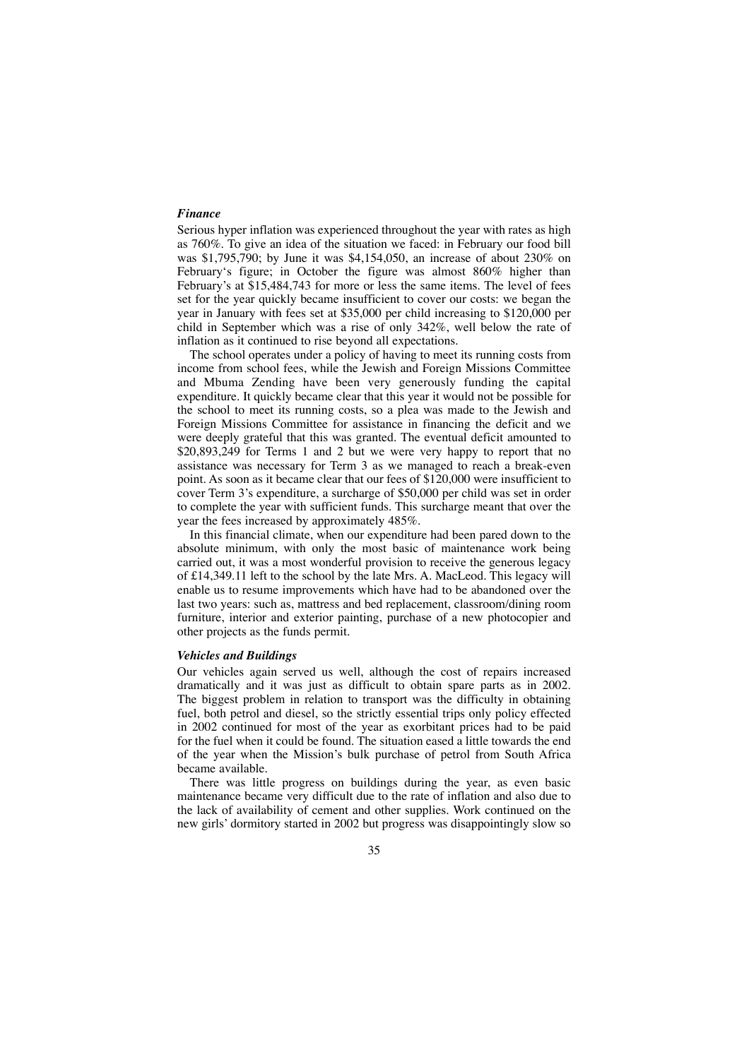### *Finance*

Serious hyper inflation was experienced throughout the year with rates as high as 760%. To give an idea of the situation we faced: in February our food bill was $1,795,790; by June it was $4,154,050, an increase of about 230% on February's figure; in October the figure was almost 860% higher than February's at $15,484,743 for more or less the same items. The level of fees set for the year quickly became insufficient to cover our costs: we began the year in January with fees set at $35,000 per child increasing to $120,000 per child in September which was a rise of only 342%, well below the rate of inflation as it continued to rise beyond all expectations.

The school operates under a policy of having to meet its running costs from income from school fees, while the Jewish and Foreign Missions Committee and Mbuma Zending have been very generously funding the capital expenditure. It quickly became clear that this year it would not be possible for the school to meet its running costs, so a plea was made to the Jewish and Foreign Missions Committee for assistance in financing the deficit and we were deeply grateful that this was granted. The eventual deficit amounted to $20,893,249 for Terms 1 and 2 but we were very happy to report that no assistance was necessary for Term 3 as we managed to reach a break-even point. As soon as it became clear that our fees of $120,000 were insufficient to cover Term 3's expenditure, a surcharge of $50,000 per child was set in order to complete the year with sufficient funds. This surcharge meant that over the year the fees increased by approximately 485%.

In this financial climate, when our expenditure had been pared down to the absolute minimum, with only the most basic of maintenance work being carried out, it was a most wonderful provision to receive the generous legacy of £14,349.11 left to the school by the late Mrs. A. MacLeod. This legacy will enable us to resume improvements which have had to be abandoned over the last two years: such as, mattress and bed replacement, classroom/dining room furniture, interior and exterior painting, purchase of a new photocopier and other projects as the funds permit.

### *Vehicles and Buildings*

Our vehicles again served us well, although the cost of repairs increased dramatically and it was just as difficult to obtain spare parts as in 2002. The biggest problem in relation to transport was the difficulty in obtaining fuel, both petrol and diesel, so the strictly essential trips only policy effected in 2002 continued for most of the year as exorbitant prices had to be paid for the fuel when it could be found. The situation eased a little towards the end of the year when the Mission's bulk purchase of petrol from South Africa became available.

There was little progress on buildings during the year, as even basic maintenance became very difficult due to the rate of inflation and also due to the lack of availability of cement and other supplies. Work continued on the new girls' dormitory started in 2002 but progress was disappointingly slow so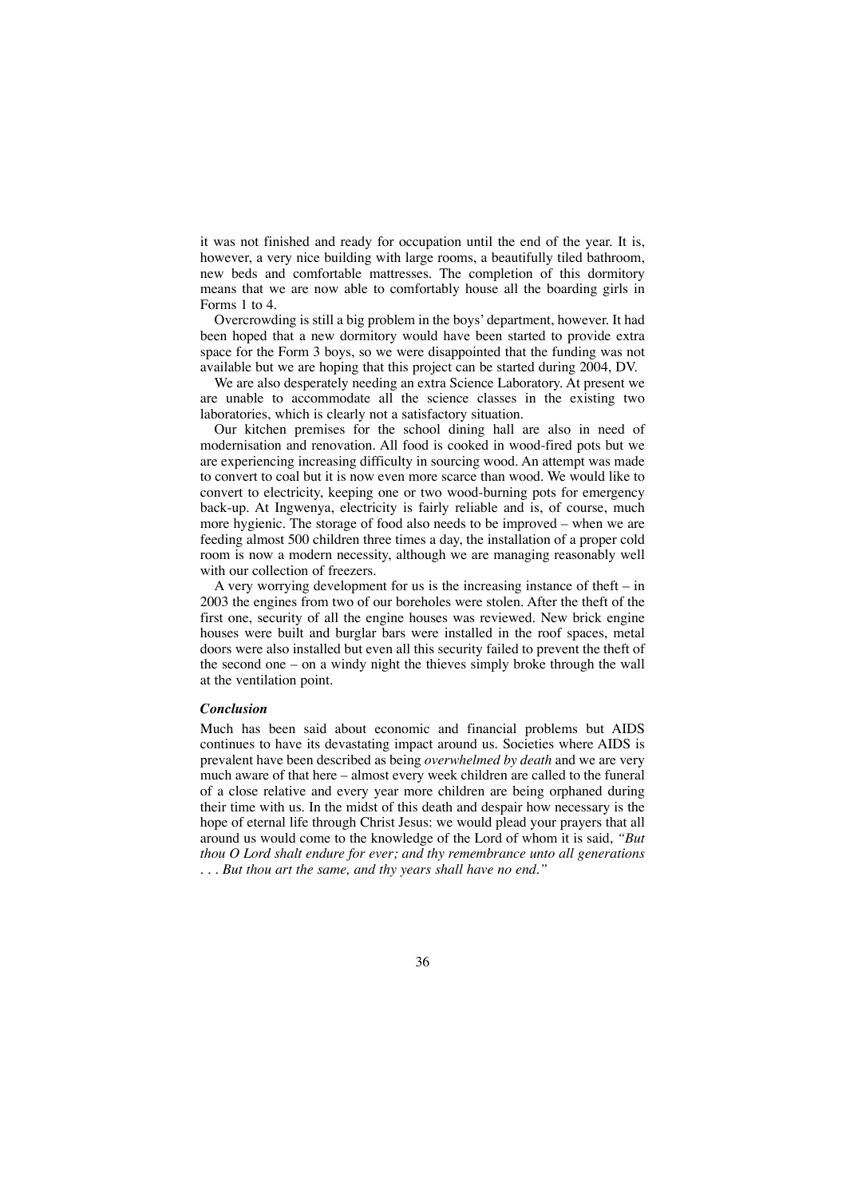it was not finished and ready for occupation until the end of the year. It is, however, a very nice building with large rooms, a beautifully tiled bathroom, new beds and comfortable mattresses. The completion of this dormitory means that we are now able to comfortably house all the boarding girls in Forms 1 to 4.

Overcrowding is still a big problem in the boys' department, however. It had been hoped that a new dormitory would have been started to provide extra space for the Form 3 boys, so we were disappointed that the funding was not available but we are hoping that this project can be started during 2004, DV.

We are also desperately needing an extra Science Laboratory. At present we are unable to accommodate all the science classes in the existing two laboratories, which is clearly not a satisfactory situation.

Our kitchen premises for the school dining hall are also in need of modernisation and renovation. All food is cooked in wood-fired pots but we are experiencing increasing difficulty in sourcing wood. An attempt was made to convert to coal but it is now even more scarce than wood. We would like to convert to electricity, keeping one or two wood-burning pots for emergency back-up. At Ingwenya, electricity is fairly reliable and is, of course, much more hygienic. The storage of food also needs to be improved – when we are feeding almost 500 children three times a day, the installation of a proper cold room is now a modern necessity, although we are managing reasonably well with our collection of freezers.

A very worrying development for us is the increasing instance of theft – in 2003 the engines from two of our boreholes were stolen. After the theft of the first one, security of all the engine houses was reviewed. New brick engine houses were built and burglar bars were installed in the roof spaces, metal doors were also installed but even all this security failed to prevent the theft of the second one – on a windy night the thieves simply broke through the wall at the ventilation point.

### *Conclusion*

Much has been said about economic and financial problems but AIDS continues to have its devastating impact around us. Societies where AIDS is prevalent have been described as being *overwhelmed by death* and we are very much aware of that here – almost every week children are called to the funeral of a close relative and every year more children are being orphaned during their time with us. In the midst of this death and despair how necessary is the hope of eternal life through Christ Jesus: we would plead your prayers that all around us would come to the knowledge of the Lord of whom it is said, *"But thou O Lord shalt endure for ever; and thy remembrance unto all generations . . . But thou art the same, and thy years shall have no end."*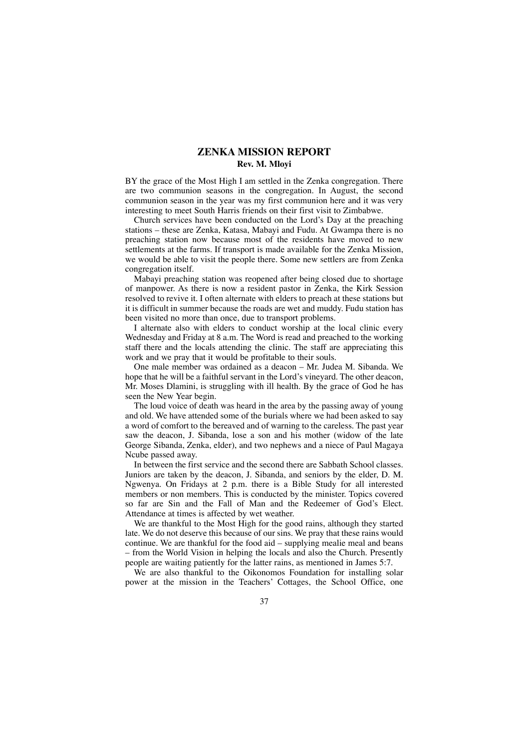## ZENKA MISSION REPORT

**Rev. M. Mloyi**

BY the grace of the Most High I am settled in the Zenka congregation. There are two communion seasons in the congregation. In August, the second communion season in the year was my first communion here and it was very interesting to meet South Harris friends on their first visit to Zimbabwe.

Church services have been conducted on the Lord's Day at the preaching stations – these are Zenka, Katasa, Mabayi and Fudu. At Gwampa there is no preaching station now because most of the residents have moved to new settlements at the farms. If transport is made available for the Zenka Mission, we would be able to visit the people there. Some new settlers are from Zenka congregation itself.

Mabayi preaching station was reopened after being closed due to shortage of manpower. As there is now a resident pastor in Zenka, the Kirk Session resolved to revive it. I often alternate with elders to preach at these stations but it is difficult in summer because the roads are wet and muddy. Fudu station has been visited no more than once, due to transport problems.

I alternate also with elders to conduct worship at the local clinic every Wednesday and Friday at 8 a.m. The Word is read and preached to the working staff there and the locals attending the clinic. The staff are appreciating this work and we pray that it would be profitable to their souls.

One male member was ordained as a deacon – Mr. Judea M. Sibanda. We hope that he will be a faithful servant in the Lord's vineyard. The other deacon, Mr. Moses Dlamini, is struggling with ill health. By the grace of God he has seen the New Year begin.

The loud voice of death was heard in the area by the passing away of young and old. We have attended some of the burials where we had been asked to say a word of comfort to the bereaved and of warning to the careless. The past year saw the deacon, J. Sibanda, lose a son and his mother (widow of the late George Sibanda, Zenka, elder), and two nephews and a niece of Paul Magaya Ncube passed away.

In between the first service and the second there are Sabbath School classes. Juniors are taken by the deacon, J. Sibanda, and seniors by the elder, D. M. Ngwenya. On Fridays at 2 p.m. there is a Bible Study for all interested members or non members. This is conducted by the minister. Topics covered so far are Sin and the Fall of Man and the Redeemer of God's Elect. Attendance at times is affected by wet weather.

We are thankful to the Most High for the good rains, although they started late. We do not deserve this because of our sins. We pray that these rains would continue. We are thankful for the food aid – supplying mealie meal and beans – from the World Vision in helping the locals and also the Church. Presently people are waiting patiently for the latter rains, as mentioned in James 5:7.

We are also thankful to the Oikonomos Foundation for installing solar power at the mission in the Teachers' Cottages, the School Office, one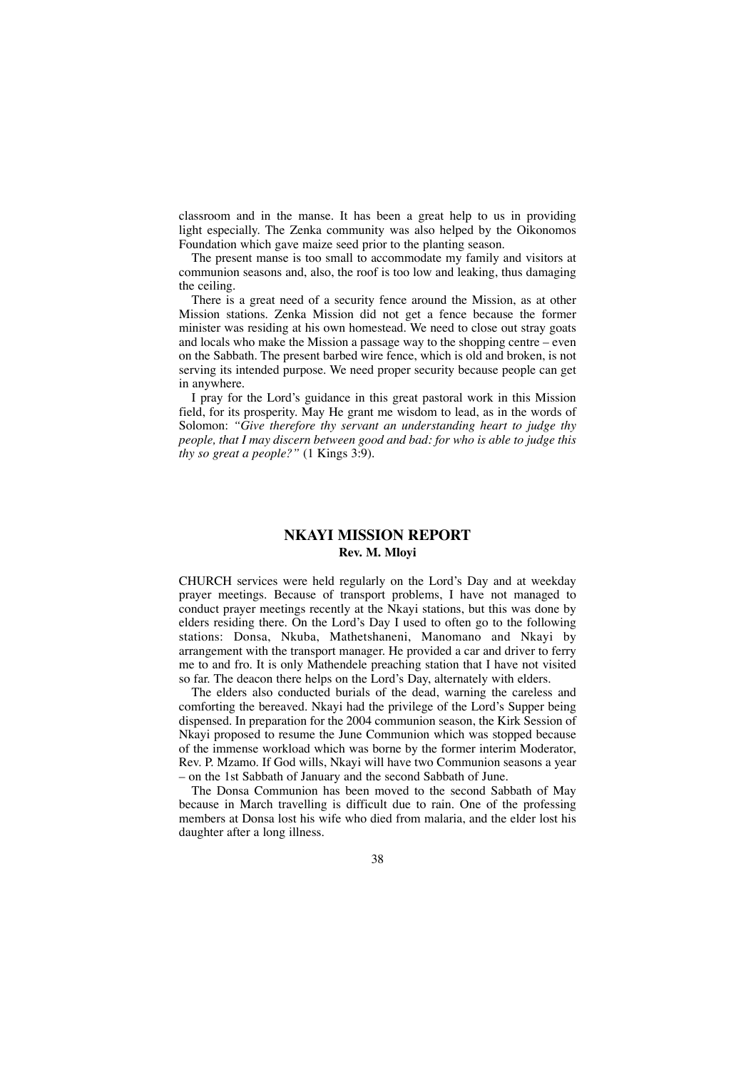classroom and in the manse. It has been a great help to us in providing light especially. The Zenka community was also helped by the Oikonomos Foundation which gave maize seed prior to the planting season.

The present manse is too small to accommodate my family and visitors at communion seasons and, also, the roof is too low and leaking, thus damaging the ceiling.

There is a great need of a security fence around the Mission, as at other Mission stations. Zenka Mission did not get a fence because the former minister was residing at his own homestead. We need to close out stray goats and locals who make the Mission a passage way to the shopping centre – even on the Sabbath. The present barbed wire fence, which is old and broken, is not serving its intended purpose. We need proper security because people can get in anywhere.

I pray for the Lord's guidance in this great pastoral work in this Mission field, for its prosperity. May He grant me wisdom to lead, as in the words of Solomon: *"Give therefore thy servant an understanding heart to judge thy people, that I may discern between good and bad: for who is able to judge this thy so great a people?"* (1 Kings 3:9).

## NKAYI MISSION REPORT

**Rev. M. Mloyi**

CHURCH services were held regularly on the Lord's Day and at weekday prayer meetings. Because of transport problems, I have not managed to conduct prayer meetings recently at the Nkayi stations, but this was done by elders residing there. On the Lord's Day I used to often go to the following stations: Donsa, Nkuba, Mathetshaneni, Manomano and Nkayi by arrangement with the transport manager. He provided a car and driver to ferry me to and fro. It is only Mathendele preaching station that I have not visited so far. The deacon there helps on the Lord's Day, alternately with elders.

The elders also conducted burials of the dead, warning the careless and comforting the bereaved. Nkayi had the privilege of the Lord's Supper being dispensed. In preparation for the 2004 communion season, the Kirk Session of Nkayi proposed to resume the June Communion which was stopped because of the immense workload which was borne by the former interim Moderator, Rev. P. Mzamo. If God wills, Nkayi will have two Communion seasons a year – on the 1st Sabbath of January and the second Sabbath of June.

The Donsa Communion has been moved to the second Sabbath of May because in March travelling is difficult due to rain. One of the professing members at Donsa lost his wife who died from malaria, and the elder lost his daughter after a long illness.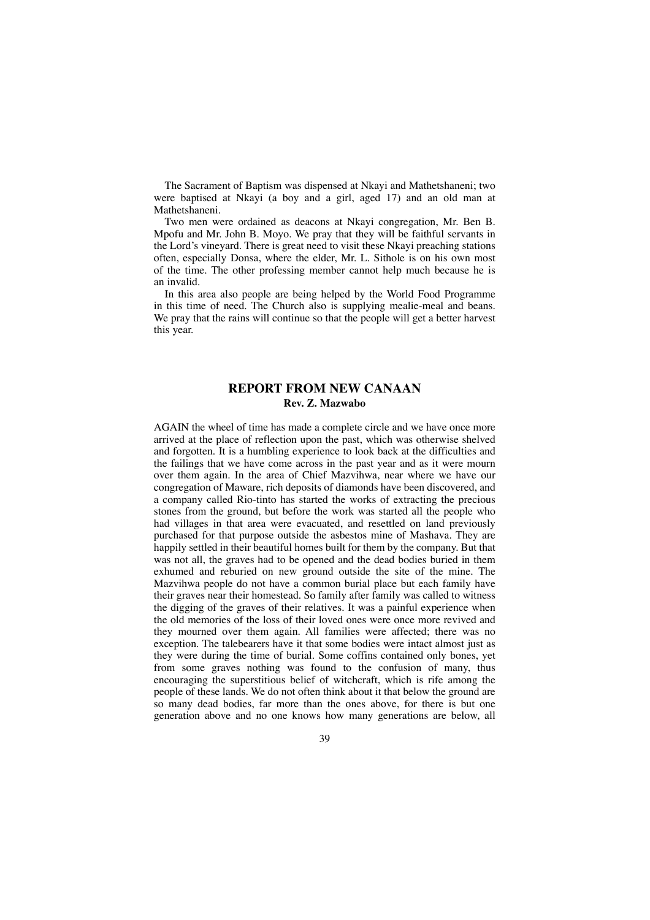The Sacrament of Baptism was dispensed at Nkayi and Mathetshaneni; two were baptised at Nkayi (a boy and a girl, aged 17) and an old man at Mathetshaneni.

Two men were ordained as deacons at Nkayi congregation, Mr. Ben B. Mpofu and Mr. John B. Moyo. We pray that they will be faithful servants in the Lord's vineyard. There is great need to visit these Nkayi preaching stations often, especially Donsa, where the elder, Mr. L. Sithole is on his own most of the time. The other professing member cannot help much because he is an invalid.

In this area also people are being helped by the World Food Programme in this time of need. The Church also is supplying mealie-meal and beans. We pray that the rains will continue so that the people will get a better harvest this year.

## REPORT FROM NEW CANAAN

**Rev. Z. Mazwabo**

AGAIN the wheel of time has made a complete circle and we have once more arrived at the place of reflection upon the past, which was otherwise shelved and forgotten. It is a humbling experience to look back at the difficulties and the failings that we have come across in the past year and as it were mourn over them again. In the area of Chief Mazvihwa, near where we have our congregation of Maware, rich deposits of diamonds have been discovered, and a company called Rio-tinto has started the works of extracting the precious stones from the ground, but before the work was started all the people who had villages in that area were evacuated, and resettled on land previously purchased for that purpose outside the asbestos mine of Mashava. They are happily settled in their beautiful homes built for them by the company. But that was not all, the graves had to be opened and the dead bodies buried in them exhumed and reburied on new ground outside the site of the mine. The Mazvihwa people do not have a common burial place but each family have their graves near their homestead. So family after family was called to witness the digging of the graves of their relatives. It was a painful experience when the old memories of the loss of their loved ones were once more revived and they mourned over them again. All families were affected; there was no exception. The talebearers have it that some bodies were intact almost just as they were during the time of burial. Some coffins contained only bones, yet from some graves nothing was found to the confusion of many, thus encouraging the superstitious belief of witchcraft, which is rife among the people of these lands. We do not often think about it that below the ground are so many dead bodies, far more than the ones above, for there is but one generation above and no one knows how many generations are below, all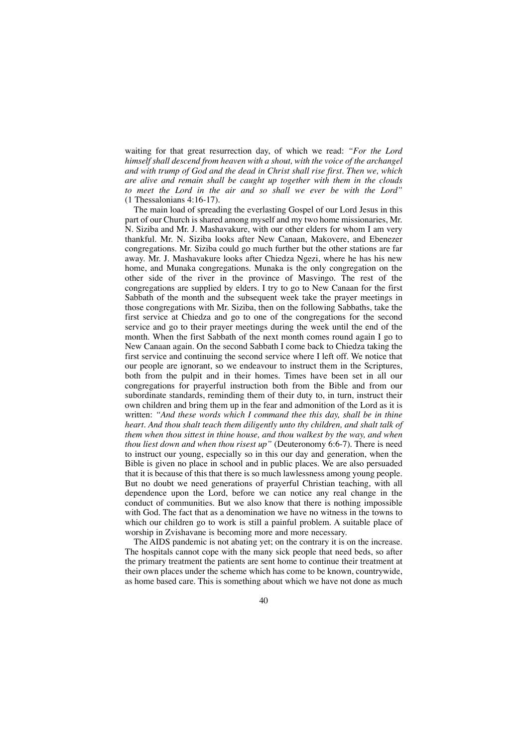waiting for that great resurrection day, of which we read: *"For the Lord himself shall descend from heaven with a shout, with the voice of the archangel and with trump of God and the dead in Christ shall rise first. Then we, which are alive and remain shall be caught up together with them in the clouds to meet the Lord in the air and so shall we ever be with the Lord"* (1 Thessalonians 4:16-17).

The main load of spreading the everlasting Gospel of our Lord Jesus in this part of our Church is shared among myself and my two home missionaries, Mr. N. Siziba and Mr. J. Mashavakure, with our other elders for whom I am very thankful. Mr. N. Siziba looks after New Canaan, Makovere, and Ebenezer congregations. Mr. Siziba could go much further but the other stations are far away. Mr. J. Mashavakure looks after Chiedza Ngezi, where he has his new home, and Munaka congregations. Munaka is the only congregation on the other side of the river in the province of Masvingo. The rest of the congregations are supplied by elders. I try to go to New Canaan for the first Sabbath of the month and the subsequent week take the prayer meetings in those congregations with Mr. Siziba, then on the following Sabbaths, take the first service at Chiedza and go to one of the congregations for the second service and go to their prayer meetings during the week until the end of the month. When the first Sabbath of the next month comes round again I go to New Canaan again. On the second Sabbath I come back to Chiedza taking the first service and continuing the second service where I left off. We notice that our people are ignorant, so we endeavour to instruct them in the Scriptures, both from the pulpit and in their homes. Times have been set in all our congregations for prayerful instruction both from the Bible and from our subordinate standards, reminding them of their duty to, in turn, instruct their own children and bring them up in the fear and admonition of the Lord as it is written: *"And these words which I command thee this day, shall be in thine heart. And thou shalt teach them diligently unto thy children, and shalt talk of them when thou sittest in thine house, and thou walkest by the way, and when thou liest down and when thou risest up"* (Deuteronomy 6:6-7). There is need to instruct our young, especially so in this our day and generation, when the Bible is given no place in school and in public places. We are also persuaded that it is because of this that there is so much lawlessness among young people. But no doubt we need generations of prayerful Christian teaching, with all dependence upon the Lord, before we can notice any real change in the conduct of communities. But we also know that there is nothing impossible with God. The fact that as a denomination we have no witness in the towns to which our children go to work is still a painful problem. A suitable place of worship in Zvishavane is becoming more and more necessary.

The AIDS pandemic is not abating yet; on the contrary it is on the increase. The hospitals cannot cope with the many sick people that need beds, so after the primary treatment the patients are sent home to continue their treatment at their own places under the scheme which has come to be known, countrywide, as home based care. This is something about which we have not done as much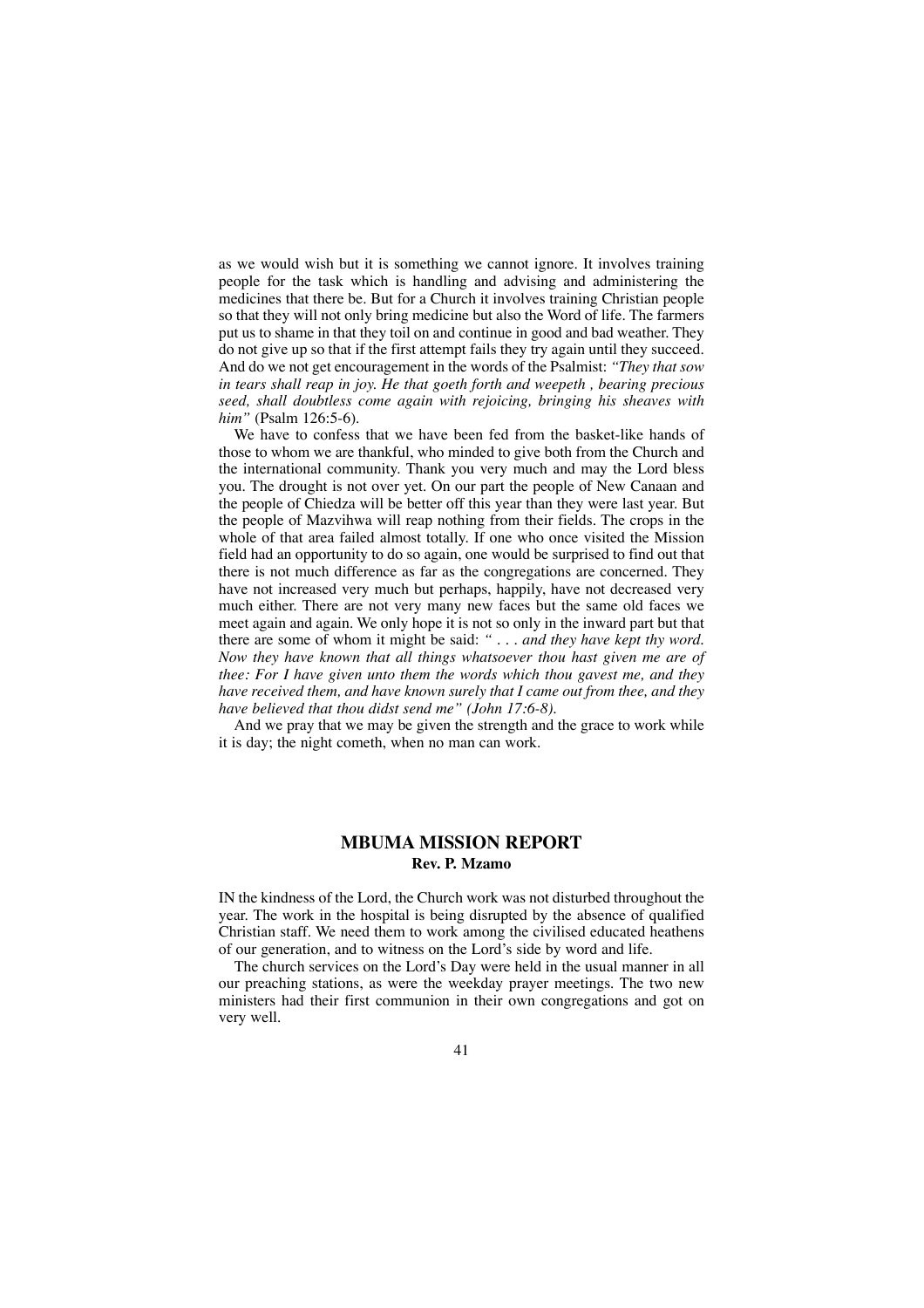as we would wish but it is something we cannot ignore. It involves training people for the task which is handling and advising and administering the medicines that there be. But for a Church it involves training Christian people so that they will not only bring medicine but also the Word of life. The farmers put us to shame in that they toil on and continue in good and bad weather. They do not give up so that if the first attempt fails they try again until they succeed. And do we not get encouragement in the words of the Psalmist: *"They that sow in tears shall reap in joy. He that goeth forth and weepeth , bearing precious seed, shall doubtless come again with rejoicing, bringing his sheaves with him"* (Psalm 126:5-6).

We have to confess that we have been fed from the basket-like hands of those to whom we are thankful, who minded to give both from the Church and the international community. Thank you very much and may the Lord bless you. The drought is not over yet. On our part the people of New Canaan and the people of Chiedza will be better off this year than they were last year. But the people of Mazvihwa will reap nothing from their fields. The crops in the whole of that area failed almost totally. If one who once visited the Mission field had an opportunity to do so again, one would be surprised to find out that there is not much difference as far as the congregations are concerned. They have not increased very much but perhaps, happily, have not decreased very much either. There are not very many new faces but the same old faces we meet again and again. We only hope it is not so only in the inward part but that there are some of whom it might be said: *" . . . and they have kept thy word. Now they have known that all things whatsoever thou hast given me are of thee: For I have given unto them the words which thou gavest me, and they have received them, and have known surely that I came out from thee, and they have believed that thou didst send me" (John 17:6-8).*

And we pray that we may be given the strength and the grace to work while it is day; the night cometh, when no man can work.

## MBUMA MISSION REPORT

**Rev. P. Mzamo**

IN the kindness of the Lord, the Church work was not disturbed throughout the year. The work in the hospital is being disrupted by the absence of qualified Christian staff. We need them to work among the civilised educated heathens of our generation, and to witness on the Lord's side by word and life.

The church services on the Lord's Day were held in the usual manner in all our preaching stations, as were the weekday prayer meetings. The two new ministers had their first communion in their own congregations and got on very well.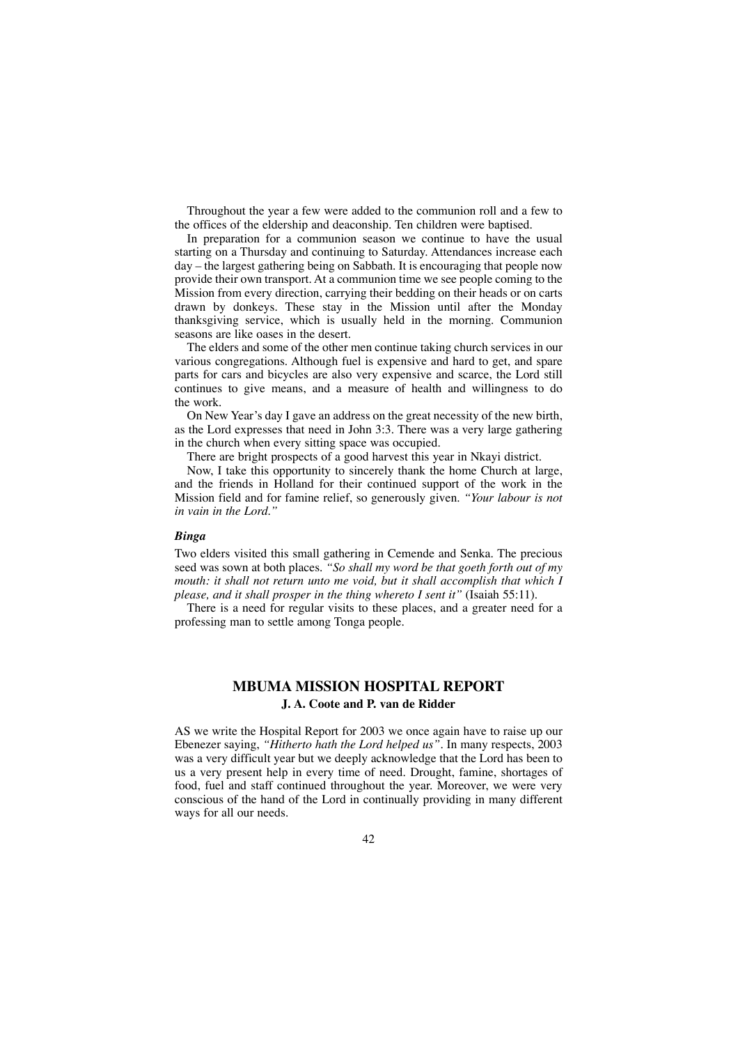Throughout the year a few were added to the communion roll and a few to the offices of the eldership and deaconship. Ten children were baptised.

In preparation for a communion season we continue to have the usual starting on a Thursday and continuing to Saturday. Attendances increase each day – the largest gathering being on Sabbath. It is encouraging that people now provide their own transport. At a communion time we see people coming to the Mission from every direction, carrying their bedding on their heads or on carts drawn by donkeys. These stay in the Mission until after the Monday thanksgiving service, which is usually held in the morning. Communion seasons are like oases in the desert.

The elders and some of the other men continue taking church services in our various congregations. Although fuel is expensive and hard to get, and spare parts for cars and bicycles are also very expensive and scarce, the Lord still continues to give means, and a measure of health and willingness to do the work.

On New Year's day I gave an address on the great necessity of the new birth, as the Lord expresses that need in John 3:3. There was a very large gathering in the church when every sitting space was occupied.

There are bright prospects of a good harvest this year in Nkayi district.

Now, I take this opportunity to sincerely thank the home Church at large, and the friends in Holland for their continued support of the work in the Mission field and for famine relief, so generously given. *"Your labour is not in vain in the Lord."*

***Binga***

Two elders visited this small gathering in Cemende and Senka. The precious seed was sown at both places. *"So shall my word be that goeth forth out of my mouth: it shall not return unto me void, but it shall accomplish that which I please, and it shall prosper in the thing whereto I sent it"* (Isaiah 55:11).

There is a need for regular visits to these places, and a greater need for a professing man to settle among Tonga people.

## MBUMA MISSION HOSPITAL REPORT

**J. A. Coote and P. van de Ridder**

AS we write the Hospital Report for 2003 we once again have to raise up our Ebenezer saying, *"Hitherto hath the Lord helped us"*. In many respects, 2003 was a very difficult year but we deeply acknowledge that the Lord has been to us a very present help in every time of need. Drought, famine, shortages of food, fuel and staff continued throughout the year. Moreover, we were very conscious of the hand of the Lord in continually providing in many different ways for all our needs.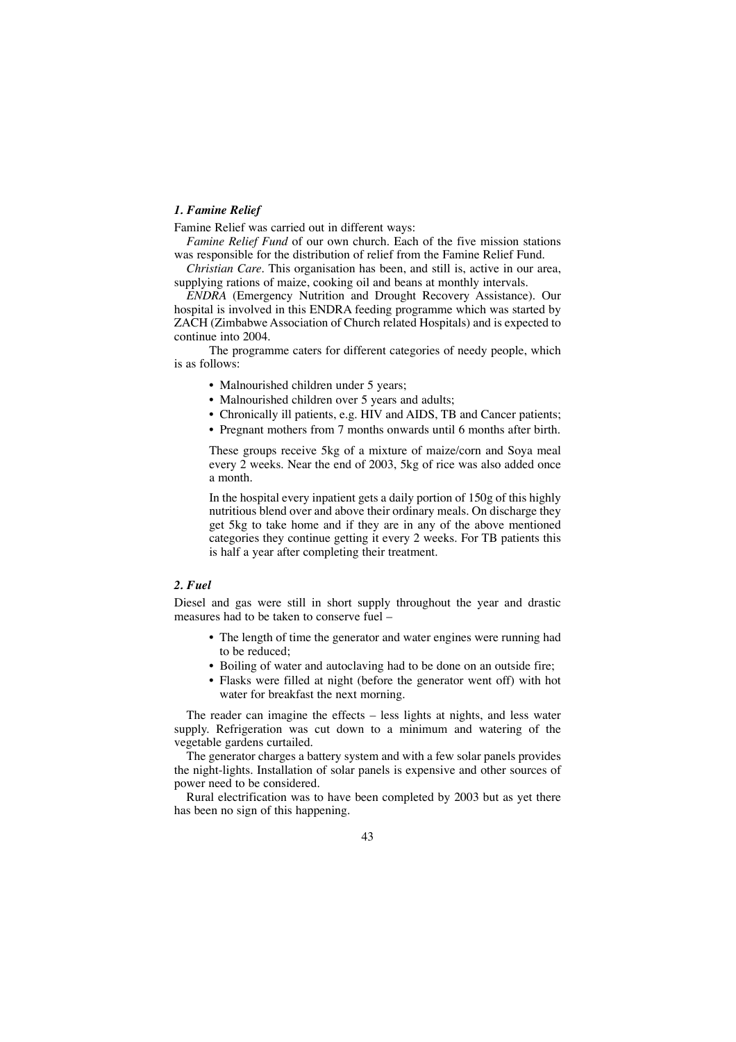### *1. Famine Relief*

Famine Relief was carried out in different ways:

*Famine Relief Fund* of our own church. Each of the five mission stations was responsible for the distribution of relief from the Famine Relief Fund.

*Christian Care*. This organisation has been, and still is, active in our area, supplying rations of maize, cooking oil and beans at monthly intervals.

*ENDRA* (Emergency Nutrition and Drought Recovery Assistance). Our hospital is involved in this ENDRA feeding programme which was started by ZACH (Zimbabwe Association of Church related Hospitals) and is expected to continue into 2004.

The programme caters for different categories of needy people, which is as follows:

- Malnourished children under 5 years;
- Malnourished children over 5 years and adults;
- Chronically ill patients, e.g. HIV and AIDS, TB and Cancer patients;
- Pregnant mothers from 7 months onwards until 6 months after birth.

These groups receive 5kg of a mixture of maize/corn and Soya meal every 2 weeks. Near the end of 2003, 5kg of rice was also added once a month.

In the hospital every inpatient gets a daily portion of 150g of this highly nutritious blend over and above their ordinary meals. On discharge they get 5kg to take home and if they are in any of the above mentioned categories they continue getting it every 2 weeks. For TB patients this is half a year after completing their treatment.

### *2. Fuel*

Diesel and gas were still in short supply throughout the year and drastic measures had to be taken to conserve fuel –

- The length of time the generator and water engines were running had to be reduced;
- Boiling of water and autoclaving had to be done on an outside fire;
- Flasks were filled at night (before the generator went off) with hot water for breakfast the next morning.

The reader can imagine the effects – less lights at nights, and less water supply. Refrigeration was cut down to a minimum and watering of the vegetable gardens curtailed.

The generator charges a battery system and with a few solar panels provides the night-lights. Installation of solar panels is expensive and other sources of power need to be considered.

Rural electrification was to have been completed by 2003 but as yet there has been no sign of this happening.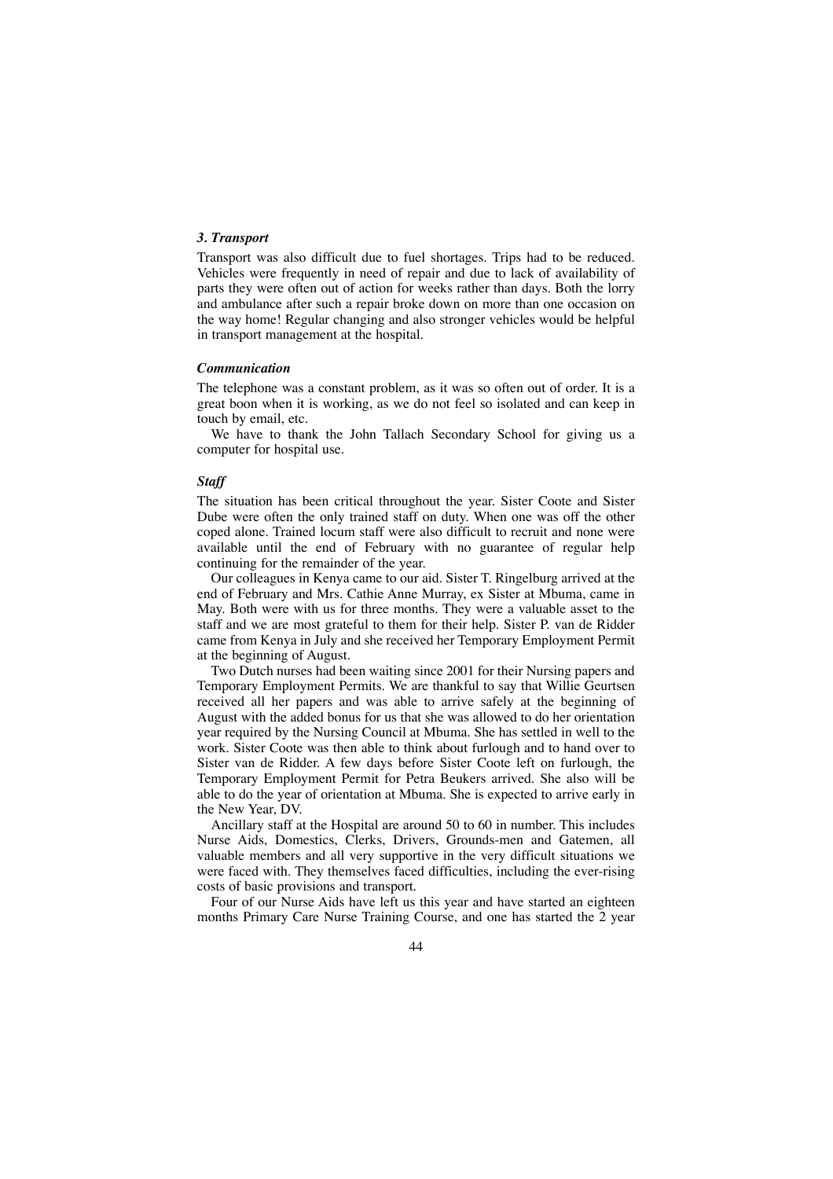### *3. Transport*

Transport was also difficult due to fuel shortages. Trips had to be reduced. Vehicles were frequently in need of repair and due to lack of availability of parts they were often out of action for weeks rather than days. Both the lorry and ambulance after such a repair broke down on more than one occasion on the way home! Regular changing and also stronger vehicles would be helpful in transport management at the hospital.

### *Communication*

The telephone was a constant problem, as it was so often out of order. It is a great boon when it is working, as we do not feel so isolated and can keep in touch by email, etc.

We have to thank the John Tallach Secondary School for giving us a computer for hospital use.

### *Staff*

The situation has been critical throughout the year. Sister Coote and Sister Dube were often the only trained staff on duty. When one was off the other coped alone. Trained locum staff were also difficult to recruit and none were available until the end of February with no guarantee of regular help continuing for the remainder of the year.

Our colleagues in Kenya came to our aid. Sister T. Ringelburg arrived at the end of February and Mrs. Cathie Anne Murray, ex Sister at Mbuma, came in May. Both were with us for three months. They were a valuable asset to the staff and we are most grateful to them for their help. Sister P. van de Ridder came from Kenya in July and she received her Temporary Employment Permit at the beginning of August.

Two Dutch nurses had been waiting since 2001 for their Nursing papers and Temporary Employment Permits. We are thankful to say that Willie Geurtsen received all her papers and was able to arrive safely at the beginning of August with the added bonus for us that she was allowed to do her orientation year required by the Nursing Council at Mbuma. She has settled in well to the work. Sister Coote was then able to think about furlough and to hand over to Sister van de Ridder. A few days before Sister Coote left on furlough, the Temporary Employment Permit for Petra Beukers arrived. She also will be able to do the year of orientation at Mbuma. She is expected to arrive early in the New Year, DV.

Ancillary staff at the Hospital are around 50 to 60 in number. This includes Nurse Aids, Domestics, Clerks, Drivers, Grounds-men and Gatemen, all valuable members and all very supportive in the very difficult situations we were faced with. They themselves faced difficulties, including the ever-rising costs of basic provisions and transport.

Four of our Nurse Aids have left us this year and have started an eighteen months Primary Care Nurse Training Course, and one has started the 2 year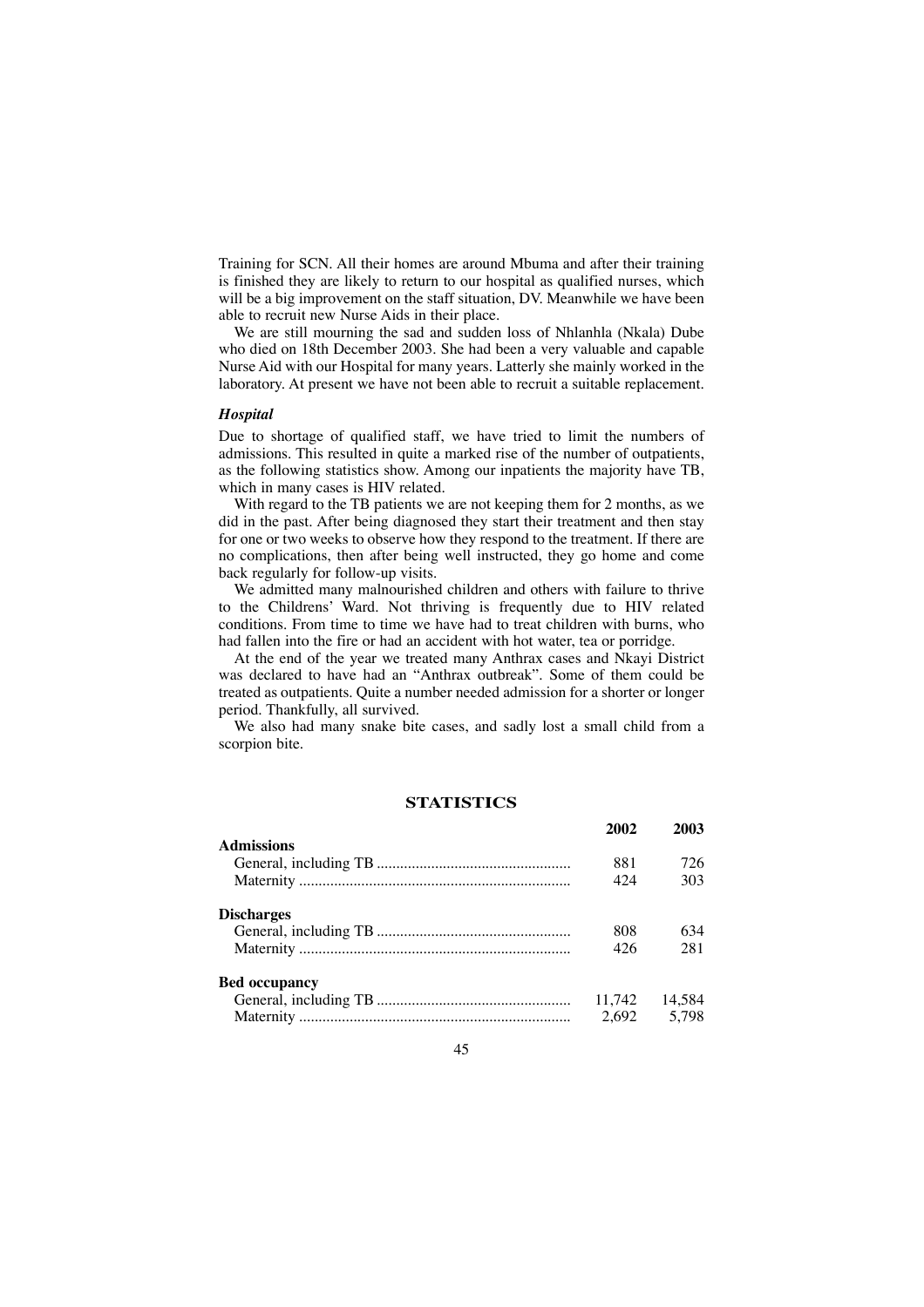Training for SCN. All their homes are around Mbuma and after their training is finished they are likely to return to our hospital as qualified nurses, which will be a big improvement on the staff situation, DV. Meanwhile we have been able to recruit new Nurse Aids in their place.

We are still mourning the sad and sudden loss of Nhlanhla (Nkala) Dube who died on 18th December 2003. She had been a very valuable and capable Nurse Aid with our Hospital for many years. Latterly she mainly worked in the laboratory. At present we have not been able to recruit a suitable replacement.

### *Hospital*

Due to shortage of qualified staff, we have tried to limit the numbers of admissions. This resulted in quite a marked rise of the number of outpatients, as the following statistics show. Among our inpatients the majority have TB, which in many cases is HIV related.

With regard to the TB patients we are not keeping them for 2 months, as we did in the past. After being diagnosed they start their treatment and then stay for one or two weeks to observe how they respond to the treatment. If there are no complications, then after being well instructed, they go home and come back regularly for follow-up visits.

We admitted many malnourished children and others with failure to thrive to the Childrens' Ward. Not thriving is frequently due to HIV related conditions. From time to time we have had to treat children with burns, who had fallen into the fire or had an accident with hot water, tea or porridge.

At the end of the year we treated many Anthrax cases and Nkayi District was declared to have had an "Anthrax outbreak". Some of them could be treated as outpatients. Quite a number needed admission for a shorter or longer period. Thankfully, all survived.

We also had many snake bite cases, and sadly lost a small child from a scorpion bite.

## STATISTICS

| | 2002 | 2003 |
|---|---|---|
| **Admissions** | | |
| General, including TB | 881 | 726 |
| Maternity | 424 | 303 |
| **Discharges** | | |
| General, including TB | 808 | 634 |
| Maternity | 426 | 281 |
| **Bed occupancy** | | |
| General, including TB | 11,742 | 14,584 |
| Maternity | 2,692 | 5,798 |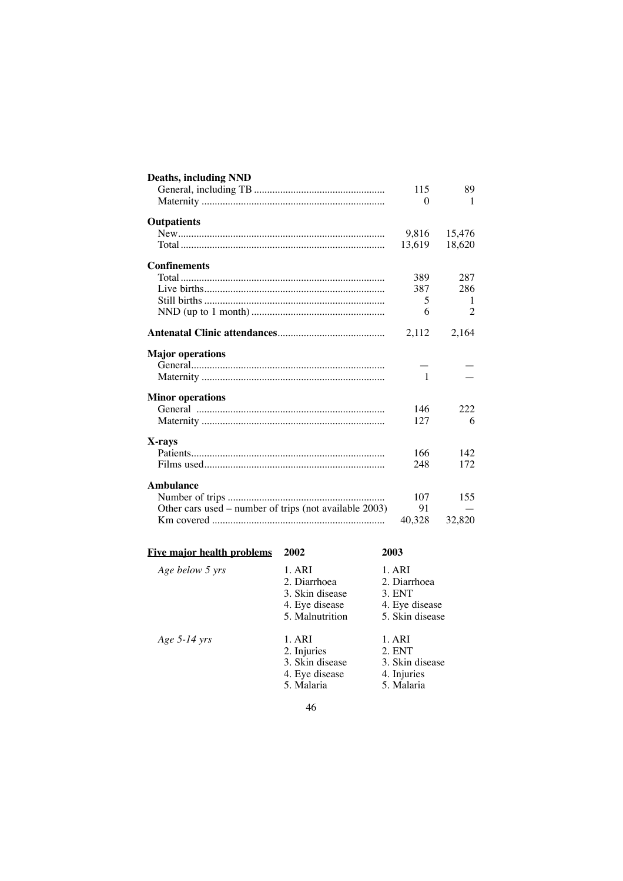| | | |
|---|---|---|
| **Deaths, including NND** | | |
| General, including TB | 115 | 89 |
| Maternity | 0 | 1 |
| **Outpatients** | | |
| New | 9,816 | 15,476 |
| Total | 13,619 | 18,620 |
| **Confinements** | | |
| Total | 389 | 287 |
| Live births | 387 | 286 |
| Still births | 5 | 1 |
| NND (up to 1 month) | 6 | 2 |
| **Antenatal Clinic attendances** | 2,112 | 2,164 |
| **Major operations** | | |
| General | — | — |
| Maternity | 1 | — |
| **Minor operations** | | |
| General | 146 | 222 |
| Maternity | 127 | 6 |
| **X-rays** | | |
| Patients | 166 | 142 |
| Films used | 248 | 172 |
| **Ambulance** | | |
| Number of trips | 107 | 155 |
| Other cars used – number of trips (not available 2003) | 91 | — |
| Km covered | 40,328 | 32,820 |

| **Five major health problems** | **2002** | **2003** |
|---|---|---|
| *Age below 5 yrs* | 1. ARI<br>2. Diarrhoea<br>3. Skin disease<br>4. Eye disease<br>5. Malnutrition | 1. ARI<br>2. Diarrhoea<br>3. ENT<br>4. Eye disease<br>5. Skin disease |
| *Age 5-14 yrs* | 1. ARI<br>2. Injuries<br>3. Skin disease<br>4. Eye disease<br>5. Malaria | 1. ARI<br>2. ENT<br>3. Skin disease<br>4. Injuries<br>5. Malaria |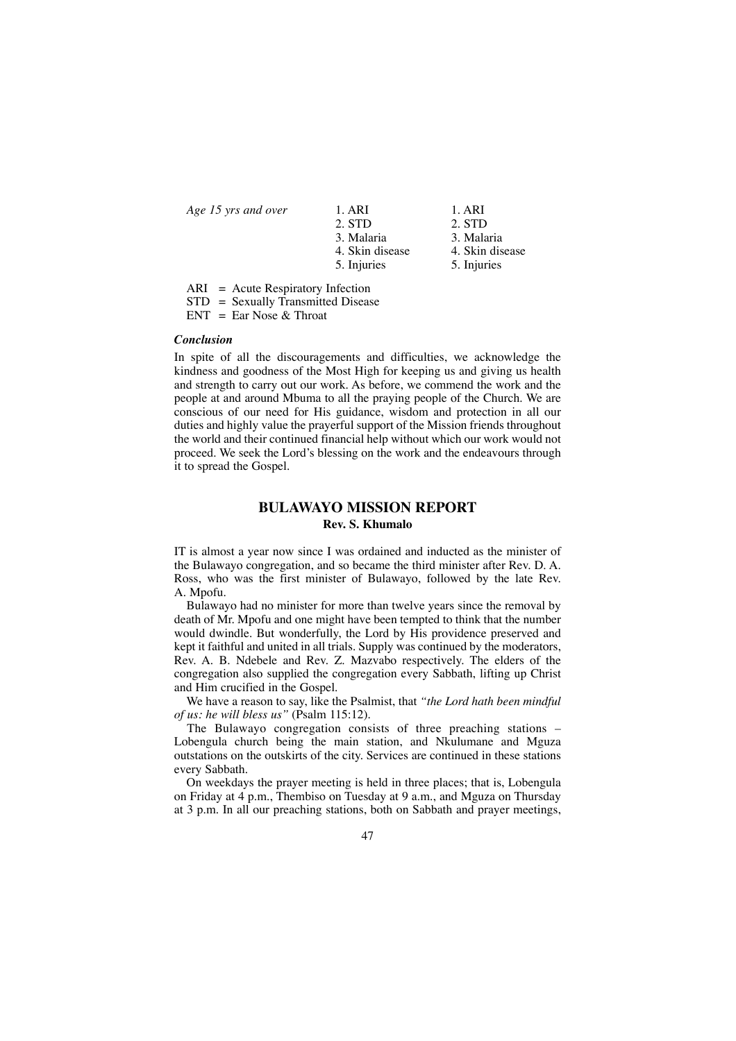| | | |
|---|---|---|
| *Age 15 yrs and over* | 1. ARI | 1. ARI |
| | 2. STD | 2. STD |
| | 3. Malaria | 3. Malaria |
| | 4. Skin disease | 4. Skin disease |
| | 5. Injuries | 5. Injuries |

ARI = Acute Respiratory Infection
STD = Sexually Transmitted Disease
ENT = Ear Nose & Throat

***Conclusion***

In spite of all the discouragements and difficulties, we acknowledge the kindness and goodness of the Most High for keeping us and giving us health and strength to carry out our work. As before, we commend the work and the people at and around Mbuma to all the praying people of the Church. We are conscious of our need for His guidance, wisdom and protection in all our duties and highly value the prayerful support of the Mission friends throughout the world and their continued financial help without which our work would not proceed. We seek the Lord's blessing on the work and the endeavours through it to spread the Gospel.

## BULAWAYO MISSION REPORT

**Rev. S. Khumalo**

IT is almost a year now since I was ordained and inducted as the minister of the Bulawayo congregation, and so became the third minister after Rev. D. A. Ross, who was the first minister of Bulawayo, followed by the late Rev. A. Mpofu.

Bulawayo had no minister for more than twelve years since the removal by death of Mr. Mpofu and one might have been tempted to think that the number would dwindle. But wonderfully, the Lord by His providence preserved and kept it faithful and united in all trials. Supply was continued by the moderators, Rev. A. B. Ndebele and Rev. Z. Mazvabo respectively. The elders of the congregation also supplied the congregation every Sabbath, lifting up Christ and Him crucified in the Gospel.

We have a reason to say, like the Psalmist, that *"the Lord hath been mindful of us: he will bless us"* (Psalm 115:12).

The Bulawayo congregation consists of three preaching stations – Lobengula church being the main station, and Nkulumane and Mguza outstations on the outskirts of the city. Services are continued in these stations every Sabbath.

On weekdays the prayer meeting is held in three places; that is, Lobengula on Friday at 4 p.m., Thembiso on Tuesday at 9 a.m., and Mguza on Thursday at 3 p.m. In all our preaching stations, both on Sabbath and prayer meetings,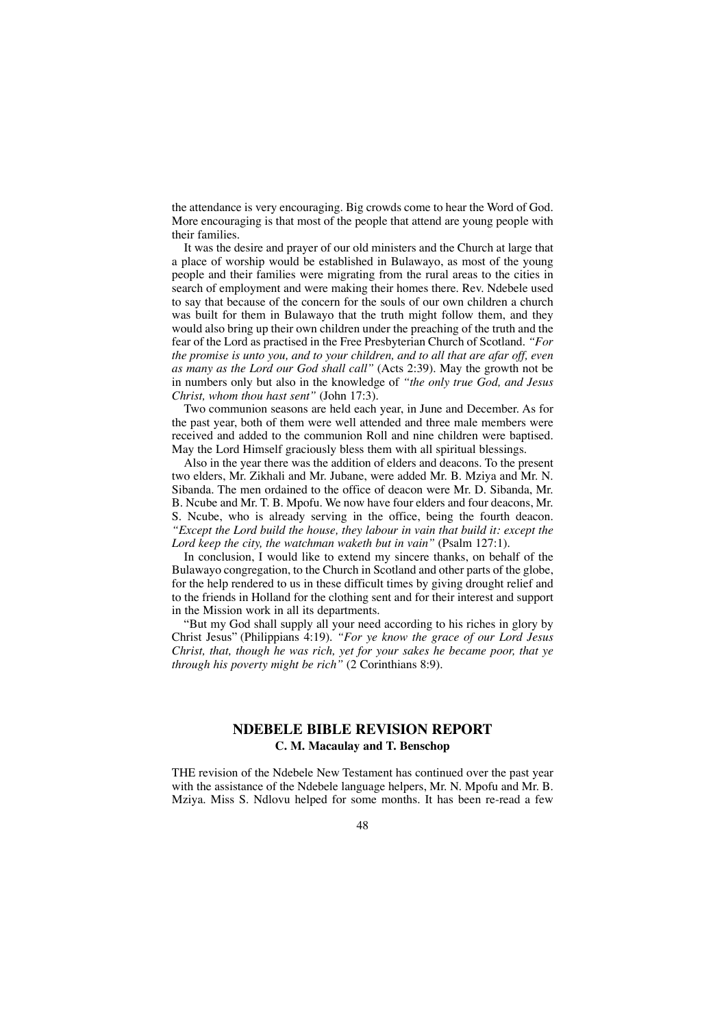the attendance is very encouraging. Big crowds come to hear the Word of God. More encouraging is that most of the people that attend are young people with their families.

It was the desire and prayer of our old ministers and the Church at large that a place of worship would be established in Bulawayo, as most of the young people and their families were migrating from the rural areas to the cities in search of employment and were making their homes there. Rev. Ndebele used to say that because of the concern for the souls of our own children a church was built for them in Bulawayo that the truth might follow them, and they would also bring up their own children under the preaching of the truth and the fear of the Lord as practised in the Free Presbyterian Church of Scotland. *"For the promise is unto you, and to your children, and to all that are afar off, even as many as the Lord our God shall call"* (Acts 2:39). May the growth not be in numbers only but also in the knowledge of *"the only true God, and Jesus Christ, whom thou hast sent"* (John 17:3).

Two communion seasons are held each year, in June and December. As for the past year, both of them were well attended and three male members were received and added to the communion Roll and nine children were baptised. May the Lord Himself graciously bless them with all spiritual blessings.

Also in the year there was the addition of elders and deacons. To the present two elders, Mr. Zikhali and Mr. Jubane, were added Mr. B. Mziya and Mr. N. Sibanda. The men ordained to the office of deacon were Mr. D. Sibanda, Mr. B. Ncube and Mr. T. B. Mpofu. We now have four elders and four deacons, Mr. S. Ncube, who is already serving in the office, being the fourth deacon. *"Except the Lord build the house, they labour in vain that build it: except the Lord keep the city, the watchman waketh but in vain"* (Psalm 127:1).

In conclusion, I would like to extend my sincere thanks, on behalf of the Bulawayo congregation, to the Church in Scotland and other parts of the globe, for the help rendered to us in these difficult times by giving drought relief and to the friends in Holland for the clothing sent and for their interest and support in the Mission work in all its departments.

"But my God shall supply all your need according to his riches in glory by Christ Jesus" (Philippians 4:19). *"For ye know the grace of our Lord Jesus Christ, that, though he was rich, yet for your sakes he became poor, that ye through his poverty might be rich"* (2 Corinthians 8:9).

## NDEBELE BIBLE REVISION REPORT

**C. M. Macaulay and T. Benschop**

THE revision of the Ndebele New Testament has continued over the past year with the assistance of the Ndebele language helpers, Mr. N. Mpofu and Mr. B. Mziya. Miss S. Ndlovu helped for some months. It has been re-read a few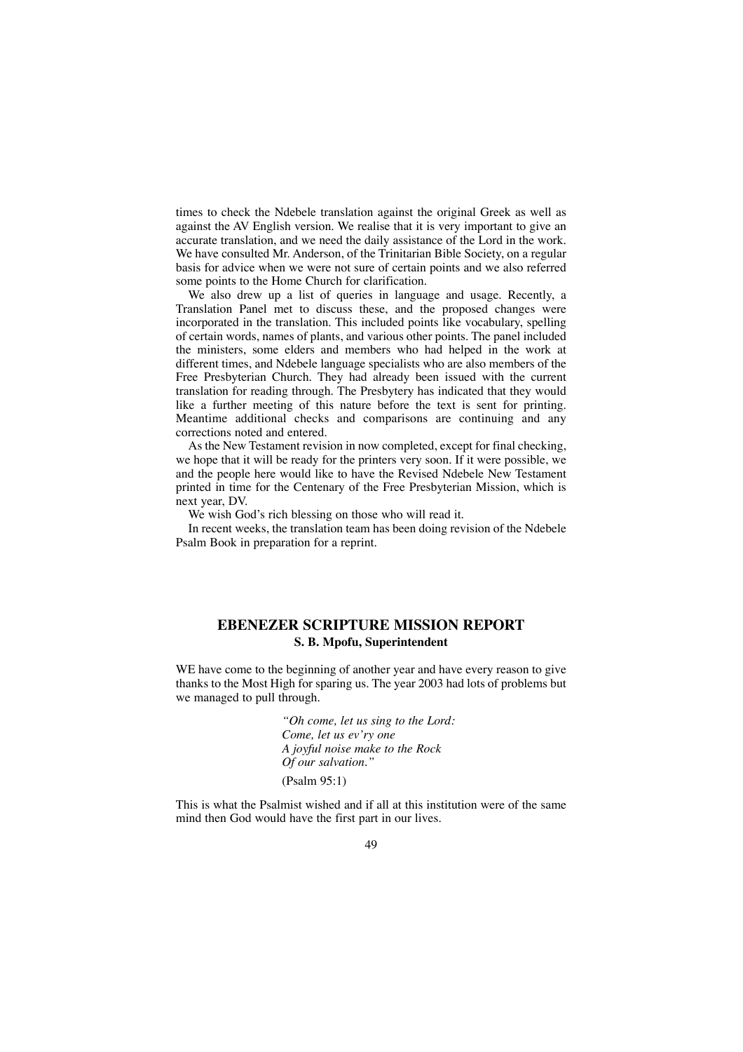times to check the Ndebele translation against the original Greek as well as against the AV English version. We realise that it is very important to give an accurate translation, and we need the daily assistance of the Lord in the work. We have consulted Mr. Anderson, of the Trinitarian Bible Society, on a regular basis for advice when we were not sure of certain points and we also referred some points to the Home Church for clarification.

We also drew up a list of queries in language and usage. Recently, a Translation Panel met to discuss these, and the proposed changes were incorporated in the translation. This included points like vocabulary, spelling of certain words, names of plants, and various other points. The panel included the ministers, some elders and members who had helped in the work at different times, and Ndebele language specialists who are also members of the Free Presbyterian Church. They had already been issued with the current translation for reading through. The Presbytery has indicated that they would like a further meeting of this nature before the text is sent for printing. Meantime additional checks and comparisons are continuing and any corrections noted and entered.

As the New Testament revision in now completed, except for final checking, we hope that it will be ready for the printers very soon. If it were possible, we and the people here would like to have the Revised Ndebele New Testament printed in time for the Centenary of the Free Presbyterian Mission, which is next year, DV.

We wish God's rich blessing on those who will read it.

In recent weeks, the translation team has been doing revision of the Ndebele Psalm Book in preparation for a reprint.

## EBENEZER SCRIPTURE MISSION REPORT

**S. B. Mpofu, Superintendent**

WE have come to the beginning of another year and have every reason to give thanks to the Most High for sparing us. The year 2003 had lots of problems but we managed to pull through.

> *"Oh come, let us sing to the Lord:*
> *Come, let us ev'ry one*
> *A joyful noise make to the Rock*
> *Of our salvation."*
>
> (Psalm 95:1)

This is what the Psalmist wished and if all at this institution were of the same mind then God would have the first part in our lives.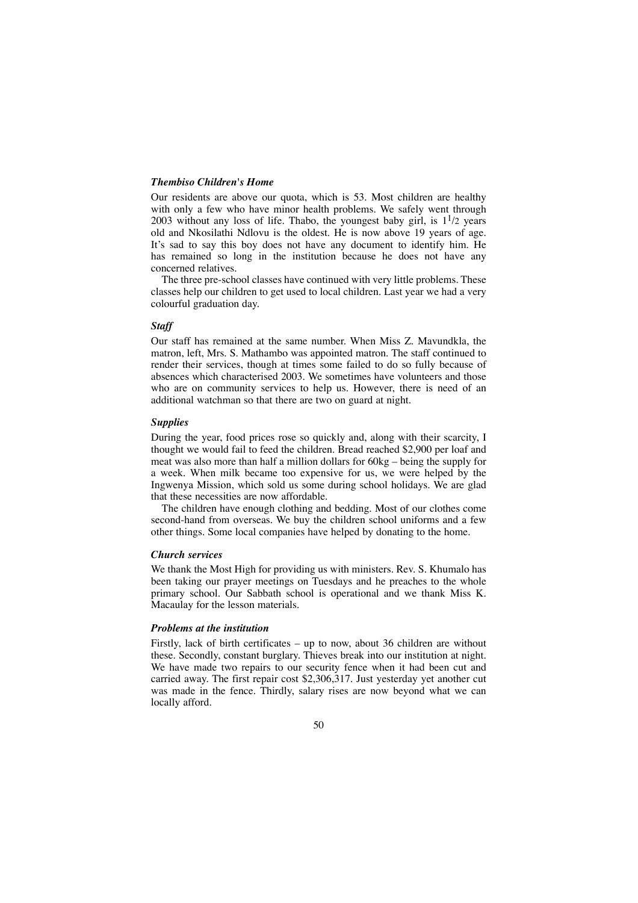### *Thembiso Children's Home*

Our residents are above our quota, which is 53. Most children are healthy with only a few who have minor health problems. We safely went through 2003 without any loss of life. Thabo, the youngest baby girl, is $1^1/2$ years old and Nkosilathi Ndlovu is the oldest. He is now above 19 years of age. It's sad to say this boy does not have any document to identify him. He has remained so long in the institution because he does not have any concerned relatives.

The three pre-school classes have continued with very little problems. These classes help our children to get used to local children. Last year we had a very colourful graduation day.

### *Staff*

Our staff has remained at the same number. When Miss Z. Mavundkla, the matron, left, Mrs. S. Mathambo was appointed matron. The staff continued to render their services, though at times some failed to do so fully because of absences which characterised 2003. We sometimes have volunteers and those who are on community services to help us. However, there is need of an additional watchman so that there are two on guard at night.

### *Supplies*

During the year, food prices rose so quickly and, along with their scarcity, I thought we would fail to feed the children. Bread reached $2,900 per loaf and meat was also more than half a million dollars for 60kg – being the supply for a week. When milk became too expensive for us, we were helped by the Ingwenya Mission, which sold us some during school holidays. We are glad that these necessities are now affordable.

The children have enough clothing and bedding. Most of our clothes come second-hand from overseas. We buy the children school uniforms and a few other things. Some local companies have helped by donating to the home.

### *Church services*

We thank the Most High for providing us with ministers. Rev. S. Khumalo has been taking our prayer meetings on Tuesdays and he preaches to the whole primary school. Our Sabbath school is operational and we thank Miss K. Macaulay for the lesson materials.

### *Problems at the institution*

Firstly, lack of birth certificates – up to now, about 36 children are without these. Secondly, constant burglary. Thieves break into our institution at night. We have made two repairs to our security fence when it had been cut and carried away. The first repair cost $2,306,317. Just yesterday yet another cut was made in the fence. Thirdly, salary rises are now beyond what we can locally afford.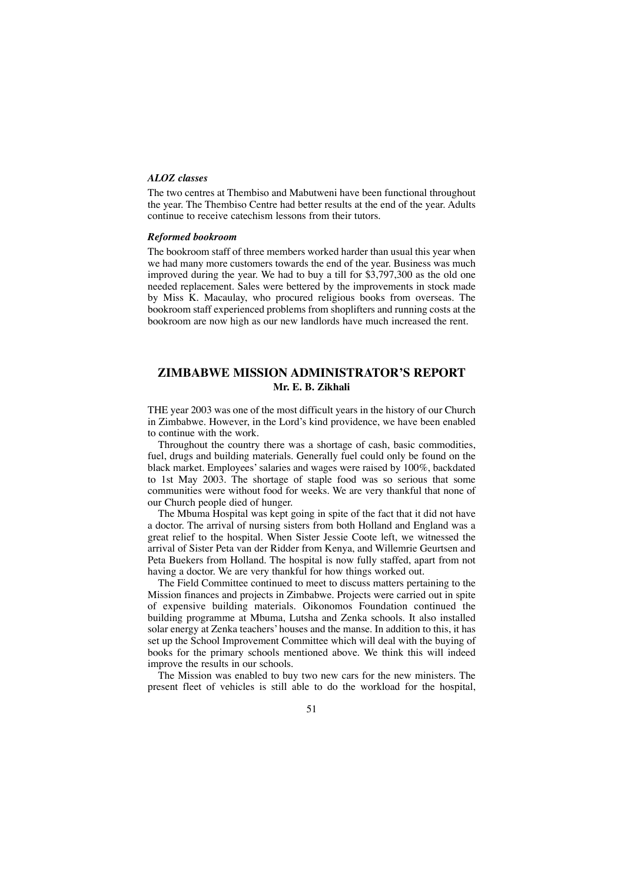***ALOZ classes***

The two centres at Thembiso and Mabutweni have been functional throughout the year. The Thembiso Centre had better results at the end of the year. Adults continue to receive catechism lessons from their tutors.

***Reformed bookroom***

The bookroom staff of three members worked harder than usual this year when we had many more customers towards the end of the year. Business was much improved during the year. We had to buy a till for $3,797,300 as the old one needed replacement. Sales were bettered by the improvements in stock made by Miss K. Macaulay, who procured religious books from overseas. The bookroom staff experienced problems from shoplifters and running costs at the bookroom are now high as our new landlords have much increased the rent.

## ZIMBABWE MISSION ADMINISTRATOR'S REPORT

**Mr. E. B. Zikhali**

THE year 2003 was one of the most difficult years in the history of our Church in Zimbabwe. However, in the Lord's kind providence, we have been enabled to continue with the work.

Throughout the country there was a shortage of cash, basic commodities, fuel, drugs and building materials. Generally fuel could only be found on the black market. Employees' salaries and wages were raised by 100%, backdated to 1st May 2003. The shortage of staple food was so serious that some communities were without food for weeks. We are very thankful that none of our Church people died of hunger.

The Mbuma Hospital was kept going in spite of the fact that it did not have a doctor. The arrival of nursing sisters from both Holland and England was a great relief to the hospital. When Sister Jessie Coote left, we witnessed the arrival of Sister Peta van der Ridder from Kenya, and Willemrie Geurtsen and Peta Buekers from Holland. The hospital is now fully staffed, apart from not having a doctor. We are very thankful for how things worked out.

The Field Committee continued to meet to discuss matters pertaining to the Mission finances and projects in Zimbabwe. Projects were carried out in spite of expensive building materials. Oikonomos Foundation continued the building programme at Mbuma, Lutsha and Zenka schools. It also installed solar energy at Zenka teachers' houses and the manse. In addition to this, it has set up the School Improvement Committee which will deal with the buying of books for the primary schools mentioned above. We think this will indeed improve the results in our schools.

The Mission was enabled to buy two new cars for the new ministers. The present fleet of vehicles is still able to do the workload for the hospital,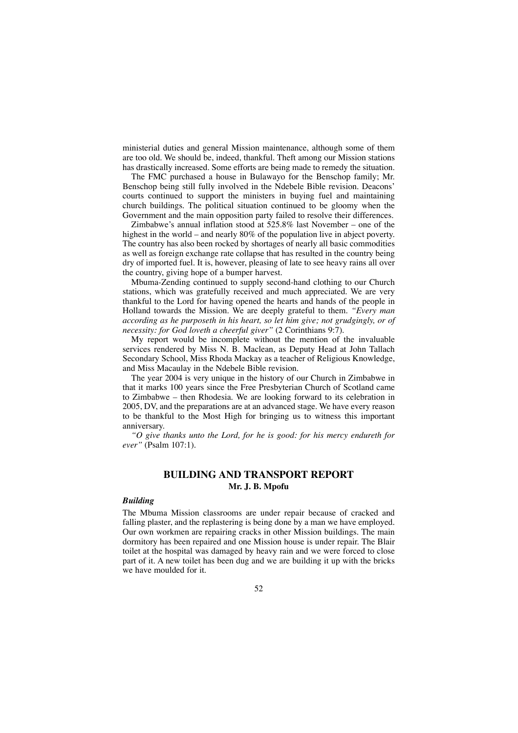ministerial duties and general Mission maintenance, although some of them are too old. We should be, indeed, thankful. Theft among our Mission stations has drastically increased. Some efforts are being made to remedy the situation.

The FMC purchased a house in Bulawayo for the Benschop family; Mr. Benschop being still fully involved in the Ndebele Bible revision. Deacons' courts continued to support the ministers in buying fuel and maintaining church buildings. The political situation continued to be gloomy when the Government and the main opposition party failed to resolve their differences.

Zimbabwe's annual inflation stood at 525.8% last November – one of the highest in the world – and nearly 80% of the population live in abject poverty. The country has also been rocked by shortages of nearly all basic commodities as well as foreign exchange rate collapse that has resulted in the country being dry of imported fuel. It is, however, pleasing of late to see heavy rains all over the country, giving hope of a bumper harvest.

Mbuma-Zending continued to supply second-hand clothing to our Church stations, which was gratefully received and much appreciated. We are very thankful to the Lord for having opened the hearts and hands of the people in Holland towards the Mission. We are deeply grateful to them. *"Every man according as he purposeth in his heart, so let him give; not grudgingly, or of necessity: for God loveth a cheerful giver"* (2 Corinthians 9:7).

My report would be incomplete without the mention of the invaluable services rendered by Miss N. B. Maclean, as Deputy Head at John Tallach Secondary School, Miss Rhoda Mackay as a teacher of Religious Knowledge, and Miss Macaulay in the Ndebele Bible revision.

The year 2004 is very unique in the history of our Church in Zimbabwe in that it marks 100 years since the Free Presbyterian Church of Scotland came to Zimbabwe – then Rhodesia. We are looking forward to its celebration in 2005, DV, and the preparations are at an advanced stage. We have every reason to be thankful to the Most High for bringing us to witness this important anniversary.

*"O give thanks unto the Lord, for he is good: for his mercy endureth for ever"* (Psalm 107:1).

## BUILDING AND TRANSPORT REPORT

**Mr. J. B. Mpofu**

### *Building*

The Mbuma Mission classrooms are under repair because of cracked and falling plaster, and the replastering is being done by a man we have employed. Our own workmen are repairing cracks in other Mission buildings. The main dormitory has been repaired and one Mission house is under repair. The Blair toilet at the hospital was damaged by heavy rain and we were forced to close part of it. A new toilet has been dug and we are building it up with the bricks we have moulded for it.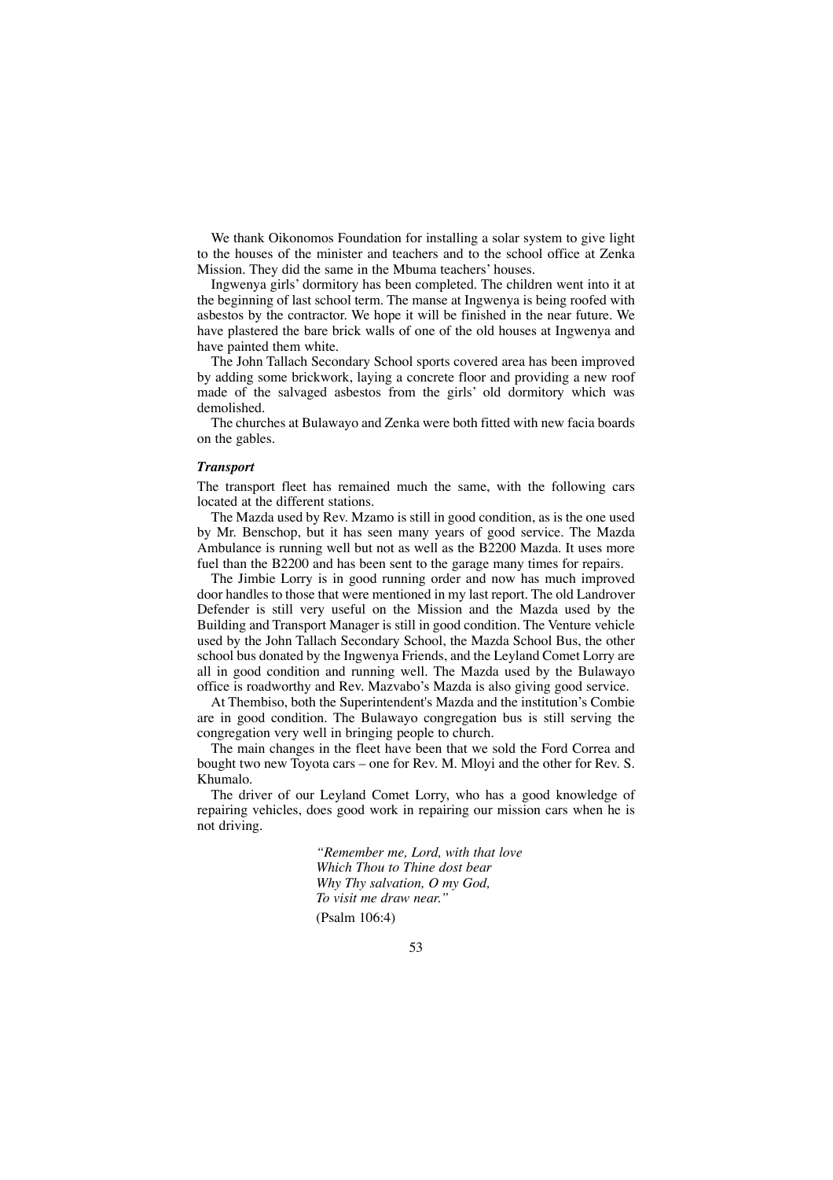We thank Oikonomos Foundation for installing a solar system to give light to the houses of the minister and teachers and to the school office at Zenka Mission. They did the same in the Mbuma teachers' houses.

Ingwenya girls' dormitory has been completed. The children went into it at the beginning of last school term. The manse at Ingwenya is being roofed with asbestos by the contractor. We hope it will be finished in the near future. We have plastered the bare brick walls of one of the old houses at Ingwenya and have painted them white.

The John Tallach Secondary School sports covered area has been improved by adding some brickwork, laying a concrete floor and providing a new roof made of the salvaged asbestos from the girls' old dormitory which was demolished.

The churches at Bulawayo and Zenka were both fitted with new facia boards on the gables.

### *Transport*

The transport fleet has remained much the same, with the following cars located at the different stations.

The Mazda used by Rev. Mzamo is still in good condition, as is the one used by Mr. Benschop, but it has seen many years of good service. The Mazda Ambulance is running well but not as well as the B2200 Mazda. It uses more fuel than the B2200 and has been sent to the garage many times for repairs.

The Jimbie Lorry is in good running order and now has much improved door handles to those that were mentioned in my last report. The old Landrover Defender is still very useful on the Mission and the Mazda used by the Building and Transport Manager is still in good condition. The Venture vehicle used by the John Tallach Secondary School, the Mazda School Bus, the other school bus donated by the Ingwenya Friends, and the Leyland Comet Lorry are all in good condition and running well. The Mazda used by the Bulawayo office is roadworthy and Rev. Mazvabo's Mazda is also giving good service.

At Thembiso, both the Superintendent's Mazda and the institution's Combie are in good condition. The Bulawayo congregation bus is still serving the congregation very well in bringing people to church.

The main changes in the fleet have been that we sold the Ford Correa and bought two new Toyota cars – one for Rev. M. Mloyi and the other for Rev. S. Khumalo.

The driver of our Leyland Comet Lorry, who has a good knowledge of repairing vehicles, does good work in repairing our mission cars when he is not driving.

> *"Remember me, Lord, with that love*
> *Which Thou to Thine dost bear*
> *Why Thy salvation, O my God,*
> *To visit me draw near."*
>
> (Psalm 106:4)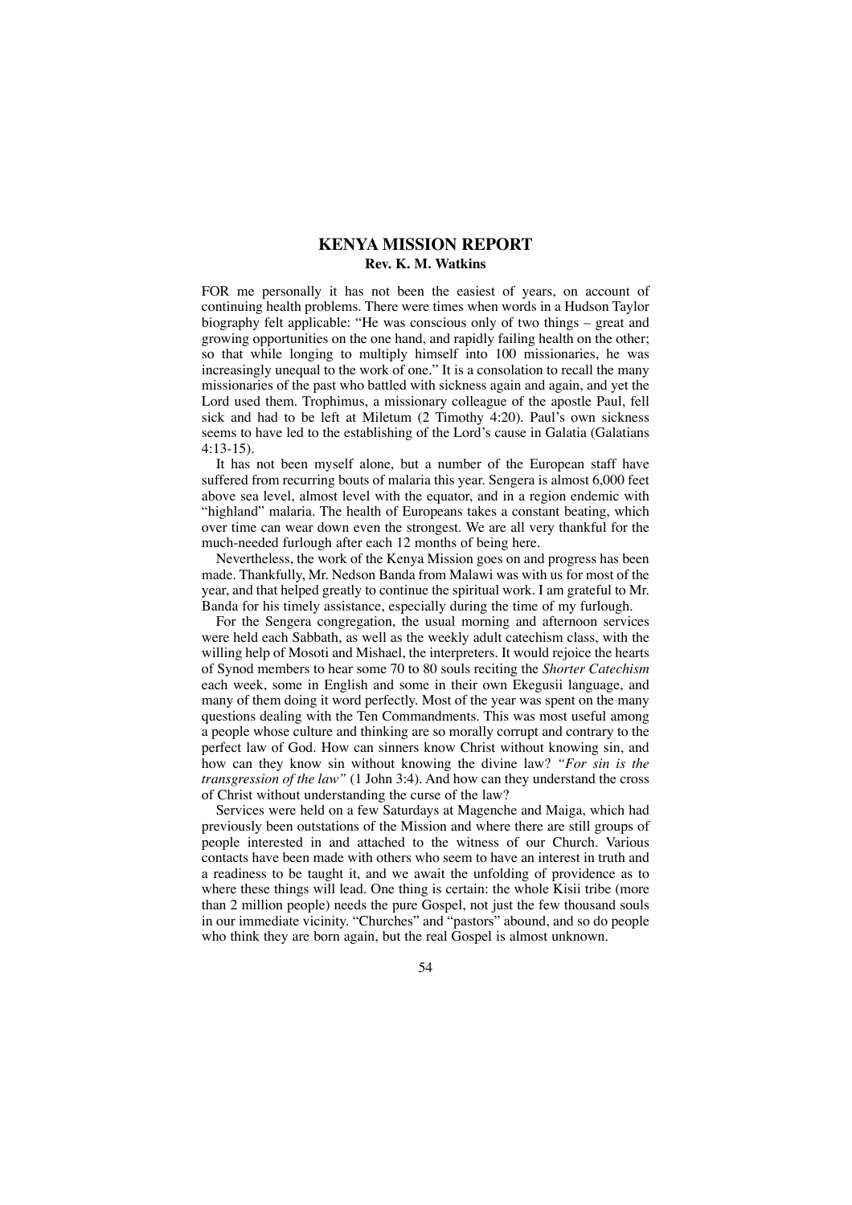# KENYA MISSION REPORT

**Rev. K. M. Watkins**

FOR me personally it has not been the easiest of years, on account of continuing health problems. There were times when words in a Hudson Taylor biography felt applicable: "He was conscious only of two things – great and growing opportunities on the one hand, and rapidly failing health on the other; so that while longing to multiply himself into 100 missionaries, he was increasingly unequal to the work of one." It is a consolation to recall the many missionaries of the past who battled with sickness again and again, and yet the Lord used them. Trophimus, a missionary colleague of the apostle Paul, fell sick and had to be left at Miletum (2 Timothy 4:20). Paul's own sickness seems to have led to the establishing of the Lord's cause in Galatia (Galatians 4:13-15).

It has not been myself alone, but a number of the European staff have suffered from recurring bouts of malaria this year. Sengera is almost 6,000 feet above sea level, almost level with the equator, and in a region endemic with "highland" malaria. The health of Europeans takes a constant beating, which over time can wear down even the strongest. We are all very thankful for the much-needed furlough after each 12 months of being here.

Nevertheless, the work of the Kenya Mission goes on and progress has been made. Thankfully, Mr. Nedson Banda from Malawi was with us for most of the year, and that helped greatly to continue the spiritual work. I am grateful to Mr. Banda for his timely assistance, especially during the time of my furlough.

For the Sengera congregation, the usual morning and afternoon services were held each Sabbath, as well as the weekly adult catechism class, with the willing help of Mosoti and Mishael, the interpreters. It would rejoice the hearts of Synod members to hear some 70 to 80 souls reciting the *Shorter Catechism* each week, some in English and some in their own Ekegusii language, and many of them doing it word perfectly. Most of the year was spent on the many questions dealing with the Ten Commandments. This was most useful among a people whose culture and thinking are so morally corrupt and contrary to the perfect law of God. How can sinners know Christ without knowing sin, and how can they know sin without knowing the divine law? *"For sin is the transgression of the law"* (1 John 3:4). And how can they understand the cross of Christ without understanding the curse of the law?

Services were held on a few Saturdays at Magenche and Maiga, which had previously been outstations of the Mission and where there are still groups of people interested in and attached to the witness of our Church. Various contacts have been made with others who seem to have an interest in truth and a readiness to be taught it, and we await the unfolding of providence as to where these things will lead. One thing is certain: the whole Kisii tribe (more than 2 million people) needs the pure Gospel, not just the few thousand souls in our immediate vicinity. "Churches" and "pastors" abound, and so do people who think they are born again, but the real Gospel is almost unknown.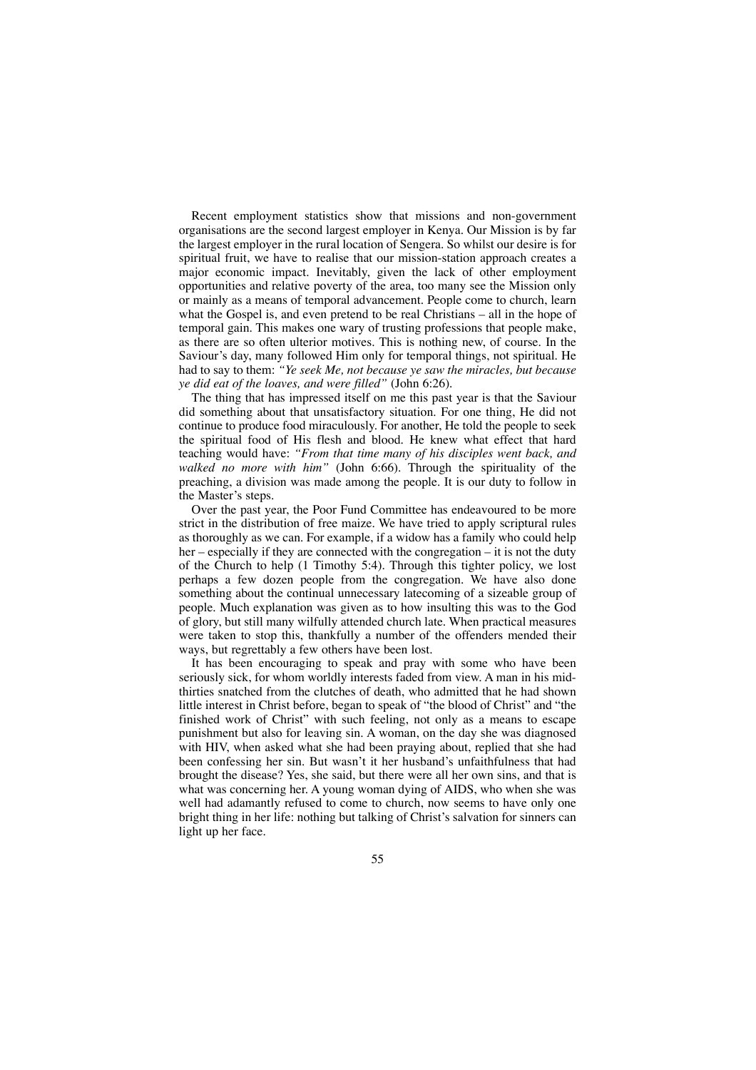Recent employment statistics show that missions and non-government organisations are the second largest employer in Kenya. Our Mission is by far the largest employer in the rural location of Sengera. So whilst our desire is for spiritual fruit, we have to realise that our mission-station approach creates a major economic impact. Inevitably, given the lack of other employment opportunities and relative poverty of the area, too many see the Mission only or mainly as a means of temporal advancement. People come to church, learn what the Gospel is, and even pretend to be real Christians – all in the hope of temporal gain. This makes one wary of trusting professions that people make, as there are so often ulterior motives. This is nothing new, of course. In the Saviour's day, many followed Him only for temporal things, not spiritual. He had to say to them: *"Ye seek Me, not because ye saw the miracles, but because ye did eat of the loaves, and were filled"* (John 6:26).

The thing that has impressed itself on me this past year is that the Saviour did something about that unsatisfactory situation. For one thing, He did not continue to produce food miraculously. For another, He told the people to seek the spiritual food of His flesh and blood. He knew what effect that hard teaching would have: *"From that time many of his disciples went back, and walked no more with him"* (John 6:66). Through the spirituality of the preaching, a division was made among the people. It is our duty to follow in the Master's steps.

Over the past year, the Poor Fund Committee has endeavoured to be more strict in the distribution of free maize. We have tried to apply scriptural rules as thoroughly as we can. For example, if a widow has a family who could help her – especially if they are connected with the congregation – it is not the duty of the Church to help (1 Timothy 5:4). Through this tighter policy, we lost perhaps a few dozen people from the congregation. We have also done something about the continual unnecessary latecoming of a sizeable group of people. Much explanation was given as to how insulting this was to the God of glory, but still many wilfully attended church late. When practical measures were taken to stop this, thankfully a number of the offenders mended their ways, but regrettably a few others have been lost.

It has been encouraging to speak and pray with some who have been seriously sick, for whom worldly interests faded from view. A man in his mid-thirties snatched from the clutches of death, who admitted that he had shown little interest in Christ before, began to speak of "the blood of Christ" and "the finished work of Christ" with such feeling, not only as a means to escape punishment but also for leaving sin. A woman, on the day she was diagnosed with HIV, when asked what she had been praying about, replied that she had been confessing her sin. But wasn't it her husband's unfaithfulness that had brought the disease? Yes, she said, but there were all her own sins, and that is what was concerning her. A young woman dying of AIDS, who when she was well had adamantly refused to come to church, now seems to have only one bright thing in her life: nothing but talking of Christ's salvation for sinners can light up her face.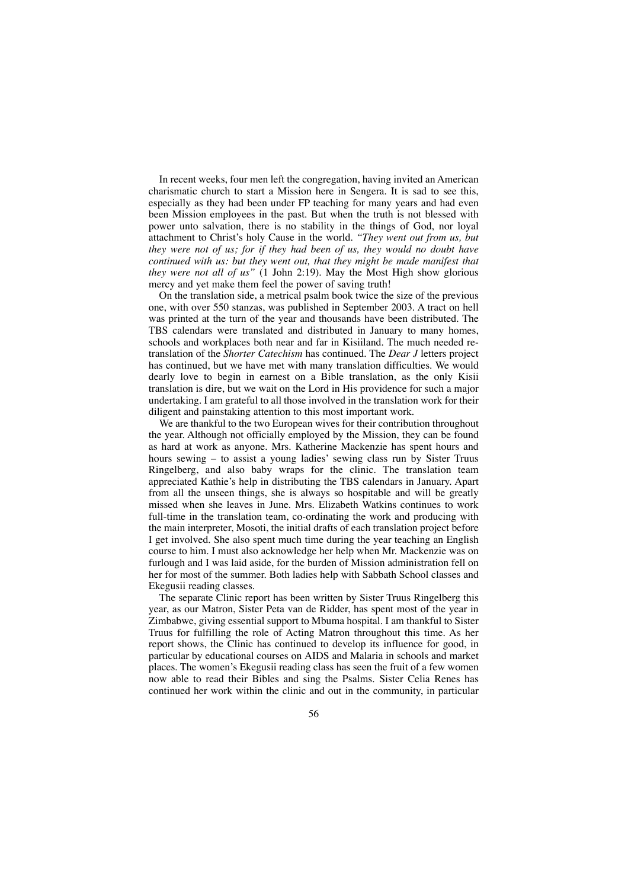In recent weeks, four men left the congregation, having invited an American charismatic church to start a Mission here in Sengera. It is sad to see this, especially as they had been under FP teaching for many years and had even been Mission employees in the past. But when the truth is not blessed with power unto salvation, there is no stability in the things of God, nor loyal attachment to Christ's holy Cause in the world. *"They went out from us, but they were not of us; for if they had been of us, they would no doubt have continued with us: but they went out, that they might be made manifest that they were not all of us"* (1 John 2:19). May the Most High show glorious mercy and yet make them feel the power of saving truth!

On the translation side, a metrical psalm book twice the size of the previous one, with over 550 stanzas, was published in September 2003. A tract on hell was printed at the turn of the year and thousands have been distributed. The TBS calendars were translated and distributed in January to many homes, schools and workplaces both near and far in Kisiiland. The much needed re-translation of the *Shorter Catechism* has continued. The *Dear J* letters project has continued, but we have met with many translation difficulties. We would dearly love to begin in earnest on a Bible translation, as the only Kisii translation is dire, but we wait on the Lord in His providence for such a major undertaking. I am grateful to all those involved in the translation work for their diligent and painstaking attention to this most important work.

We are thankful to the two European wives for their contribution throughout the year. Although not officially employed by the Mission, they can be found as hard at work as anyone. Mrs. Katherine Mackenzie has spent hours and hours sewing – to assist a young ladies' sewing class run by Sister Truus Ringelberg, and also baby wraps for the clinic. The translation team appreciated Kathie's help in distributing the TBS calendars in January. Apart from all the unseen things, she is always so hospitable and will be greatly missed when she leaves in June. Mrs. Elizabeth Watkins continues to work full-time in the translation team, co-ordinating the work and producing with the main interpreter, Mosoti, the initial drafts of each translation project before I get involved. She also spent much time during the year teaching an English course to him. I must also acknowledge her help when Mr. Mackenzie was on furlough and I was laid aside, for the burden of Mission administration fell on her for most of the summer. Both ladies help with Sabbath School classes and Ekegusii reading classes.

The separate Clinic report has been written by Sister Truus Ringelberg this year, as our Matron, Sister Peta van de Ridder, has spent most of the year in Zimbabwe, giving essential support to Mbuma hospital. I am thankful to Sister Truus for fulfilling the role of Acting Matron throughout this time. As her report shows, the Clinic has continued to develop its influence for good, in particular by educational courses on AIDS and Malaria in schools and market places. The women's Ekegusii reading class has seen the fruit of a few women now able to read their Bibles and sing the Psalms. Sister Celia Renes has continued her work within the clinic and out in the community, in particular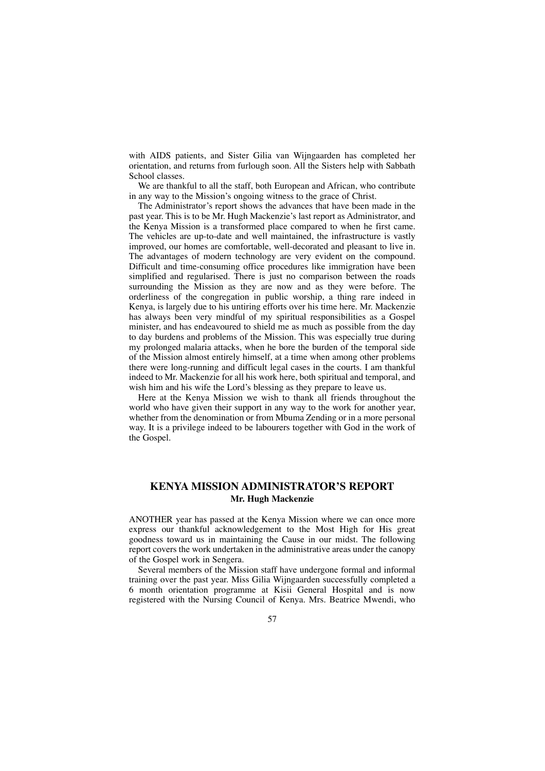with AIDS patients, and Sister Gilia van Wijngaarden has completed her orientation, and returns from furlough soon. All the Sisters help with Sabbath School classes.

We are thankful to all the staff, both European and African, who contribute in any way to the Mission's ongoing witness to the grace of Christ.

The Administrator's report shows the advances that have been made in the past year. This is to be Mr. Hugh Mackenzie's last report as Administrator, and the Kenya Mission is a transformed place compared to when he first came. The vehicles are up-to-date and well maintained, the infrastructure is vastly improved, our homes are comfortable, well-decorated and pleasant to live in. The advantages of modern technology are very evident on the compound. Difficult and time-consuming office procedures like immigration have been simplified and regularised. There is just no comparison between the roads surrounding the Mission as they are now and as they were before. The orderliness of the congregation in public worship, a thing rare indeed in Kenya, is largely due to his untiring efforts over his time here. Mr. Mackenzie has always been very mindful of my spiritual responsibilities as a Gospel minister, and has endeavoured to shield me as much as possible from the day to day burdens and problems of the Mission. This was especially true during my prolonged malaria attacks, when he bore the burden of the temporal side of the Mission almost entirely himself, at a time when among other problems there were long-running and difficult legal cases in the courts. I am thankful indeed to Mr. Mackenzie for all his work here, both spiritual and temporal, and wish him and his wife the Lord's blessing as they prepare to leave us.

Here at the Kenya Mission we wish to thank all friends throughout the world who have given their support in any way to the work for another year, whether from the denomination or from Mbuma Zending or in a more personal way. It is a privilege indeed to be labourers together with God in the work of the Gospel.

## KENYA MISSION ADMINISTRATOR'S REPORT

**Mr. Hugh Mackenzie**

ANOTHER year has passed at the Kenya Mission where we can once more express our thankful acknowledgement to the Most High for His great goodness toward us in maintaining the Cause in our midst. The following report covers the work undertaken in the administrative areas under the canopy of the Gospel work in Sengera.

Several members of the Mission staff have undergone formal and informal training over the past year. Miss Gilia Wijngaarden successfully completed a 6 month orientation programme at Kisii General Hospital and is now registered with the Nursing Council of Kenya. Mrs. Beatrice Mwendi, who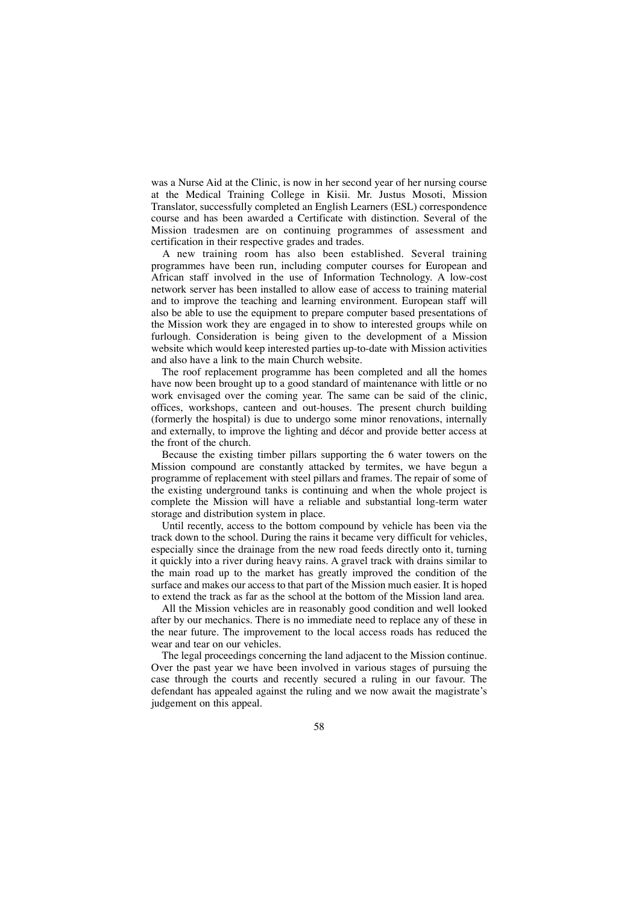was a Nurse Aid at the Clinic, is now in her second year of her nursing course at the Medical Training College in Kisii. Mr. Justus Mosoti, Mission Translator, successfully completed an English Learners (ESL) correspondence course and has been awarded a Certificate with distinction. Several of the Mission tradesmen are on continuing programmes of assessment and certification in their respective grades and trades.

A new training room has also been established. Several training programmes have been run, including computer courses for European and African staff involved in the use of Information Technology. A low-cost network server has been installed to allow ease of access to training material and to improve the teaching and learning environment. European staff will also be able to use the equipment to prepare computer based presentations of the Mission work they are engaged in to show to interested groups while on furlough. Consideration is being given to the development of a Mission website which would keep interested parties up-to-date with Mission activities and also have a link to the main Church website.

The roof replacement programme has been completed and all the homes have now been brought up to a good standard of maintenance with little or no work envisaged over the coming year. The same can be said of the clinic, offices, workshops, canteen and out-houses. The present church building (formerly the hospital) is due to undergo some minor renovations, internally and externally, to improve the lighting and décor and provide better access at the front of the church.

Because the existing timber pillars supporting the 6 water towers on the Mission compound are constantly attacked by termites, we have begun a programme of replacement with steel pillars and frames. The repair of some of the existing underground tanks is continuing and when the whole project is complete the Mission will have a reliable and substantial long-term water storage and distribution system in place.

Until recently, access to the bottom compound by vehicle has been via the track down to the school. During the rains it became very difficult for vehicles, especially since the drainage from the new road feeds directly onto it, turning it quickly into a river during heavy rains. A gravel track with drains similar to the main road up to the market has greatly improved the condition of the surface and makes our access to that part of the Mission much easier. It is hoped to extend the track as far as the school at the bottom of the Mission land area.

All the Mission vehicles are in reasonably good condition and well looked after by our mechanics. There is no immediate need to replace any of these in the near future. The improvement to the local access roads has reduced the wear and tear on our vehicles.

The legal proceedings concerning the land adjacent to the Mission continue. Over the past year we have been involved in various stages of pursuing the case through the courts and recently secured a ruling in our favour. The defendant has appealed against the ruling and we now await the magistrate's judgement on this appeal.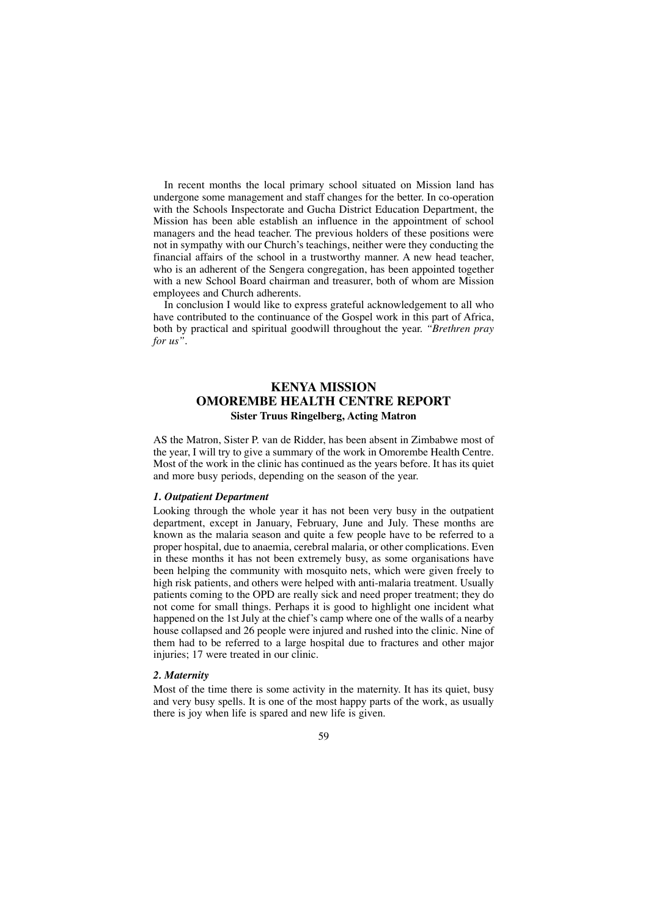In recent months the local primary school situated on Mission land has undergone some management and staff changes for the better. In co-operation with the Schools Inspectorate and Gucha District Education Department, the Mission has been able establish an influence in the appointment of school managers and the head teacher. The previous holders of these positions were not in sympathy with our Church's teachings, neither were they conducting the financial affairs of the school in a trustworthy manner. A new head teacher, who is an adherent of the Sengera congregation, has been appointed together with a new School Board chairman and treasurer, both of whom are Mission employees and Church adherents.

In conclusion I would like to express grateful acknowledgement to all who have contributed to the continuance of the Gospel work in this part of Africa, both by practical and spiritual goodwill throughout the year. *"Brethren pray for us"*.

## KENYA MISSION
## OMOREMBE HEALTH CENTRE REPORT
**Sister Truus Ringelberg, Acting Matron**

AS the Matron, Sister P. van de Ridder, has been absent in Zimbabwe most of the year, I will try to give a summary of the work in Omorembe Health Centre. Most of the work in the clinic has continued as the years before. It has its quiet and more busy periods, depending on the season of the year.

### *1. Outpatient Department*

Looking through the whole year it has not been very busy in the outpatient department, except in January, February, June and July. These months are known as the malaria season and quite a few people have to be referred to a proper hospital, due to anaemia, cerebral malaria, or other complications. Even in these months it has not been extremely busy, as some organisations have been helping the community with mosquito nets, which were given freely to high risk patients, and others were helped with anti-malaria treatment. Usually patients coming to the OPD are really sick and need proper treatment; they do not come for small things. Perhaps it is good to highlight one incident what happened on the 1st July at the chief's camp where one of the walls of a nearby house collapsed and 26 people were injured and rushed into the clinic. Nine of them had to be referred to a large hospital due to fractures and other major injuries; 17 were treated in our clinic.

### *2. Maternity*

Most of the time there is some activity in the maternity. It has its quiet, busy and very busy spells. It is one of the most happy parts of the work, as usually there is joy when life is spared and new life is given.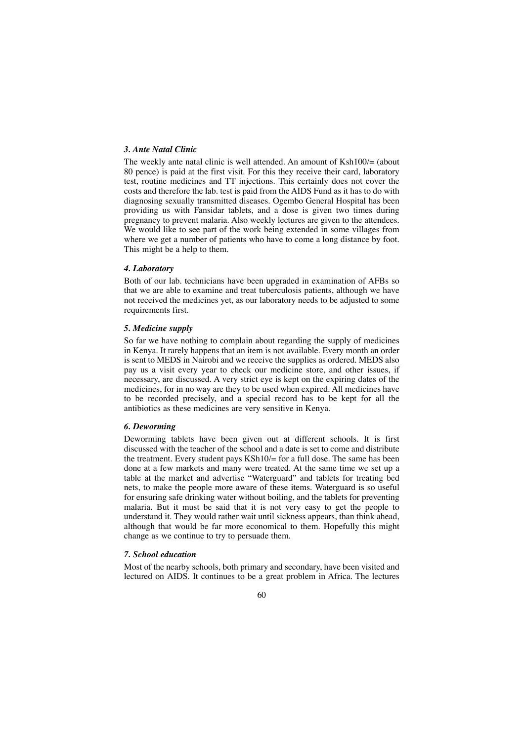### *3. Ante Natal Clinic*

The weekly ante natal clinic is well attended. An amount of Ksh100/= (about 80 pence) is paid at the first visit. For this they receive their card, laboratory test, routine medicines and TT injections. This certainly does not cover the costs and therefore the lab. test is paid from the AIDS Fund as it has to do with diagnosing sexually transmitted diseases. Ogembo General Hospital has been providing us with Fansidar tablets, and a dose is given two times during pregnancy to prevent malaria. Also weekly lectures are given to the attendees. We would like to see part of the work being extended in some villages from where we get a number of patients who have to come a long distance by foot. This might be a help to them.

### *4. Laboratory*

Both of our lab. technicians have been upgraded in examination of AFBs so that we are able to examine and treat tuberculosis patients, although we have not received the medicines yet, as our laboratory needs to be adjusted to some requirements first.

### *5. Medicine supply*

So far we have nothing to complain about regarding the supply of medicines in Kenya. It rarely happens that an item is not available. Every month an order is sent to MEDS in Nairobi and we receive the supplies as ordered. MEDS also pay us a visit every year to check our medicine store, and other issues, if necessary, are discussed. A very strict eye is kept on the expiring dates of the medicines, for in no way are they to be used when expired. All medicines have to be recorded precisely, and a special record has to be kept for all the antibiotics as these medicines are very sensitive in Kenya.

### *6. Deworming*

Deworming tablets have been given out at different schools. It is first discussed with the teacher of the school and a date is set to come and distribute the treatment. Every student pays KSh10/= for a full dose. The same has been done at a few markets and many were treated. At the same time we set up a table at the market and advertise "Waterguard" and tablets for treating bed nets, to make the people more aware of these items. Waterguard is so useful for ensuring safe drinking water without boiling, and the tablets for preventing malaria. But it must be said that it is not very easy to get the people to understand it. They would rather wait until sickness appears, than think ahead, although that would be far more economical to them. Hopefully this might change as we continue to try to persuade them.

### *7. School education*

Most of the nearby schools, both primary and secondary, have been visited and lectured on AIDS. It continues to be a great problem in Africa. The lectures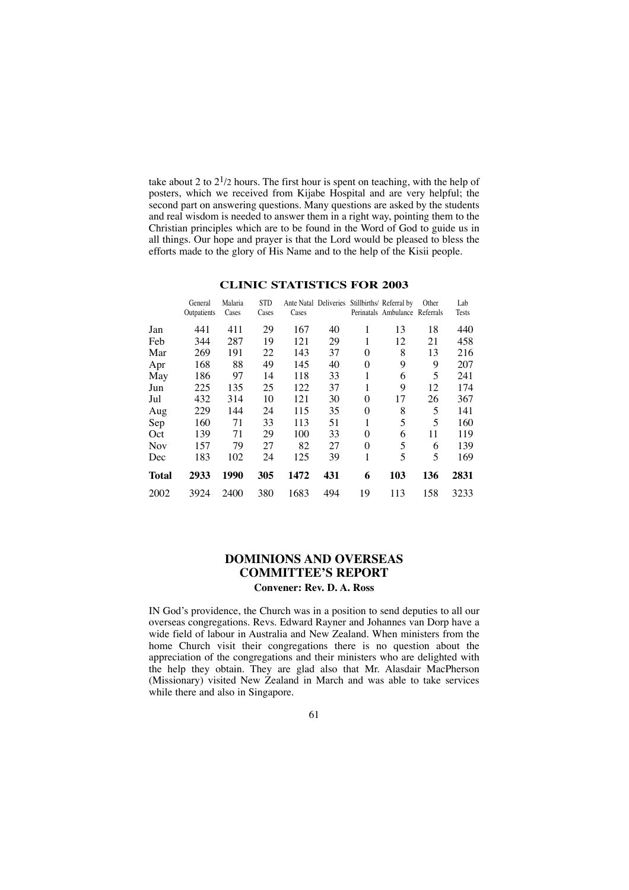take about 2 to $2^1/2$ hours. The first hour is spent on teaching, with the help of posters, which we received from Kijabe Hospital and are very helpful; the second part on answering questions. Many questions are asked by the students and real wisdom is needed to answer them in a right way, pointing them to the Christian principles which are to be found in the Word of God to guide us in all things. Our hope and prayer is that the Lord would be pleased to bless the efforts made to the glory of His Name and to the help of the Kisii people.

## CLINIC STATISTICS FOR 2003

| | General Outpatients | Malaria Cases | STD Cases | Ante Natal Cases | Deliveries | Stillbirths/ Perinatals | Referral by Ambulance | Other Referrals | Lab Tests |
|---|---|---|---|---|---|---|---|---|---|
| Jan | 441 | 411 | 29 | 167 | 40 | 1 | 13 | 18 | 440 |
| Feb | 344 | 287 | 19 | 121 | 29 | 1 | 12 | 21 | 458 |
| Mar | 269 | 191 | 22 | 143 | 37 | 0 | 8 | 13 | 216 |
| Apr | 168 | 88 | 49 | 145 | 40 | 0 | 9 | 9 | 207 |
| May | 186 | 97 | 14 | 118 | 33 | 1 | 6 | 5 | 241 |
| Jun | 225 | 135 | 25 | 122 | 37 | 1 | 9 | 12 | 174 |
| Jul | 432 | 314 | 10 | 121 | 30 | 0 | 17 | 26 | 367 |
| Aug | 229 | 144 | 24 | 115 | 35 | 0 | 8 | 5 | 141 |
| Sep | 160 | 71 | 33 | 113 | 51 | 1 | 5 | 5 | 160 |
| Oct | 139 | 71 | 29 | 100 | 33 | 0 | 6 | 11 | 119 |
| Nov | 157 | 79 | 27 | 82 | 27 | 0 | 5 | 6 | 139 |
| Dec | 183 | 102 | 24 | 125 | 39 | 1 | 5 | 5 | 169 |
| **Total** | **2933** | **1990** | **305** | **1472** | **431** | **6** | **103** | **136** | **2831** |
| 2002 | 3924 | 2400 | 380 | 1683 | 494 | 19 | 113 | 158 | 3233 |

## DOMINIONS AND OVERSEAS COMMITTEE'S REPORT

**Convener: Rev. D. A. Ross**

IN God's providence, the Church was in a position to send deputies to all our overseas congregations. Revs. Edward Rayner and Johannes van Dorp have a wide field of labour in Australia and New Zealand. When ministers from the home Church visit their congregations there is no question about the appreciation of the congregations and their ministers who are delighted with the help they obtain. They are glad also that Mr. Alasdair MacPherson (Missionary) visited New Zealand in March and was able to take services while there and also in Singapore.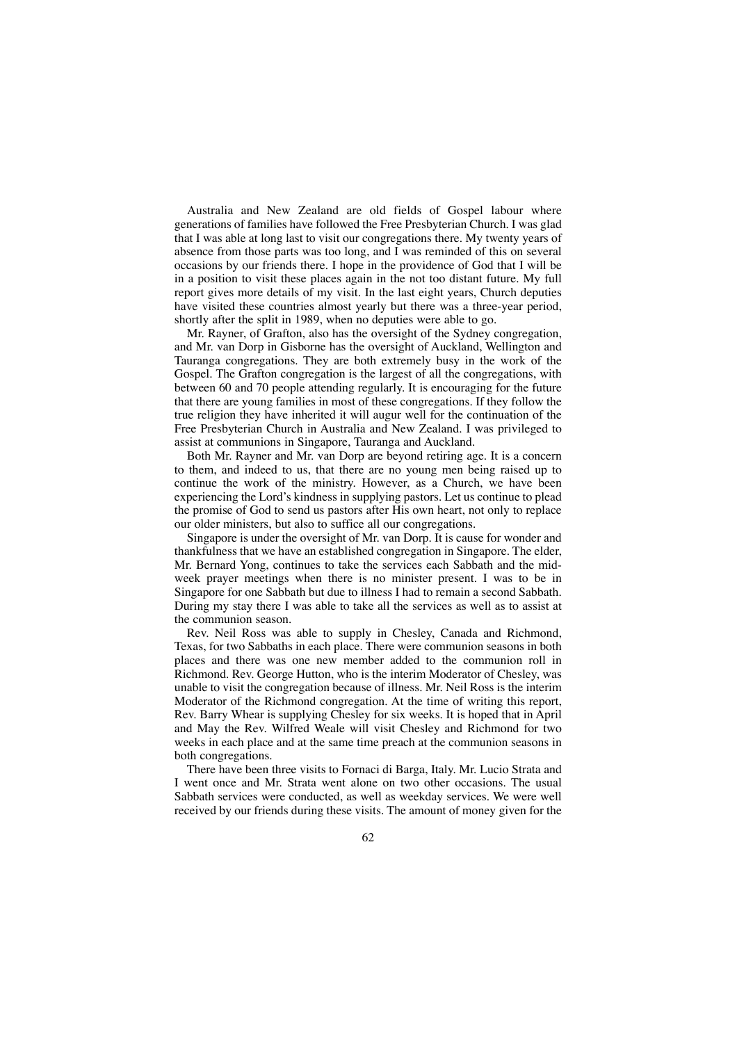Australia and New Zealand are old fields of Gospel labour where generations of families have followed the Free Presbyterian Church. I was glad that I was able at long last to visit our congregations there. My twenty years of absence from those parts was too long, and I was reminded of this on several occasions by our friends there. I hope in the providence of God that I will be in a position to visit these places again in the not too distant future. My full report gives more details of my visit. In the last eight years, Church deputies have visited these countries almost yearly but there was a three-year period, shortly after the split in 1989, when no deputies were able to go.

Mr. Rayner, of Grafton, also has the oversight of the Sydney congregation, and Mr. van Dorp in Gisborne has the oversight of Auckland, Wellington and Tauranga congregations. They are both extremely busy in the work of the Gospel. The Grafton congregation is the largest of all the congregations, with between 60 and 70 people attending regularly. It is encouraging for the future that there are young families in most of these congregations. If they follow the true religion they have inherited it will augur well for the continuation of the Free Presbyterian Church in Australia and New Zealand. I was privileged to assist at communions in Singapore, Tauranga and Auckland.

Both Mr. Rayner and Mr. van Dorp are beyond retiring age. It is a concern to them, and indeed to us, that there are no young men being raised up to continue the work of the ministry. However, as a Church, we have been experiencing the Lord's kindness in supplying pastors. Let us continue to plead the promise of God to send us pastors after His own heart, not only to replace our older ministers, but also to suffice all our congregations.

Singapore is under the oversight of Mr. van Dorp. It is cause for wonder and thankfulness that we have an established congregation in Singapore. The elder, Mr. Bernard Yong, continues to take the services each Sabbath and the mid-week prayer meetings when there is no minister present. I was to be in Singapore for one Sabbath but due to illness I had to remain a second Sabbath. During my stay there I was able to take all the services as well as to assist at the communion season.

Rev. Neil Ross was able to supply in Chesley, Canada and Richmond, Texas, for two Sabbaths in each place. There were communion seasons in both places and there was one new member added to the communion roll in Richmond. Rev. George Hutton, who is the interim Moderator of Chesley, was unable to visit the congregation because of illness. Mr. Neil Ross is the interim Moderator of the Richmond congregation. At the time of writing this report, Rev. Barry Whear is supplying Chesley for six weeks. It is hoped that in April and May the Rev. Wilfred Weale will visit Chesley and Richmond for two weeks in each place and at the same time preach at the communion seasons in both congregations.

There have been three visits to Fornaci di Barga, Italy. Mr. Lucio Strata and I went once and Mr. Strata went alone on two other occasions. The usual Sabbath services were conducted, as well as weekday services. We were well received by our friends during these visits. The amount of money given for the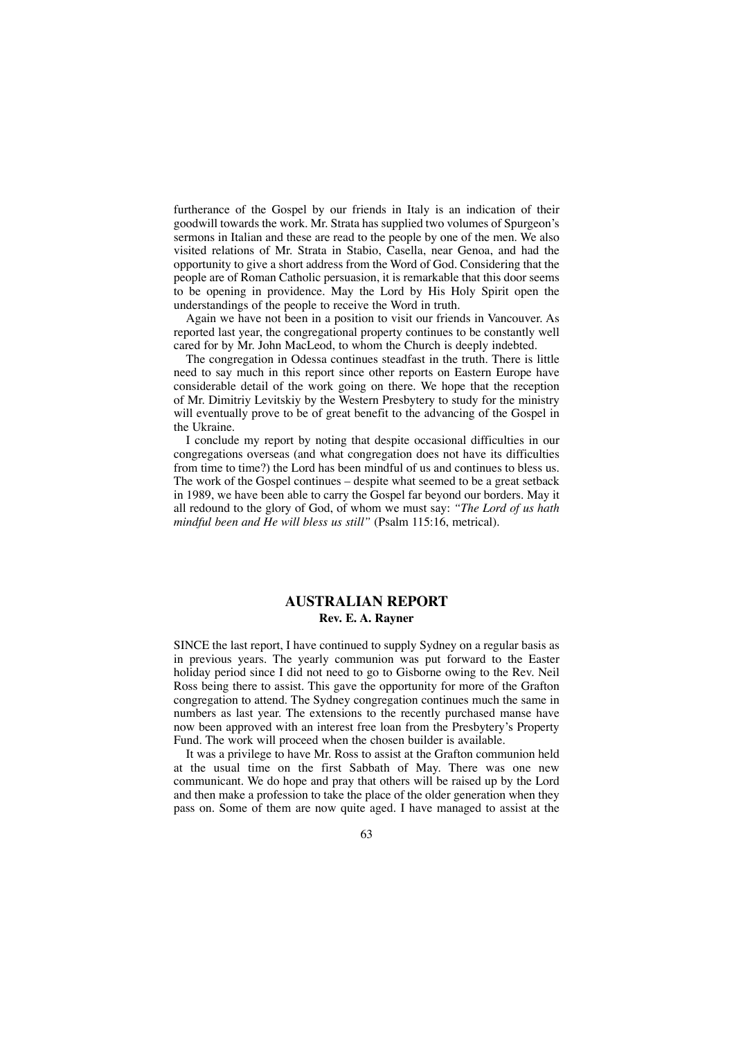furtherance of the Gospel by our friends in Italy is an indication of their goodwill towards the work. Mr. Strata has supplied two volumes of Spurgeon's sermons in Italian and these are read to the people by one of the men. We also visited relations of Mr. Strata in Stabio, Casella, near Genoa, and had the opportunity to give a short address from the Word of God. Considering that the people are of Roman Catholic persuasion, it is remarkable that this door seems to be opening in providence. May the Lord by His Holy Spirit open the understandings of the people to receive the Word in truth.

Again we have not been in a position to visit our friends in Vancouver. As reported last year, the congregational property continues to be constantly well cared for by Mr. John MacLeod, to whom the Church is deeply indebted.

The congregation in Odessa continues steadfast in the truth. There is little need to say much in this report since other reports on Eastern Europe have considerable detail of the work going on there. We hope that the reception of Mr. Dimitriy Levitskiy by the Western Presbytery to study for the ministry will eventually prove to be of great benefit to the advancing of the Gospel in the Ukraine.

I conclude my report by noting that despite occasional difficulties in our congregations overseas (and what congregation does not have its difficulties from time to time?) the Lord has been mindful of us and continues to bless us. The work of the Gospel continues – despite what seemed to be a great setback in 1989, we have been able to carry the Gospel far beyond our borders. May it all redound to the glory of God, of whom we must say: *"The Lord of us hath mindful been and He will bless us still"* (Psalm 115:16, metrical).

## AUSTRALIAN REPORT

**Rev. E. A. Rayner**

SINCE the last report, I have continued to supply Sydney on a regular basis as in previous years. The yearly communion was put forward to the Easter holiday period since I did not need to go to Gisborne owing to the Rev. Neil Ross being there to assist. This gave the opportunity for more of the Grafton congregation to attend. The Sydney congregation continues much the same in numbers as last year. The extensions to the recently purchased manse have now been approved with an interest free loan from the Presbytery's Property Fund. The work will proceed when the chosen builder is available.

It was a privilege to have Mr. Ross to assist at the Grafton communion held at the usual time on the first Sabbath of May. There was one new communicant. We do hope and pray that others will be raised up by the Lord and then make a profession to take the place of the older generation when they pass on. Some of them are now quite aged. I have managed to assist at the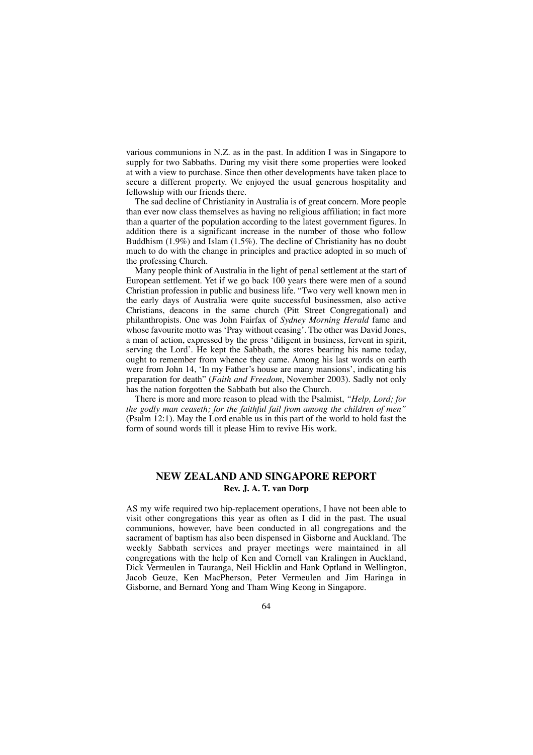various communions in N.Z. as in the past. In addition I was in Singapore to supply for two Sabbaths. During my visit there some properties were looked at with a view to purchase. Since then other developments have taken place to secure a different property. We enjoyed the usual generous hospitality and fellowship with our friends there.

The sad decline of Christianity in Australia is of great concern. More people than ever now class themselves as having no religious affiliation; in fact more than a quarter of the population according to the latest government figures. In addition there is a significant increase in the number of those who follow Buddhism (1.9%) and Islam (1.5%). The decline of Christianity has no doubt much to do with the change in principles and practice adopted in so much of the professing Church.

Many people think of Australia in the light of penal settlement at the start of European settlement. Yet if we go back 100 years there were men of a sound Christian profession in public and business life. "Two very well known men in the early days of Australia were quite successful businessmen, also active Christians, deacons in the same church (Pitt Street Congregational) and philanthropists. One was John Fairfax of *Sydney Morning Herald* fame and whose favourite motto was 'Pray without ceasing'. The other was David Jones, a man of action, expressed by the press 'diligent in business, fervent in spirit, serving the Lord'. He kept the Sabbath, the stores bearing his name today, ought to remember from whence they came. Among his last words on earth were from John 14, 'In my Father's house are many mansions', indicating his preparation for death" (*Faith and Freedom*, November 2003). Sadly not only has the nation forgotten the Sabbath but also the Church.

There is more and more reason to plead with the Psalmist, *"Help, Lord; for the godly man ceaseth; for the faithful fail from among the children of men"* (Psalm 12:1). May the Lord enable us in this part of the world to hold fast the form of sound words till it please Him to revive His work.

## NEW ZEALAND AND SINGAPORE REPORT

**Rev. J. A. T. van Dorp**

AS my wife required two hip-replacement operations, I have not been able to visit other congregations this year as often as I did in the past. The usual communions, however, have been conducted in all congregations and the sacrament of baptism has also been dispensed in Gisborne and Auckland. The weekly Sabbath services and prayer meetings were maintained in all congregations with the help of Ken and Cornell van Kralingen in Auckland, Dick Vermeulen in Tauranga, Neil Hicklin and Hank Optland in Wellington, Jacob Geuze, Ken MacPherson, Peter Vermeulen and Jim Haringa in Gisborne, and Bernard Yong and Tham Wing Keong in Singapore.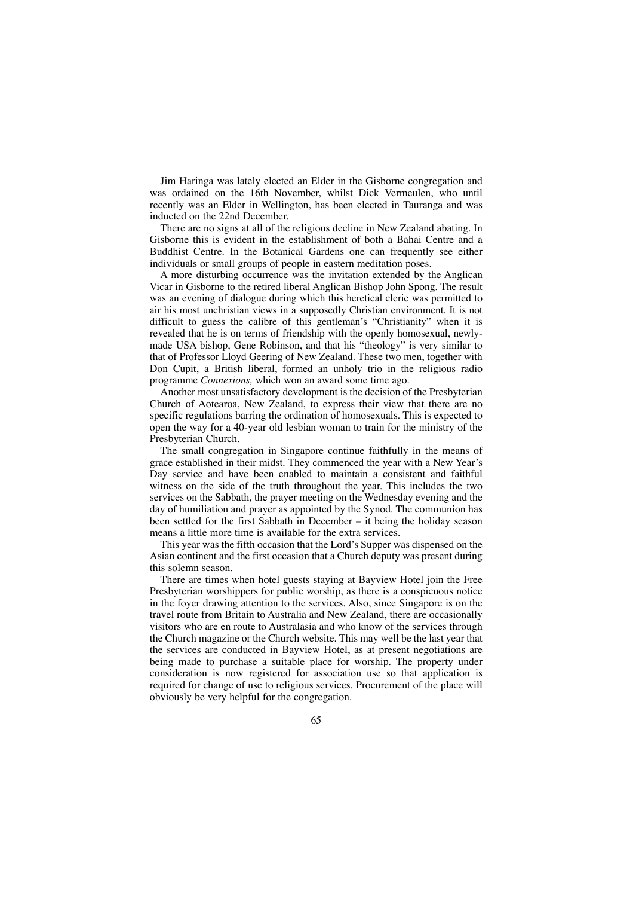Jim Haringa was lately elected an Elder in the Gisborne congregation and was ordained on the 16th November, whilst Dick Vermeulen, who until recently was an Elder in Wellington, has been elected in Tauranga and was inducted on the 22nd December.

There are no signs at all of the religious decline in New Zealand abating. In Gisborne this is evident in the establishment of both a Bahai Centre and a Buddhist Centre. In the Botanical Gardens one can frequently see either individuals or small groups of people in eastern meditation poses.

A more disturbing occurrence was the invitation extended by the Anglican Vicar in Gisborne to the retired liberal Anglican Bishop John Spong. The result was an evening of dialogue during which this heretical cleric was permitted to air his most unchristian views in a supposedly Christian environment. It is not difficult to guess the calibre of this gentleman's "Christianity" when it is revealed that he is on terms of friendship with the openly homosexual, newly-made USA bishop, Gene Robinson, and that his "theology" is very similar to that of Professor Lloyd Geering of New Zealand. These two men, together with Don Cupit, a British liberal, formed an unholy trio in the religious radio programme *Connexions,* which won an award some time ago.

Another most unsatisfactory development is the decision of the Presbyterian Church of Aotearoa, New Zealand, to express their view that there are no specific regulations barring the ordination of homosexuals. This is expected to open the way for a 40-year old lesbian woman to train for the ministry of the Presbyterian Church.

The small congregation in Singapore continue faithfully in the means of grace established in their midst. They commenced the year with a New Year's Day service and have been enabled to maintain a consistent and faithful witness on the side of the truth throughout the year. This includes the two services on the Sabbath, the prayer meeting on the Wednesday evening and the day of humiliation and prayer as appointed by the Synod. The communion has been settled for the first Sabbath in December – it being the holiday season means a little more time is available for the extra services.

This year was the fifth occasion that the Lord's Supper was dispensed on the Asian continent and the first occasion that a Church deputy was present during this solemn season.

There are times when hotel guests staying at Bayview Hotel join the Free Presbyterian worshippers for public worship, as there is a conspicuous notice in the foyer drawing attention to the services. Also, since Singapore is on the travel route from Britain to Australia and New Zealand, there are occasionally visitors who are en route to Australasia and who know of the services through the Church magazine or the Church website. This may well be the last year that the services are conducted in Bayview Hotel, as at present negotiations are being made to purchase a suitable place for worship. The property under consideration is now registered for association use so that application is required for change of use to religious services. Procurement of the place will obviously be very helpful for the congregation.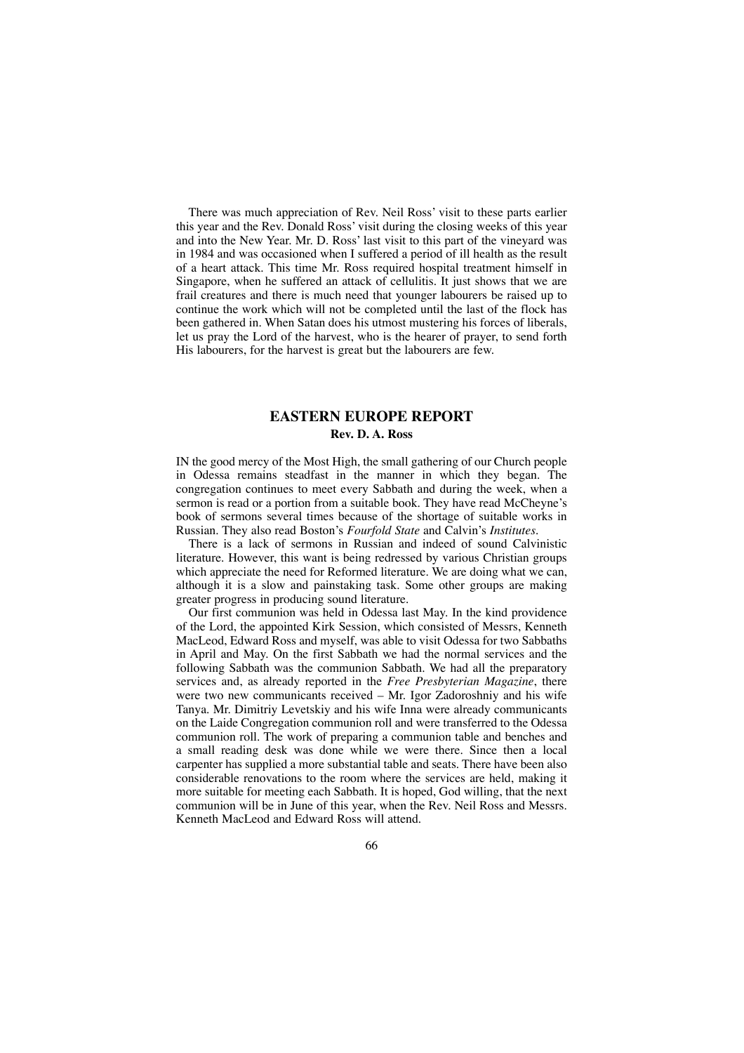There was much appreciation of Rev. Neil Ross' visit to these parts earlier this year and the Rev. Donald Ross' visit during the closing weeks of this year and into the New Year. Mr. D. Ross' last visit to this part of the vineyard was in 1984 and was occasioned when I suffered a period of ill health as the result of a heart attack. This time Mr. Ross required hospital treatment himself in Singapore, when he suffered an attack of cellulitis. It just shows that we are frail creatures and there is much need that younger labourers be raised up to continue the work which will not be completed until the last of the flock has been gathered in. When Satan does his utmost mustering his forces of liberals, let us pray the Lord of the harvest, who is the hearer of prayer, to send forth His labourers, for the harvest is great but the labourers are few.

## EASTERN EUROPE REPORT

**Rev. D. A. Ross**

IN the good mercy of the Most High, the small gathering of our Church people in Odessa remains steadfast in the manner in which they began. The congregation continues to meet every Sabbath and during the week, when a sermon is read or a portion from a suitable book. They have read McCheyne's book of sermons several times because of the shortage of suitable works in Russian. They also read Boston's *Fourfold State* and Calvin's *Institutes*.

There is a lack of sermons in Russian and indeed of sound Calvinistic literature. However, this want is being redressed by various Christian groups which appreciate the need for Reformed literature. We are doing what we can, although it is a slow and painstaking task. Some other groups are making greater progress in producing sound literature.

Our first communion was held in Odessa last May. In the kind providence of the Lord, the appointed Kirk Session, which consisted of Messrs, Kenneth MacLeod, Edward Ross and myself, was able to visit Odessa for two Sabbaths in April and May. On the first Sabbath we had the normal services and the following Sabbath was the communion Sabbath. We had all the preparatory services and, as already reported in the *Free Presbyterian Magazine*, there were two new communicants received – Mr. Igor Zadoroshniy and his wife Tanya. Mr. Dimitriy Levetskiy and his wife Inna were already communicants on the Laide Congregation communion roll and were transferred to the Odessa communion roll. The work of preparing a communion table and benches and a small reading desk was done while we were there. Since then a local carpenter has supplied a more substantial table and seats. There have been also considerable renovations to the room where the services are held, making it more suitable for meeting each Sabbath. It is hoped, God willing, that the next communion will be in June of this year, when the Rev. Neil Ross and Messrs. Kenneth MacLeod and Edward Ross will attend.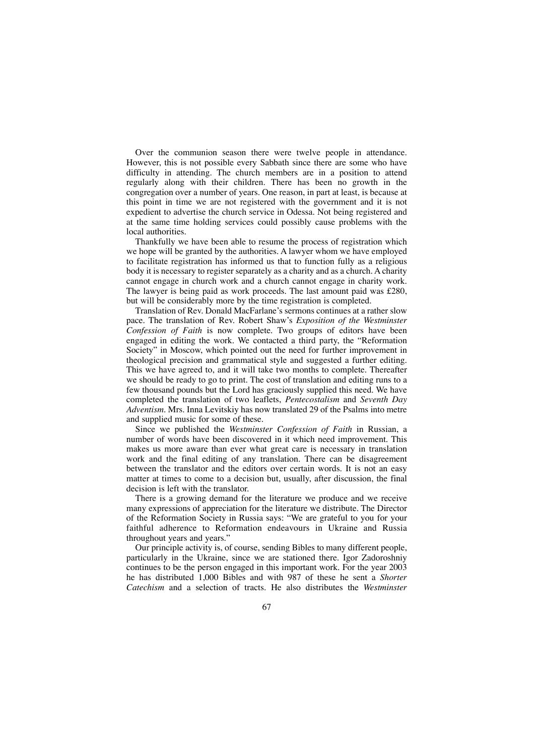Over the communion season there were twelve people in attendance. However, this is not possible every Sabbath since there are some who have difficulty in attending. The church members are in a position to attend regularly along with their children. There has been no growth in the congregation over a number of years. One reason, in part at least, is because at this point in time we are not registered with the government and it is not expedient to advertise the church service in Odessa. Not being registered and at the same time holding services could possibly cause problems with the local authorities.

Thankfully we have been able to resume the process of registration which we hope will be granted by the authorities. A lawyer whom we have employed to facilitate registration has informed us that to function fully as a religious body it is necessary to register separately as a charity and as a church. A charity cannot engage in church work and a church cannot engage in charity work. The lawyer is being paid as work proceeds. The last amount paid was £280, but will be considerably more by the time registration is completed.

Translation of Rev. Donald MacFarlane's sermons continues at a rather slow pace. The translation of Rev. Robert Shaw's *Exposition of the Westminster Confession of Faith* is now complete. Two groups of editors have been engaged in editing the work. We contacted a third party, the "Reformation Society" in Moscow, which pointed out the need for further improvement in theological precision and grammatical style and suggested a further editing. This we have agreed to, and it will take two months to complete. Thereafter we should be ready to go to print. The cost of translation and editing runs to a few thousand pounds but the Lord has graciously supplied this need. We have completed the translation of two leaflets, *Pentecostalism* and *Seventh Day Adventism*. Mrs. Inna Levitskiy has now translated 29 of the Psalms into metre and supplied music for some of these.

Since we published the *Westminster Confession of Faith* in Russian, a number of words have been discovered in it which need improvement. This makes us more aware than ever what great care is necessary in translation work and the final editing of any translation. There can be disagreement between the translator and the editors over certain words. It is not an easy matter at times to come to a decision but, usually, after discussion, the final decision is left with the translator.

There is a growing demand for the literature we produce and we receive many expressions of appreciation for the literature we distribute. The Director of the Reformation Society in Russia says: "We are grateful to you for your faithful adherence to Reformation endeavours in Ukraine and Russia throughout years and years."

Our principle activity is, of course, sending Bibles to many different people, particularly in the Ukraine, since we are stationed there. Igor Zadoroshniy continues to be the person engaged in this important work. For the year 2003 he has distributed 1,000 Bibles and with 987 of these he sent a *Shorter Catechism* and a selection of tracts. He also distributes the *Westminster*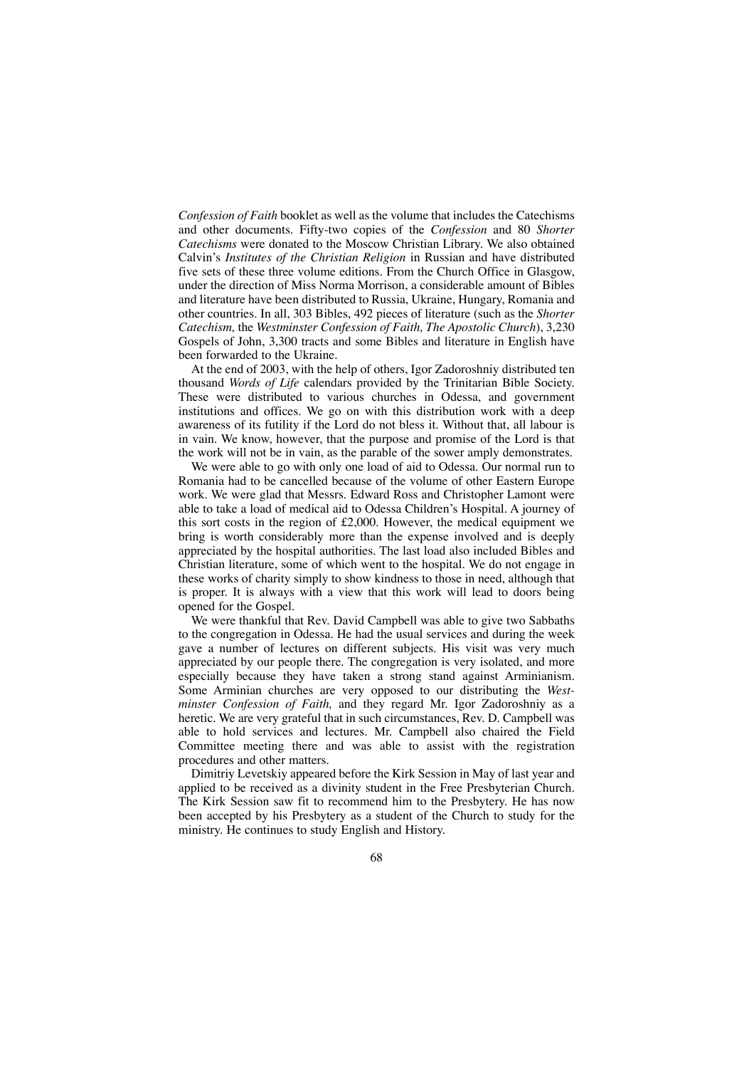*Confession of Faith* booklet as well as the volume that includes the Catechisms and other documents. Fifty-two copies of the *Confession* and 80 *Shorter Catechisms* were donated to the Moscow Christian Library. We also obtained Calvin's *Institutes of the Christian Religion* in Russian and have distributed five sets of these three volume editions. From the Church Office in Glasgow, under the direction of Miss Norma Morrison, a considerable amount of Bibles and literature have been distributed to Russia, Ukraine, Hungary, Romania and other countries. In all, 303 Bibles, 492 pieces of literature (such as the *Shorter Catechism,* the *Westminster Confession of Faith, The Apostolic Church*), 3,230 Gospels of John, 3,300 tracts and some Bibles and literature in English have been forwarded to the Ukraine.

At the end of 2003, with the help of others, Igor Zadoroshniy distributed ten thousand *Words of Life* calendars provided by the Trinitarian Bible Society. These were distributed to various churches in Odessa, and government institutions and offices. We go on with this distribution work with a deep awareness of its futility if the Lord do not bless it. Without that, all labour is in vain. We know, however, that the purpose and promise of the Lord is that the work will not be in vain, as the parable of the sower amply demonstrates.

We were able to go with only one load of aid to Odessa. Our normal run to Romania had to be cancelled because of the volume of other Eastern Europe work. We were glad that Messrs. Edward Ross and Christopher Lamont were able to take a load of medical aid to Odessa Children's Hospital. A journey of this sort costs in the region of £2,000. However, the medical equipment we bring is worth considerably more than the expense involved and is deeply appreciated by the hospital authorities. The last load also included Bibles and Christian literature, some of which went to the hospital. We do not engage in these works of charity simply to show kindness to those in need, although that is proper. It is always with a view that this work will lead to doors being opened for the Gospel.

We were thankful that Rev. David Campbell was able to give two Sabbaths to the congregation in Odessa. He had the usual services and during the week gave a number of lectures on different subjects. His visit was very much appreciated by our people there. The congregation is very isolated, and more especially because they have taken a strong stand against Arminianism. Some Arminian churches are very opposed to our distributing the *Westminster Confession of Faith,* and they regard Mr. Igor Zadoroshniy as a heretic. We are very grateful that in such circumstances, Rev. D. Campbell was able to hold services and lectures. Mr. Campbell also chaired the Field Committee meeting there and was able to assist with the registration procedures and other matters.

Dimitriy Levetskiy appeared before the Kirk Session in May of last year and applied to be received as a divinity student in the Free Presbyterian Church. The Kirk Session saw fit to recommend him to the Presbytery. He has now been accepted by his Presbytery as a student of the Church to study for the ministry. He continues to study English and History.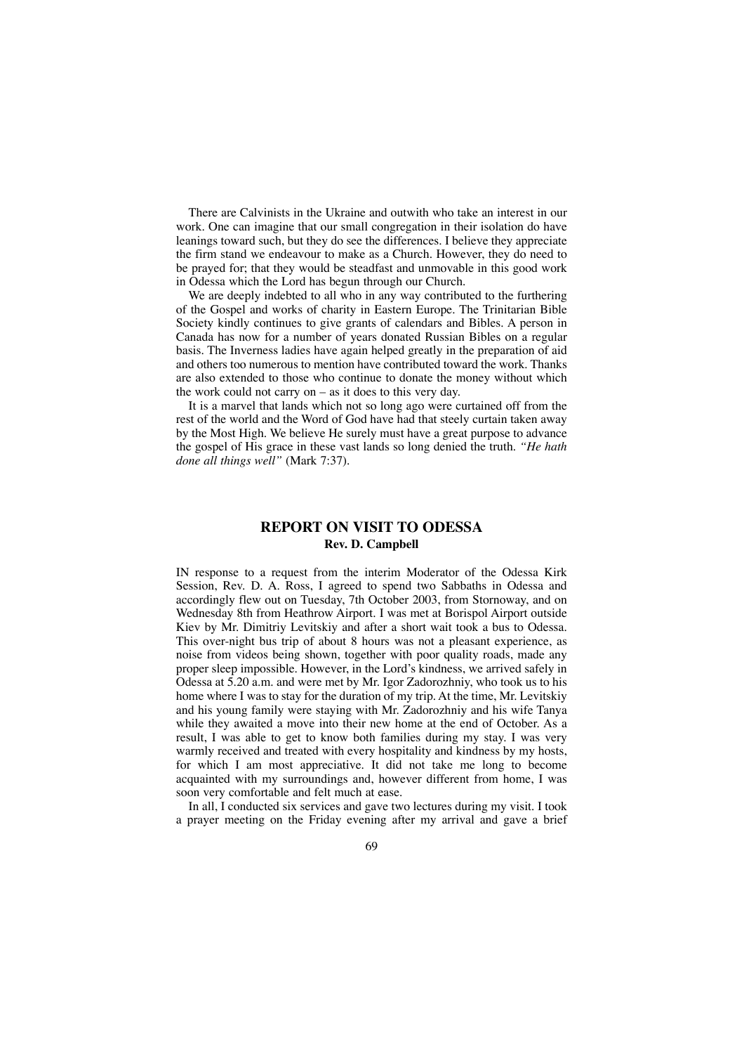There are Calvinists in the Ukraine and outwith who take an interest in our work. One can imagine that our small congregation in their isolation do have leanings toward such, but they do see the differences. I believe they appreciate the firm stand we endeavour to make as a Church. However, they do need to be prayed for; that they would be steadfast and unmovable in this good work in Odessa which the Lord has begun through our Church.

We are deeply indebted to all who in any way contributed to the furthering of the Gospel and works of charity in Eastern Europe. The Trinitarian Bible Society kindly continues to give grants of calendars and Bibles. A person in Canada has now for a number of years donated Russian Bibles on a regular basis. The Inverness ladies have again helped greatly in the preparation of aid and others too numerous to mention have contributed toward the work. Thanks are also extended to those who continue to donate the money without which the work could not carry on – as it does to this very day.

It is a marvel that lands which not so long ago were curtained off from the rest of the world and the Word of God have had that steely curtain taken away by the Most High. We believe He surely must have a great purpose to advance the gospel of His grace in these vast lands so long denied the truth. *"He hath done all things well"* (Mark 7:37).

## REPORT ON VISIT TO ODESSA

**Rev. D. Campbell**

IN response to a request from the interim Moderator of the Odessa Kirk Session, Rev. D. A. Ross, I agreed to spend two Sabbaths in Odessa and accordingly flew out on Tuesday, 7th October 2003, from Stornoway, and on Wednesday 8th from Heathrow Airport. I was met at Borispol Airport outside Kiev by Mr. Dimitriy Levitskiy and after a short wait took a bus to Odessa. This over-night bus trip of about 8 hours was not a pleasant experience, as noise from videos being shown, together with poor quality roads, made any proper sleep impossible. However, in the Lord's kindness, we arrived safely in Odessa at 5.20 a.m. and were met by Mr. Igor Zadorozhniy, who took us to his home where I was to stay for the duration of my trip. At the time, Mr. Levitskiy and his young family were staying with Mr. Zadorozhniy and his wife Tanya while they awaited a move into their new home at the end of October. As a result, I was able to get to know both families during my stay. I was very warmly received and treated with every hospitality and kindness by my hosts, for which I am most appreciative. It did not take me long to become acquainted with my surroundings and, however different from home, I was soon very comfortable and felt much at ease.

In all, I conducted six services and gave two lectures during my visit. I took a prayer meeting on the Friday evening after my arrival and gave a brief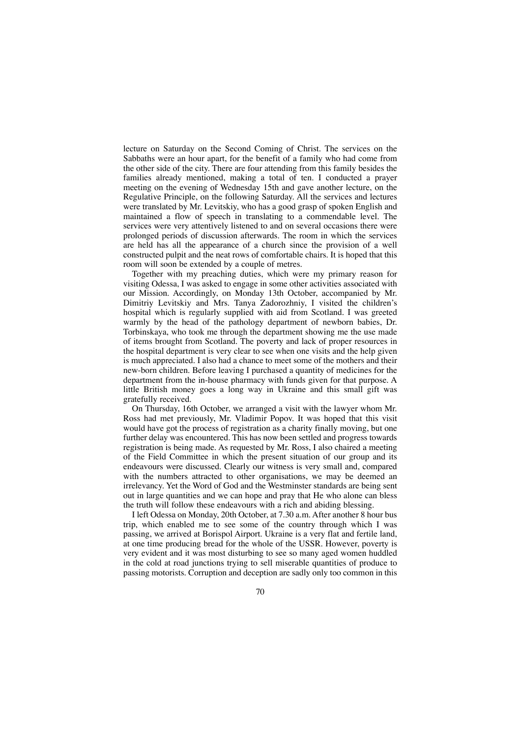lecture on Saturday on the Second Coming of Christ. The services on the Sabbaths were an hour apart, for the benefit of a family who had come from the other side of the city. There are four attending from this family besides the families already mentioned, making a total of ten. I conducted a prayer meeting on the evening of Wednesday 15th and gave another lecture, on the Regulative Principle, on the following Saturday. All the services and lectures were translated by Mr. Levitskiy, who has a good grasp of spoken English and maintained a flow of speech in translating to a commendable level. The services were very attentively listened to and on several occasions there were prolonged periods of discussion afterwards. The room in which the services are held has all the appearance of a church since the provision of a well constructed pulpit and the neat rows of comfortable chairs. It is hoped that this room will soon be extended by a couple of metres.

Together with my preaching duties, which were my primary reason for visiting Odessa, I was asked to engage in some other activities associated with our Mission. Accordingly, on Monday 13th October, accompanied by Mr. Dimitriy Levitskiy and Mrs. Tanya Zadorozhniy, I visited the children's hospital which is regularly supplied with aid from Scotland. I was greeted warmly by the head of the pathology department of newborn babies, Dr. Torbinskaya, who took me through the department showing me the use made of items brought from Scotland. The poverty and lack of proper resources in the hospital department is very clear to see when one visits and the help given is much appreciated. I also had a chance to meet some of the mothers and their new-born children. Before leaving I purchased a quantity of medicines for the department from the in-house pharmacy with funds given for that purpose. A little British money goes a long way in Ukraine and this small gift was gratefully received.

On Thursday, 16th October, we arranged a visit with the lawyer whom Mr. Ross had met previously, Mr. Vladimir Popov. It was hoped that this visit would have got the process of registration as a charity finally moving, but one further delay was encountered. This has now been settled and progress towards registration is being made. As requested by Mr. Ross, I also chaired a meeting of the Field Committee in which the present situation of our group and its endeavours were discussed. Clearly our witness is very small and, compared with the numbers attracted to other organisations, we may be deemed an irrelevancy. Yet the Word of God and the Westminster standards are being sent out in large quantities and we can hope and pray that He who alone can bless the truth will follow these endeavours with a rich and abiding blessing.

I left Odessa on Monday, 20th October, at 7.30 a.m. After another 8 hour bus trip, which enabled me to see some of the country through which I was passing, we arrived at Borispol Airport. Ukraine is a very flat and fertile land, at one time producing bread for the whole of the USSR. However, poverty is very evident and it was most disturbing to see so many aged women huddled in the cold at road junctions trying to sell miserable quantities of produce to passing motorists. Corruption and deception are sadly only too common in this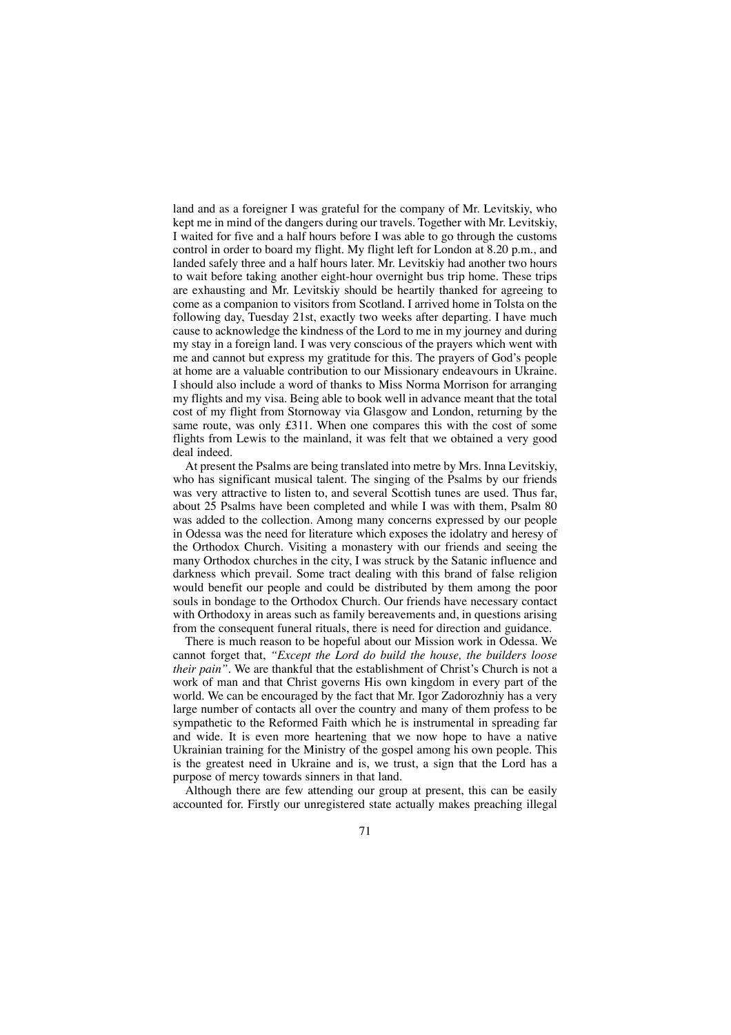land and as a foreigner I was grateful for the company of Mr. Levitskiy, who kept me in mind of the dangers during our travels. Together with Mr. Levitskiy, I waited for five and a half hours before I was able to go through the customs control in order to board my flight. My flight left for London at 8.20 p.m., and landed safely three and a half hours later. Mr. Levitskiy had another two hours to wait before taking another eight-hour overnight bus trip home. These trips are exhausting and Mr. Levitskiy should be heartily thanked for agreeing to come as a companion to visitors from Scotland. I arrived home in Tolsta on the following day, Tuesday 21st, exactly two weeks after departing. I have much cause to acknowledge the kindness of the Lord to me in my journey and during my stay in a foreign land. I was very conscious of the prayers which went with me and cannot but express my gratitude for this. The prayers of God's people at home are a valuable contribution to our Missionary endeavours in Ukraine. I should also include a word of thanks to Miss Norma Morrison for arranging my flights and my visa. Being able to book well in advance meant that the total cost of my flight from Stornoway via Glasgow and London, returning by the same route, was only £311. When one compares this with the cost of some flights from Lewis to the mainland, it was felt that we obtained a very good deal indeed.

At present the Psalms are being translated into metre by Mrs. Inna Levitskiy, who has significant musical talent. The singing of the Psalms by our friends was very attractive to listen to, and several Scottish tunes are used. Thus far, about 25 Psalms have been completed and while I was with them, Psalm 80 was added to the collection. Among many concerns expressed by our people in Odessa was the need for literature which exposes the idolatry and heresy of the Orthodox Church. Visiting a monastery with our friends and seeing the many Orthodox churches in the city, I was struck by the Satanic influence and darkness which prevail. Some tract dealing with this brand of false religion would benefit our people and could be distributed by them among the poor souls in bondage to the Orthodox Church. Our friends have necessary contact with Orthodoxy in areas such as family bereavements and, in questions arising from the consequent funeral rituals, there is need for direction and guidance.

There is much reason to be hopeful about our Mission work in Odessa. We cannot forget that, *"Except the Lord do build the house, the builders loose their pain"*. We are thankful that the establishment of Christ's Church is not a work of man and that Christ governs His own kingdom in every part of the world. We can be encouraged by the fact that Mr. Igor Zadorozhniy has a very large number of contacts all over the country and many of them profess to be sympathetic to the Reformed Faith which he is instrumental in spreading far and wide. It is even more heartening that we now hope to have a native Ukrainian training for the Ministry of the gospel among his own people. This is the greatest need in Ukraine and is, we trust, a sign that the Lord has a purpose of mercy towards sinners in that land.

Although there are few attending our group at present, this can be easily accounted for. Firstly our unregistered state actually makes preaching illegal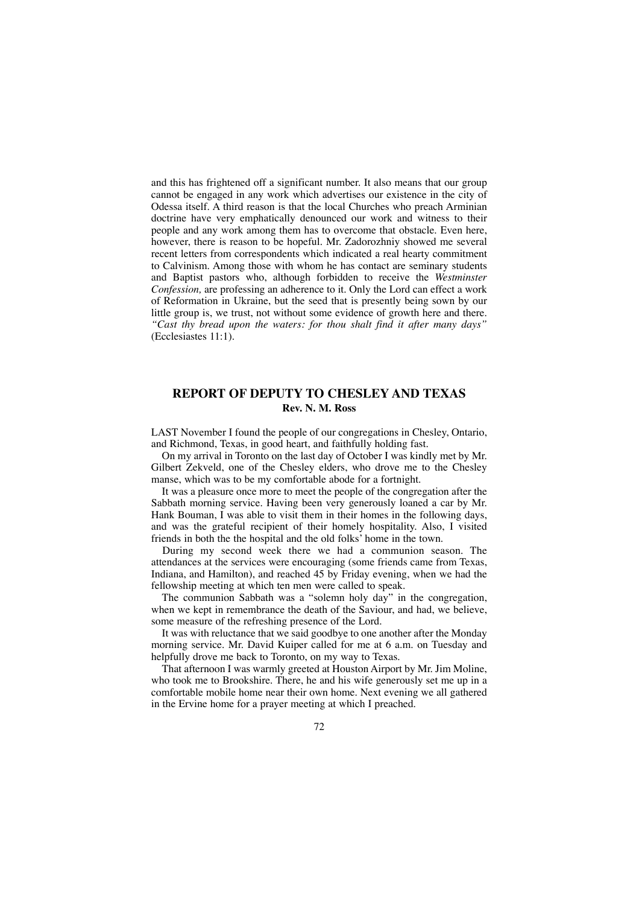and this has frightened off a significant number. It also means that our group cannot be engaged in any work which advertises our existence in the city of Odessa itself. A third reason is that the local Churches who preach Arminian doctrine have very emphatically denounced our work and witness to their people and any work among them has to overcome that obstacle. Even here, however, there is reason to be hopeful. Mr. Zadorozhniy showed me several recent letters from correspondents which indicated a real hearty commitment to Calvinism. Among those with whom he has contact are seminary students and Baptist pastors who, although forbidden to receive the *Westminster Confession,* are professing an adherence to it. Only the Lord can effect a work of Reformation in Ukraine, but the seed that is presently being sown by our little group is, we trust, not without some evidence of growth here and there. *"Cast thy bread upon the waters: for thou shalt find it after many days"* (Ecclesiastes 11:1).

## REPORT OF DEPUTY TO CHESLEY AND TEXAS

**Rev. N. M. Ross**

LAST November I found the people of our congregations in Chesley, Ontario, and Richmond, Texas, in good heart, and faithfully holding fast.

On my arrival in Toronto on the last day of October I was kindly met by Mr. Gilbert Zekveld, one of the Chesley elders, who drove me to the Chesley manse, which was to be my comfortable abode for a fortnight.

It was a pleasure once more to meet the people of the congregation after the Sabbath morning service. Having been very generously loaned a car by Mr. Hank Bouman, I was able to visit them in their homes in the following days, and was the grateful recipient of their homely hospitality. Also, I visited friends in both the the hospital and the old folks' home in the town.

During my second week there we had a communion season. The attendances at the services were encouraging (some friends came from Texas, Indiana, and Hamilton), and reached 45 by Friday evening, when we had the fellowship meeting at which ten men were called to speak.

The communion Sabbath was a "solemn holy day" in the congregation, when we kept in remembrance the death of the Saviour, and had, we believe, some measure of the refreshing presence of the Lord.

It was with reluctance that we said goodbye to one another after the Monday morning service. Mr. David Kuiper called for me at 6 a.m. on Tuesday and helpfully drove me back to Toronto, on my way to Texas.

That afternoon I was warmly greeted at Houston Airport by Mr. Jim Moline, who took me to Brookshire. There, he and his wife generously set me up in a comfortable mobile home near their own home. Next evening we all gathered in the Ervine home for a prayer meeting at which I preached.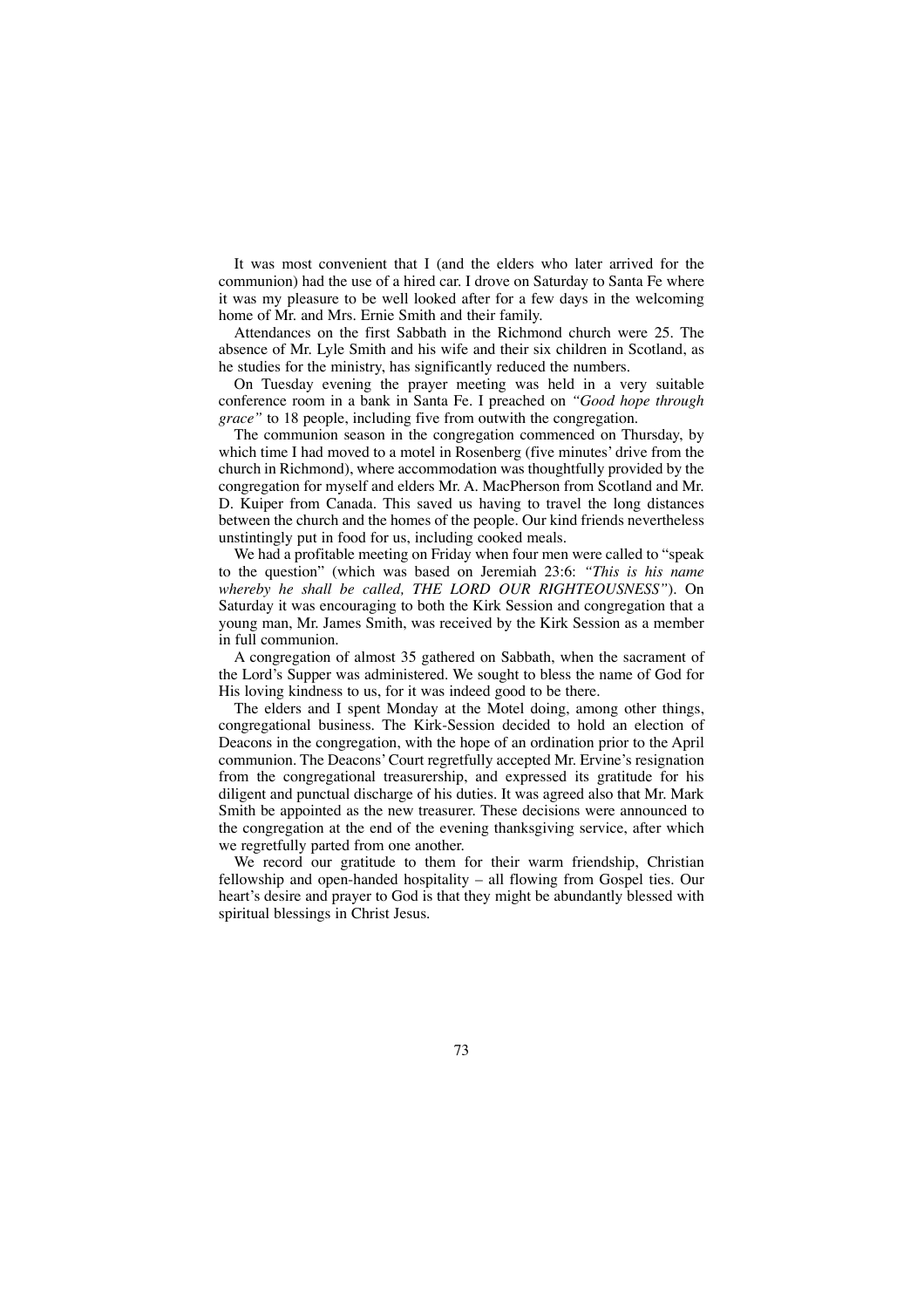It was most convenient that I (and the elders who later arrived for the communion) had the use of a hired car. I drove on Saturday to Santa Fe where it was my pleasure to be well looked after for a few days in the welcoming home of Mr. and Mrs. Ernie Smith and their family.

Attendances on the first Sabbath in the Richmond church were 25. The absence of Mr. Lyle Smith and his wife and their six children in Scotland, as he studies for the ministry, has significantly reduced the numbers.

On Tuesday evening the prayer meeting was held in a very suitable conference room in a bank in Santa Fe. I preached on *"Good hope through grace"* to 18 people, including five from outwith the congregation.

The communion season in the congregation commenced on Thursday, by which time I had moved to a motel in Rosenberg (five minutes' drive from the church in Richmond), where accommodation was thoughtfully provided by the congregation for myself and elders Mr. A. MacPherson from Scotland and Mr. D. Kuiper from Canada. This saved us having to travel the long distances between the church and the homes of the people. Our kind friends nevertheless unstintingly put in food for us, including cooked meals.

We had a profitable meeting on Friday when four men were called to "speak to the question" (which was based on Jeremiah 23:6: *"This is his name whereby he shall be called, THE LORD OUR RIGHTEOUSNESS"*). On Saturday it was encouraging to both the Kirk Session and congregation that a young man, Mr. James Smith, was received by the Kirk Session as a member in full communion.

A congregation of almost 35 gathered on Sabbath, when the sacrament of the Lord's Supper was administered. We sought to bless the name of God for His loving kindness to us, for it was indeed good to be there.

The elders and I spent Monday at the Motel doing, among other things, congregational business. The Kirk-Session decided to hold an election of Deacons in the congregation, with the hope of an ordination prior to the April communion. The Deacons' Court regretfully accepted Mr. Ervine's resignation from the congregational treasurership, and expressed its gratitude for his diligent and punctual discharge of his duties. It was agreed also that Mr. Mark Smith be appointed as the new treasurer. These decisions were announced to the congregation at the end of the evening thanksgiving service, after which we regretfully parted from one another.

We record our gratitude to them for their warm friendship, Christian fellowship and open-handed hospitality – all flowing from Gospel ties. Our heart's desire and prayer to God is that they might be abundantly blessed with spiritual blessings in Christ Jesus.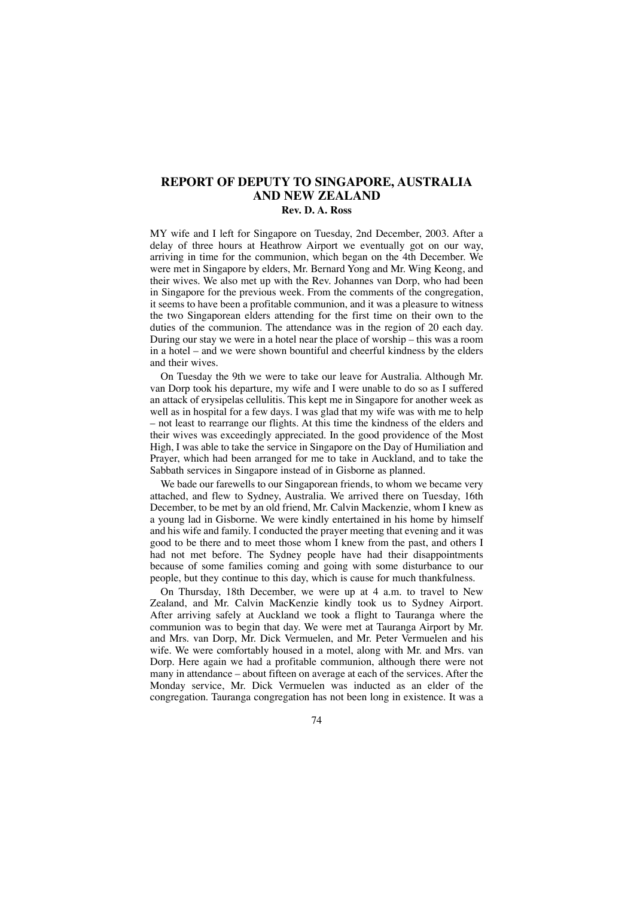## REPORT OF DEPUTY TO SINGAPORE, AUSTRALIA AND NEW ZEALAND

**Rev. D. A. Ross**

MY wife and I left for Singapore on Tuesday, 2nd December, 2003. After a delay of three hours at Heathrow Airport we eventually got on our way, arriving in time for the communion, which began on the 4th December. We were met in Singapore by elders, Mr. Bernard Yong and Mr. Wing Keong, and their wives. We also met up with the Rev. Johannes van Dorp, who had been in Singapore for the previous week. From the comments of the congregation, it seems to have been a profitable communion, and it was a pleasure to witness the two Singaporean elders attending for the first time on their own to the duties of the communion. The attendance was in the region of 20 each day. During our stay we were in a hotel near the place of worship – this was a room in a hotel – and we were shown bountiful and cheerful kindness by the elders and their wives.

On Tuesday the 9th we were to take our leave for Australia. Although Mr. van Dorp took his departure, my wife and I were unable to do so as I suffered an attack of erysipelas cellulitis. This kept me in Singapore for another week as well as in hospital for a few days. I was glad that my wife was with me to help – not least to rearrange our flights. At this time the kindness of the elders and their wives was exceedingly appreciated. In the good providence of the Most High, I was able to take the service in Singapore on the Day of Humiliation and Prayer, which had been arranged for me to take in Auckland, and to take the Sabbath services in Singapore instead of in Gisborne as planned.

We bade our farewells to our Singaporean friends, to whom we became very attached, and flew to Sydney, Australia. We arrived there on Tuesday, 16th December, to be met by an old friend, Mr. Calvin Mackenzie, whom I knew as a young lad in Gisborne. We were kindly entertained in his home by himself and his wife and family. I conducted the prayer meeting that evening and it was good to be there and to meet those whom I knew from the past, and others I had not met before. The Sydney people have had their disappointments because of some families coming and going with some disturbance to our people, but they continue to this day, which is cause for much thankfulness.

On Thursday, 18th December, we were up at 4 a.m. to travel to New Zealand, and Mr. Calvin MacKenzie kindly took us to Sydney Airport. After arriving safely at Auckland we took a flight to Tauranga where the communion was to begin that day. We were met at Tauranga Airport by Mr. and Mrs. van Dorp, Mr. Dick Vermuelen, and Mr. Peter Vermuelen and his wife. We were comfortably housed in a motel, along with Mr. and Mrs. van Dorp. Here again we had a profitable communion, although there were not many in attendance – about fifteen on average at each of the services. After the Monday service, Mr. Dick Vermuelen was inducted as an elder of the congregation. Tauranga congregation has not been long in existence. It was a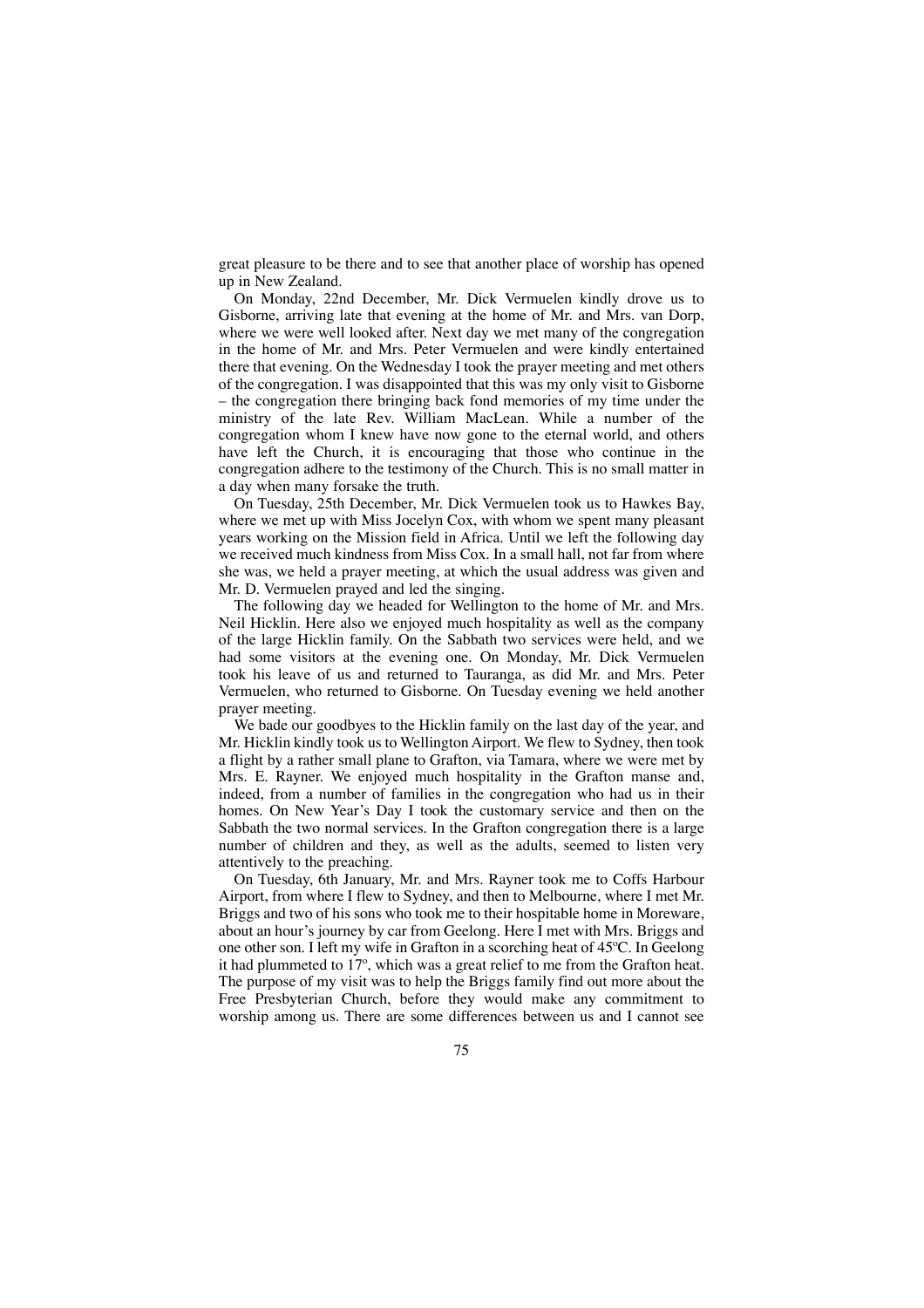great pleasure to be there and to see that another place of worship has opened up in New Zealand.

On Monday, 22nd December, Mr. Dick Vermuelen kindly drove us to Gisborne, arriving late that evening at the home of Mr. and Mrs. van Dorp, where we were well looked after. Next day we met many of the congregation in the home of Mr. and Mrs. Peter Vermuelen and were kindly entertained there that evening. On the Wednesday I took the prayer meeting and met others of the congregation. I was disappointed that this was my only visit to Gisborne – the congregation there bringing back fond memories of my time under the ministry of the late Rev. William MacLean. While a number of the congregation whom I knew have now gone to the eternal world, and others have left the Church, it is encouraging that those who continue in the congregation adhere to the testimony of the Church. This is no small matter in a day when many forsake the truth.

On Tuesday, 25th December, Mr. Dick Vermuelen took us to Hawkes Bay, where we met up with Miss Jocelyn Cox, with whom we spent many pleasant years working on the Mission field in Africa. Until we left the following day we received much kindness from Miss Cox. In a small hall, not far from where she was, we held a prayer meeting, at which the usual address was given and Mr. D. Vermuelen prayed and led the singing.

The following day we headed for Wellington to the home of Mr. and Mrs. Neil Hicklin. Here also we enjoyed much hospitality as well as the company of the large Hicklin family. On the Sabbath two services were held, and we had some visitors at the evening one. On Monday, Mr. Dick Vermuelen took his leave of us and returned to Tauranga, as did Mr. and Mrs. Peter Vermuelen, who returned to Gisborne. On Tuesday evening we held another prayer meeting.

We bade our goodbyes to the Hicklin family on the last day of the year, and Mr. Hicklin kindly took us to Wellington Airport. We flew to Sydney, then took a flight by a rather small plane to Grafton, via Tamara, where we were met by Mrs. E. Rayner. We enjoyed much hospitality in the Grafton manse and, indeed, from a number of families in the congregation who had us in their homes. On New Year's Day I took the customary service and then on the Sabbath the two normal services. In the Grafton congregation there is a large number of children and they, as well as the adults, seemed to listen very attentively to the preaching.

On Tuesday, 6th January, Mr. and Mrs. Rayner took me to Coffs Harbour Airport, from where I flew to Sydney, and then to Melbourne, where I met Mr. Briggs and two of his sons who took me to their hospitable home in Moreware, about an hour's journey by car from Geelong. Here I met with Mrs. Briggs and one other son. I left my wife in Grafton in a scorching heat of 45ºC. In Geelong it had plummeted to 17º, which was a great relief to me from the Grafton heat. The purpose of my visit was to help the Briggs family find out more about the Free Presbyterian Church, before they would make any commitment to worship among us. There are some differences between us and I cannot see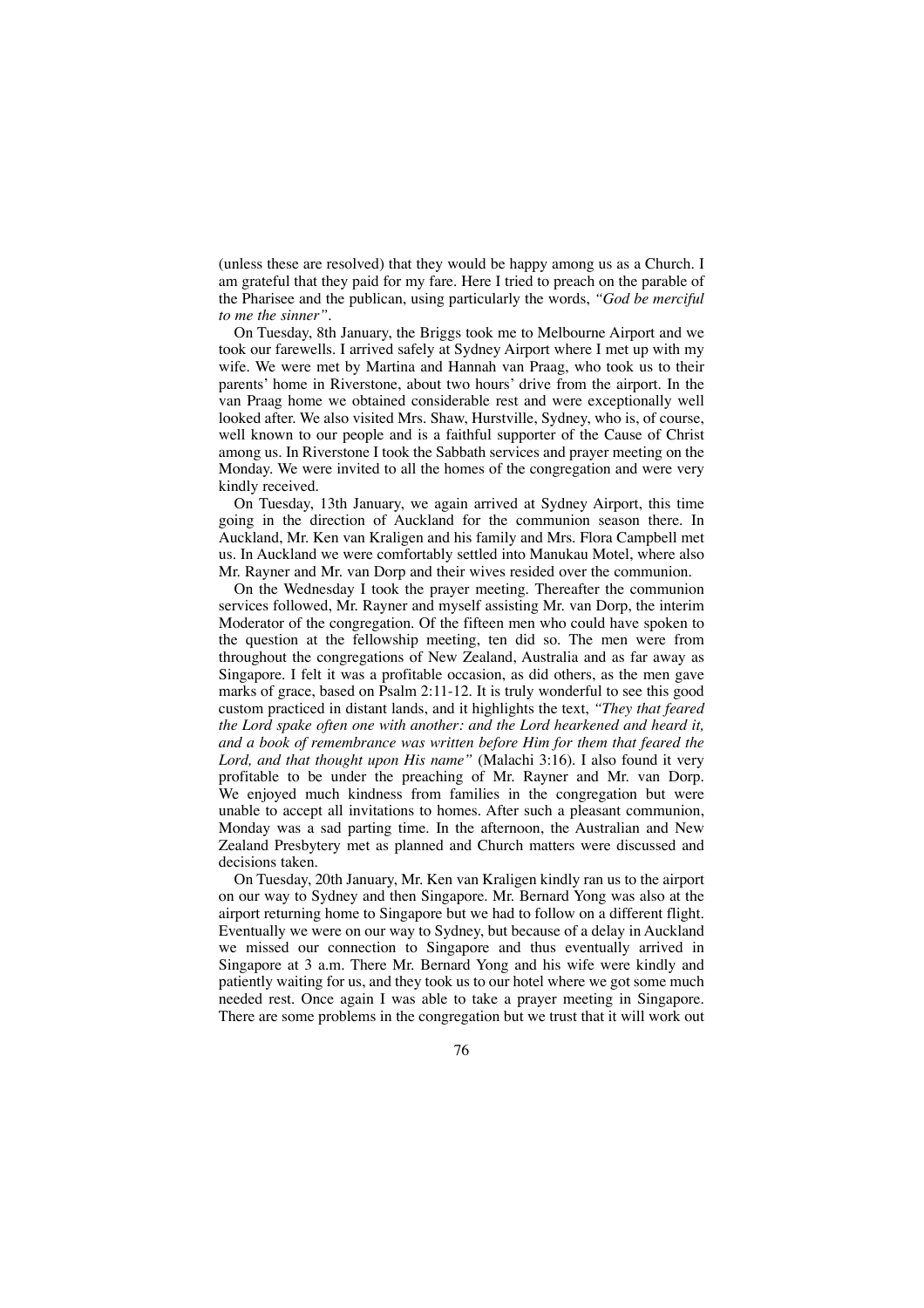(unless these are resolved) that they would be happy among us as a Church. I am grateful that they paid for my fare. Here I tried to preach on the parable of the Pharisee and the publican, using particularly the words, *"God be merciful to me the sinner"*.

On Tuesday, 8th January, the Briggs took me to Melbourne Airport and we took our farewells. I arrived safely at Sydney Airport where I met up with my wife. We were met by Martina and Hannah van Praag, who took us to their parents' home in Riverstone, about two hours' drive from the airport. In the van Praag home we obtained considerable rest and were exceptionally well looked after. We also visited Mrs. Shaw, Hurstville, Sydney, who is, of course, well known to our people and is a faithful supporter of the Cause of Christ among us. In Riverstone I took the Sabbath services and prayer meeting on the Monday. We were invited to all the homes of the congregation and were very kindly received.

On Tuesday, 13th January, we again arrived at Sydney Airport, this time going in the direction of Auckland for the communion season there. In Auckland, Mr. Ken van Kraligen and his family and Mrs. Flora Campbell met us. In Auckland we were comfortably settled into Manukau Motel, where also Mr. Rayner and Mr. van Dorp and their wives resided over the communion.

On the Wednesday I took the prayer meeting. Thereafter the communion services followed, Mr. Rayner and myself assisting Mr. van Dorp, the interim Moderator of the congregation. Of the fifteen men who could have spoken to the question at the fellowship meeting, ten did so. The men were from throughout the congregations of New Zealand, Australia and as far away as Singapore. I felt it was a profitable occasion, as did others, as the men gave marks of grace, based on Psalm 2:11-12. It is truly wonderful to see this good custom practiced in distant lands, and it highlights the text, *"They that feared the Lord spake often one with another: and the Lord hearkened and heard it, and a book of remembrance was written before Him for them that feared the Lord, and that thought upon His name"* (Malachi 3:16). I also found it very profitable to be under the preaching of Mr. Rayner and Mr. van Dorp. We enjoyed much kindness from families in the congregation but were unable to accept all invitations to homes. After such a pleasant communion, Monday was a sad parting time. In the afternoon, the Australian and New Zealand Presbytery met as planned and Church matters were discussed and decisions taken.

On Tuesday, 20th January, Mr. Ken van Kraligen kindly ran us to the airport on our way to Sydney and then Singapore. Mr. Bernard Yong was also at the airport returning home to Singapore but we had to follow on a different flight. Eventually we were on our way to Sydney, but because of a delay in Auckland we missed our connection to Singapore and thus eventually arrived in Singapore at 3 a.m. There Mr. Bernard Yong and his wife were kindly and patiently waiting for us, and they took us to our hotel where we got some much needed rest. Once again I was able to take a prayer meeting in Singapore. There are some problems in the congregation but we trust that it will work out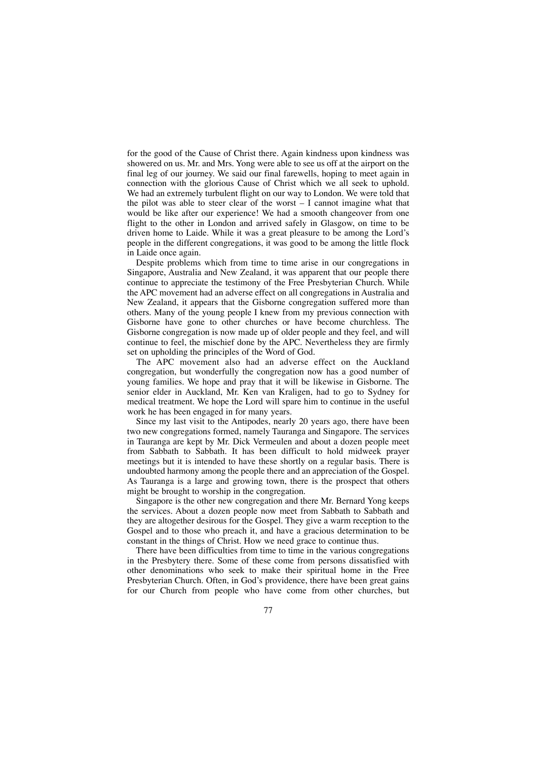for the good of the Cause of Christ there. Again kindness upon kindness was showered on us. Mr. and Mrs. Yong were able to see us off at the airport on the final leg of our journey. We said our final farewells, hoping to meet again in connection with the glorious Cause of Christ which we all seek to uphold. We had an extremely turbulent flight on our way to London. We were told that the pilot was able to steer clear of the worst – I cannot imagine what that would be like after our experience! We had a smooth changeover from one flight to the other in London and arrived safely in Glasgow, on time to be driven home to Laide. While it was a great pleasure to be among the Lord's people in the different congregations, it was good to be among the little flock in Laide once again.

Despite problems which from time to time arise in our congregations in Singapore, Australia and New Zealand, it was apparent that our people there continue to appreciate the testimony of the Free Presbyterian Church. While the APC movement had an adverse effect on all congregations in Australia and New Zealand, it appears that the Gisborne congregation suffered more than others. Many of the young people I knew from my previous connection with Gisborne have gone to other churches or have become churchless. The Gisborne congregation is now made up of older people and they feel, and will continue to feel, the mischief done by the APC. Nevertheless they are firmly set on upholding the principles of the Word of God.

The APC movement also had an adverse effect on the Auckland congregation, but wonderfully the congregation now has a good number of young families. We hope and pray that it will be likewise in Gisborne. The senior elder in Auckland, Mr. Ken van Kraligen, had to go to Sydney for medical treatment. We hope the Lord will spare him to continue in the useful work he has been engaged in for many years.

Since my last visit to the Antipodes, nearly 20 years ago, there have been two new congregations formed, namely Tauranga and Singapore. The services in Tauranga are kept by Mr. Dick Vermeulen and about a dozen people meet from Sabbath to Sabbath. It has been difficult to hold midweek prayer meetings but it is intended to have these shortly on a regular basis. There is undoubted harmony among the people there and an appreciation of the Gospel. As Tauranga is a large and growing town, there is the prospect that others might be brought to worship in the congregation.

Singapore is the other new congregation and there Mr. Bernard Yong keeps the services. About a dozen people now meet from Sabbath to Sabbath and they are altogether desirous for the Gospel. They give a warm reception to the Gospel and to those who preach it, and have a gracious determination to be constant in the things of Christ. How we need grace to continue thus.

There have been difficulties from time to time in the various congregations in the Presbytery there. Some of these come from persons dissatisfied with other denominations who seek to make their spiritual home in the Free Presbyterian Church. Often, in God's providence, there have been great gains for our Church from people who have come from other churches, but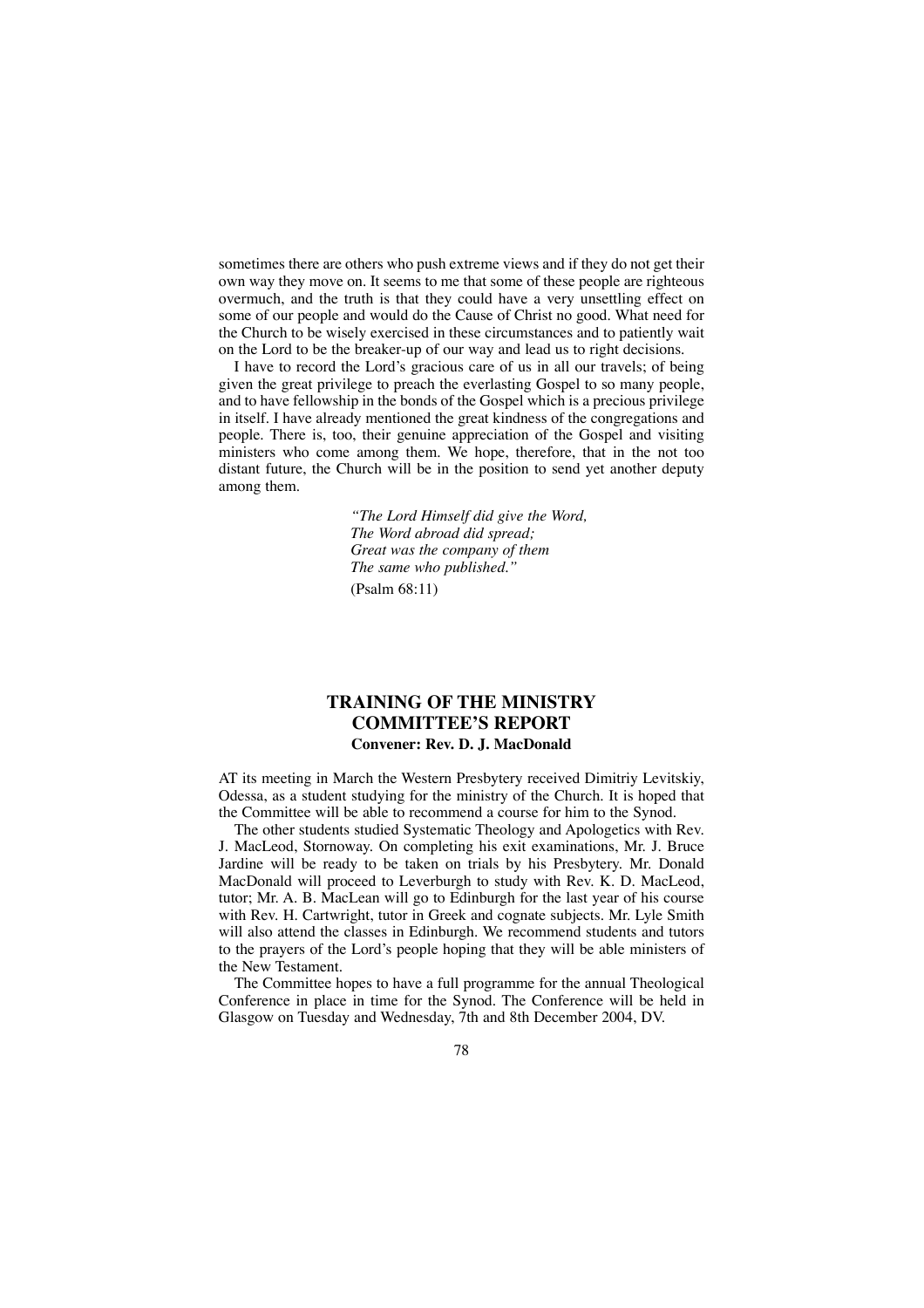sometimes there are others who push extreme views and if they do not get their own way they move on. It seems to me that some of these people are righteous overmuch, and the truth is that they could have a very unsettling effect on some of our people and would do the Cause of Christ no good. What need for the Church to be wisely exercised in these circumstances and to patiently wait on the Lord to be the breaker-up of our way and lead us to right decisions.

I have to record the Lord's gracious care of us in all our travels; of being given the great privilege to preach the everlasting Gospel to so many people, and to have fellowship in the bonds of the Gospel which is a precious privilege in itself. I have already mentioned the great kindness of the congregations and people. There is, too, their genuine appreciation of the Gospel and visiting ministers who come among them. We hope, therefore, that in the not too distant future, the Church will be in the position to send yet another deputy among them.

> *"The Lord Himself did give the Word,*
> *The Word abroad did spread;*
> *Great was the company of them*
> *The same who published."*
>
> (Psalm 68:11)

## TRAINING OF THE MINISTRY COMMITTEE'S REPORT

**Convener: Rev. D. J. MacDonald**

AT its meeting in March the Western Presbytery received Dimitriy Levitskiy, Odessa, as a student studying for the ministry of the Church. It is hoped that the Committee will be able to recommend a course for him to the Synod.

The other students studied Systematic Theology and Apologetics with Rev. J. MacLeod, Stornoway. On completing his exit examinations, Mr. J. Bruce Jardine will be ready to be taken on trials by his Presbytery. Mr. Donald MacDonald will proceed to Leverburgh to study with Rev. K. D. MacLeod, tutor; Mr. A. B. MacLean will go to Edinburgh for the last year of his course with Rev. H. Cartwright, tutor in Greek and cognate subjects. Mr. Lyle Smith will also attend the classes in Edinburgh. We recommend students and tutors to the prayers of the Lord's people hoping that they will be able ministers of the New Testament.

The Committee hopes to have a full programme for the annual Theological Conference in place in time for the Synod. The Conference will be held in Glasgow on Tuesday and Wednesday, 7th and 8th December 2004, DV.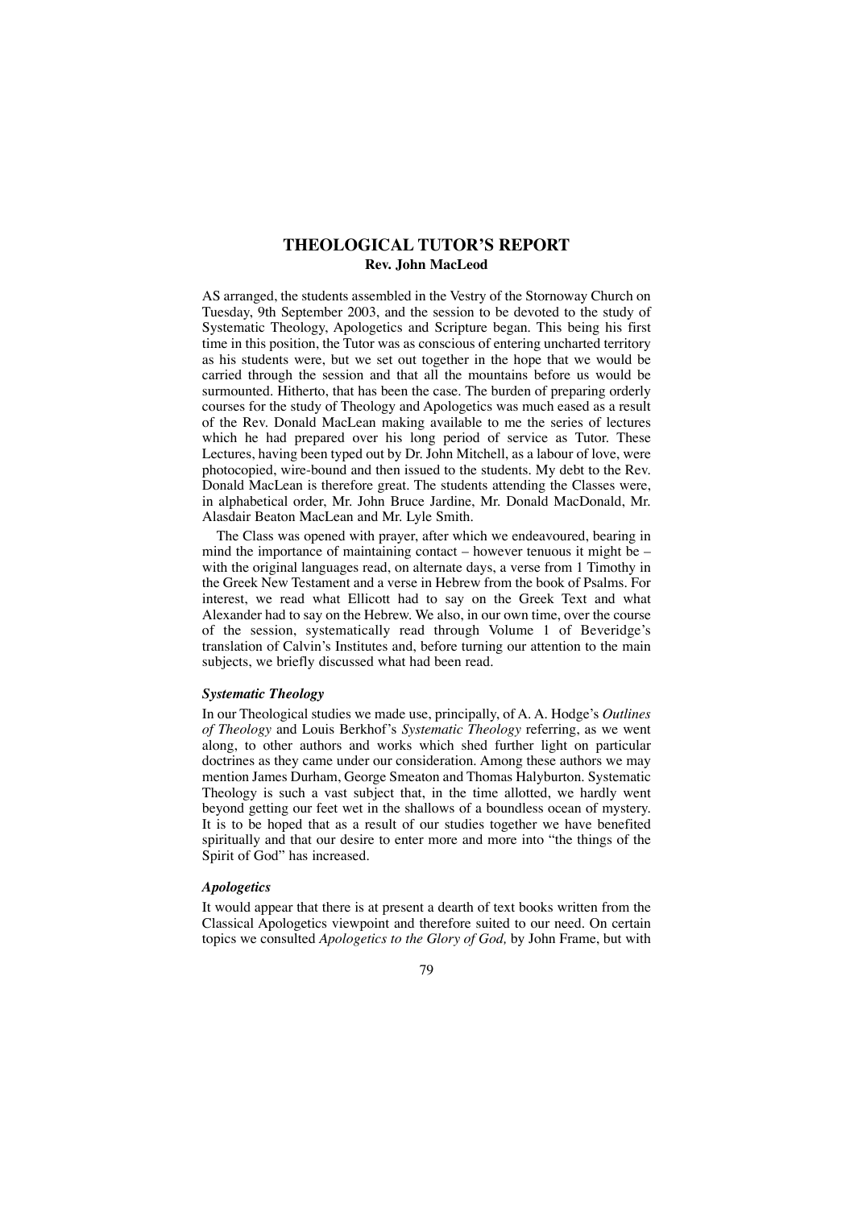# THEOLOGICAL TUTOR'S REPORT

**Rev. John MacLeod**

AS arranged, the students assembled in the Vestry of the Stornoway Church on Tuesday, 9th September 2003, and the session to be devoted to the study of Systematic Theology, Apologetics and Scripture began. This being his first time in this position, the Tutor was as conscious of entering uncharted territory as his students were, but we set out together in the hope that we would be carried through the session and that all the mountains before us would be surmounted. Hitherto, that has been the case. The burden of preparing orderly courses for the study of Theology and Apologetics was much eased as a result of the Rev. Donald MacLean making available to me the series of lectures which he had prepared over his long period of service as Tutor. These Lectures, having been typed out by Dr. John Mitchell, as a labour of love, were photocopied, wire-bound and then issued to the students. My debt to the Rev. Donald MacLean is therefore great. The students attending the Classes were, in alphabetical order, Mr. John Bruce Jardine, Mr. Donald MacDonald, Mr. Alasdair Beaton MacLean and Mr. Lyle Smith.

The Class was opened with prayer, after which we endeavoured, bearing in mind the importance of maintaining contact – however tenuous it might be – with the original languages read, on alternate days, a verse from 1 Timothy in the Greek New Testament and a verse in Hebrew from the book of Psalms. For interest, we read what Ellicott had to say on the Greek Text and what Alexander had to say on the Hebrew. We also, in our own time, over the course of the session, systematically read through Volume 1 of Beveridge's translation of Calvin's Institutes and, before turning our attention to the main subjects, we briefly discussed what had been read.

### *Systematic Theology*

In our Theological studies we made use, principally, of A. A. Hodge's *Outlines of Theology* and Louis Berkhof's *Systematic Theology* referring, as we went along, to other authors and works which shed further light on particular doctrines as they came under our consideration. Among these authors we may mention James Durham, George Smeaton and Thomas Halyburton. Systematic Theology is such a vast subject that, in the time allotted, we hardly went beyond getting our feet wet in the shallows of a boundless ocean of mystery. It is to be hoped that as a result of our studies together we have benefited spiritually and that our desire to enter more and more into "the things of the Spirit of God" has increased.

### *Apologetics*

It would appear that there is at present a dearth of text books written from the Classical Apologetics viewpoint and therefore suited to our need. On certain topics we consulted *Apologetics to the Glory of God,* by John Frame, but with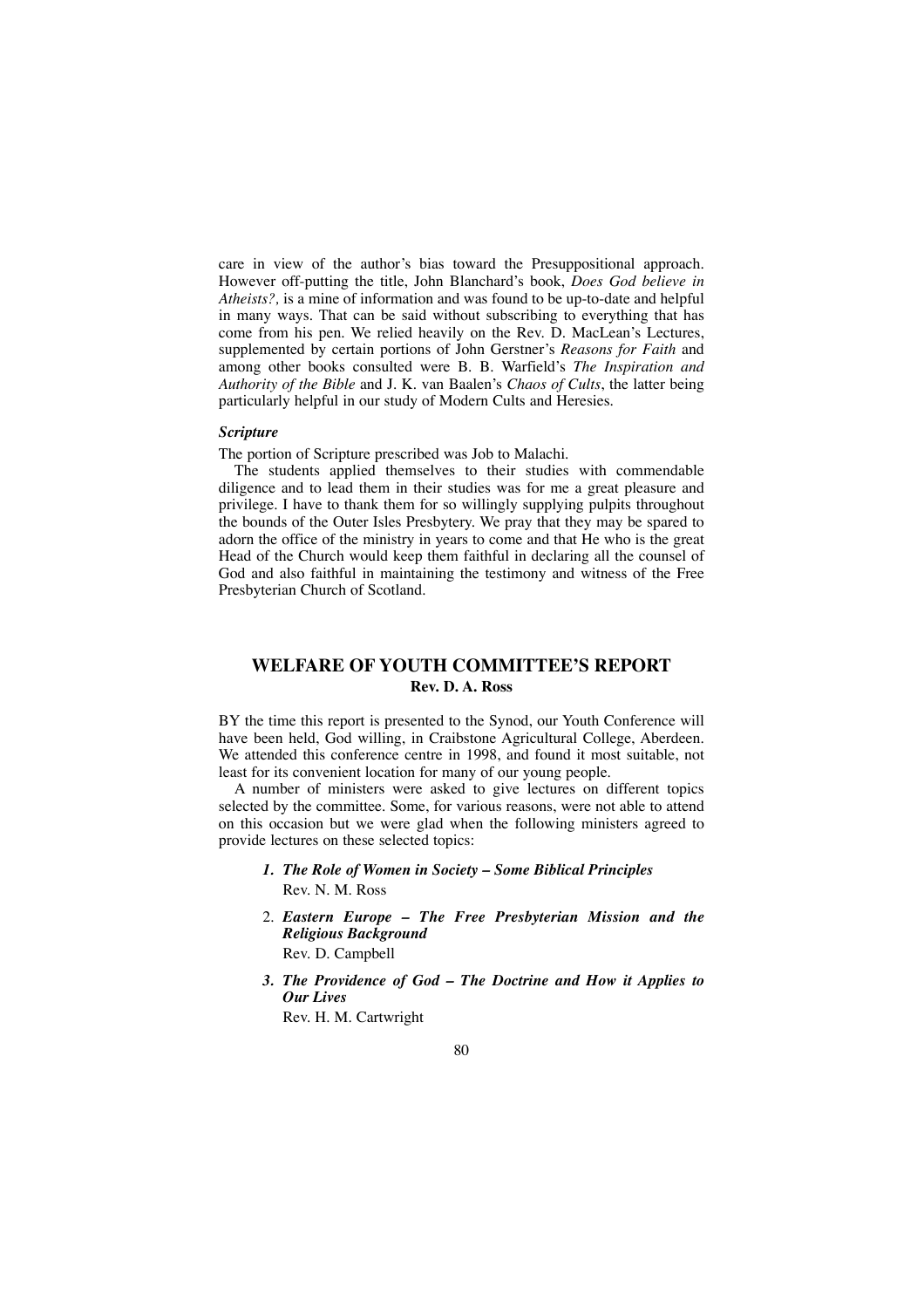care in view of the author's bias toward the Presuppositional approach. However off-putting the title, John Blanchard's book, *Does God believe in Atheists?,* is a mine of information and was found to be up-to-date and helpful in many ways. That can be said without subscribing to everything that has come from his pen. We relied heavily on the Rev. D. MacLean's Lectures, supplemented by certain portions of John Gerstner's *Reasons for Faith* and among other books consulted were B. B. Warfield's *The Inspiration and Authority of the Bible* and J. K. van Baalen's *Chaos of Cults*, the latter being particularly helpful in our study of Modern Cults and Heresies.

#### *Scripture*

The portion of Scripture prescribed was Job to Malachi.

The students applied themselves to their studies with commendable diligence and to lead them in their studies was for me a great pleasure and privilege. I have to thank them for so willingly supplying pulpits throughout the bounds of the Outer Isles Presbytery. We pray that they may be spared to adorn the office of the ministry in years to come and that He who is the great Head of the Church would keep them faithful in declaring all the counsel of God and also faithful in maintaining the testimony and witness of the Free Presbyterian Church of Scotland.

## WELFARE OF YOUTH COMMITTEE'S REPORT

**Rev. D. A. Ross**

BY the time this report is presented to the Synod, our Youth Conference will have been held, God willing, in Craibstone Agricultural College, Aberdeen. We attended this conference centre in 1998, and found it most suitable, not least for its convenient location for many of our young people.

A number of ministers were asked to give lectures on different topics selected by the committee. Some, for various reasons, were not able to attend on this occasion but we were glad when the following ministers agreed to provide lectures on these selected topics:

1. ***The Role of Women in Society – Some Biblical Principles***
   Rev. N. M. Ross
2. ***Eastern Europe – The Free Presbyterian Mission and the Religious Background***
   Rev. D. Campbell
3. ***The Providence of God – The Doctrine and How it Applies to Our Lives***
   Rev. H. M. Cartwright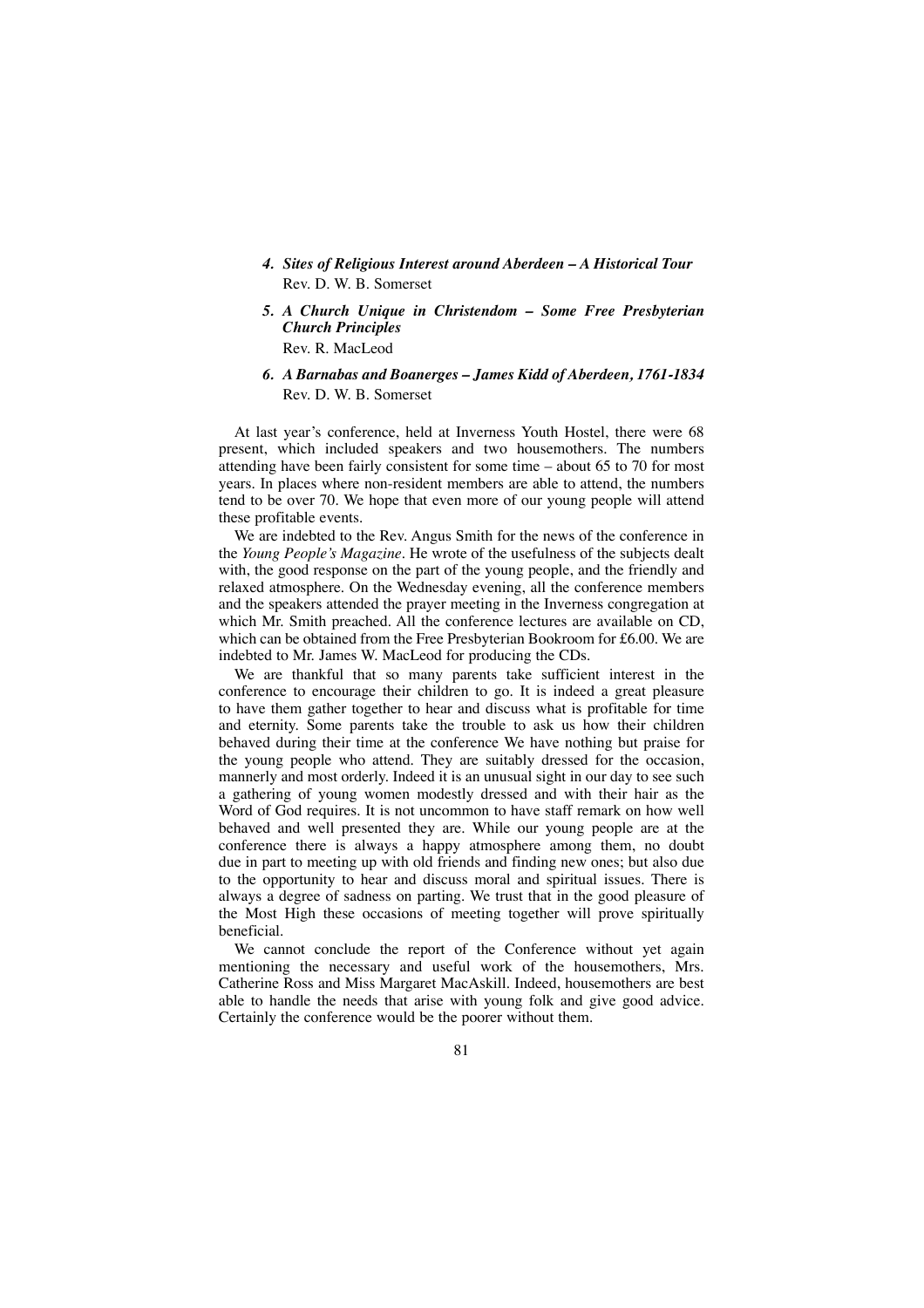4. ***Sites of Religious Interest around Aberdeen – A Historical Tour***
   Rev. D. W. B. Somerset

5. ***A Church Unique in Christendom – Some Free Presbyterian Church Principles***
   Rev. R. MacLeod

6. ***A Barnabas and Boanerges – James Kidd of Aberdeen, 1761-1834***
   Rev. D. W. B. Somerset

At last year's conference, held at Inverness Youth Hostel, there were 68 present, which included speakers and two housemothers. The numbers attending have been fairly consistent for some time – about 65 to 70 for most years. In places where non-resident members are able to attend, the numbers tend to be over 70. We hope that even more of our young people will attend these profitable events.

We are indebted to the Rev. Angus Smith for the news of the conference in the *Young People's Magazine*. He wrote of the usefulness of the subjects dealt with, the good response on the part of the young people, and the friendly and relaxed atmosphere. On the Wednesday evening, all the conference members and the speakers attended the prayer meeting in the Inverness congregation at which Mr. Smith preached. All the conference lectures are available on CD, which can be obtained from the Free Presbyterian Bookroom for £6.00. We are indebted to Mr. James W. MacLeod for producing the CDs.

We are thankful that so many parents take sufficient interest in the conference to encourage their children to go. It is indeed a great pleasure to have them gather together to hear and discuss what is profitable for time and eternity. Some parents take the trouble to ask us how their children behaved during their time at the conference We have nothing but praise for the young people who attend. They are suitably dressed for the occasion, mannerly and most orderly. Indeed it is an unusual sight in our day to see such a gathering of young women modestly dressed and with their hair as the Word of God requires. It is not uncommon to have staff remark on how well behaved and well presented they are. While our young people are at the conference there is always a happy atmosphere among them, no doubt due in part to meeting up with old friends and finding new ones; but also due to the opportunity to hear and discuss moral and spiritual issues. There is always a degree of sadness on parting. We trust that in the good pleasure of the Most High these occasions of meeting together will prove spiritually beneficial.

We cannot conclude the report of the Conference without yet again mentioning the necessary and useful work of the housemothers, Mrs. Catherine Ross and Miss Margaret MacAskill. Indeed, housemothers are best able to handle the needs that arise with young folk and give good advice. Certainly the conference would be the poorer without them.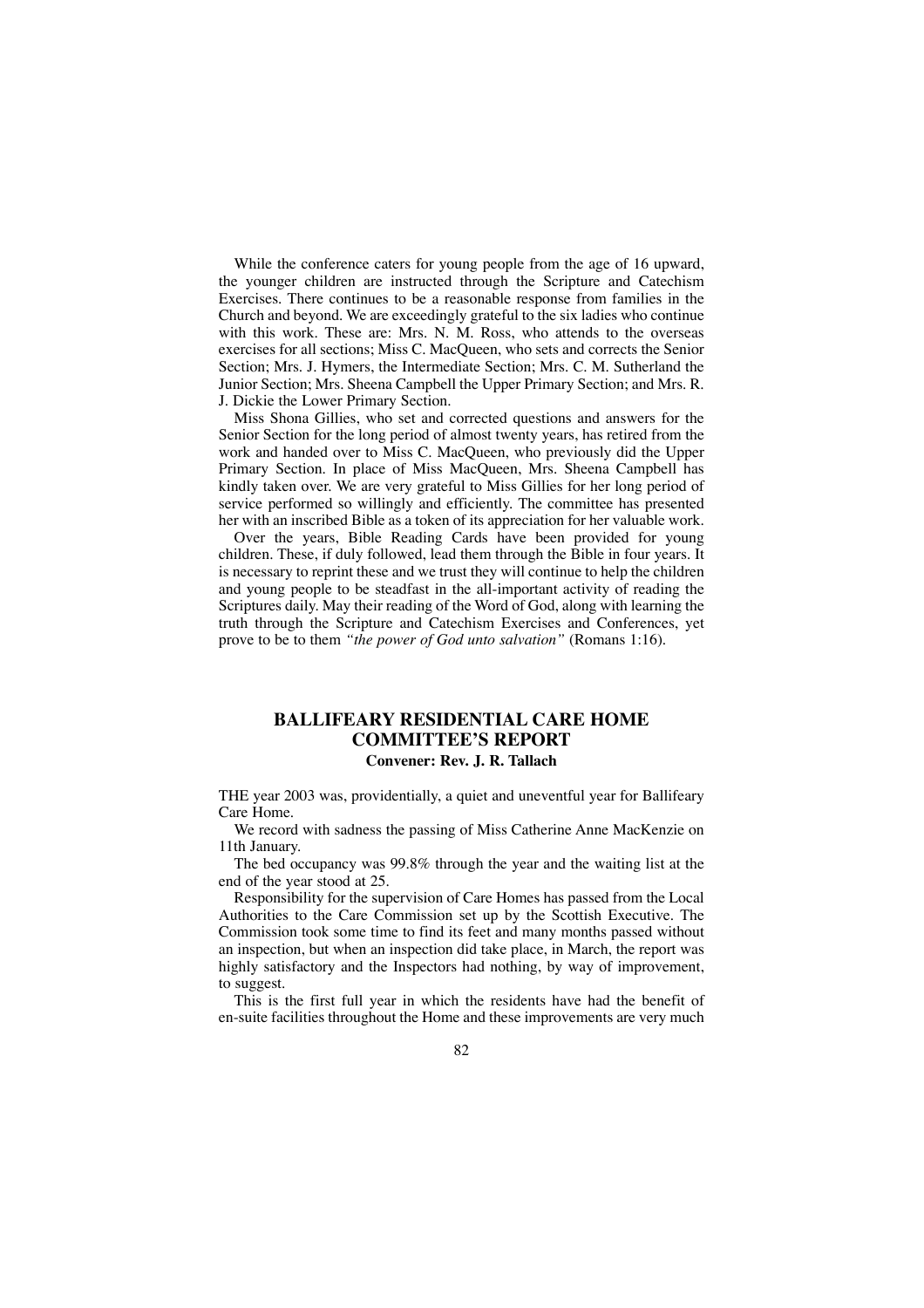While the conference caters for young people from the age of 16 upward, the younger children are instructed through the Scripture and Catechism Exercises. There continues to be a reasonable response from families in the Church and beyond. We are exceedingly grateful to the six ladies who continue with this work. These are: Mrs. N. M. Ross, who attends to the overseas exercises for all sections; Miss C. MacQueen, who sets and corrects the Senior Section; Mrs. J. Hymers, the Intermediate Section; Mrs. C. M. Sutherland the Junior Section; Mrs. Sheena Campbell the Upper Primary Section; and Mrs. R. J. Dickie the Lower Primary Section.

Miss Shona Gillies, who set and corrected questions and answers for the Senior Section for the long period of almost twenty years, has retired from the work and handed over to Miss C. MacQueen, who previously did the Upper Primary Section. In place of Miss MacQueen, Mrs. Sheena Campbell has kindly taken over. We are very grateful to Miss Gillies for her long period of service performed so willingly and efficiently. The committee has presented her with an inscribed Bible as a token of its appreciation for her valuable work.

Over the years, Bible Reading Cards have been provided for young children. These, if duly followed, lead them through the Bible in four years. It is necessary to reprint these and we trust they will continue to help the children and young people to be steadfast in the all-important activity of reading the Scriptures daily. May their reading of the Word of God, along with learning the truth through the Scripture and Catechism Exercises and Conferences, yet prove to be to them *"the power of God unto salvation"* (Romans 1:16).

## BALLIFEARY RESIDENTIAL CARE HOME COMMITTEE'S REPORT

**Convener: Rev. J. R. Tallach**

THE year 2003 was, providentially, a quiet and uneventful year for Ballifeary Care Home.

We record with sadness the passing of Miss Catherine Anne MacKenzie on 11th January.

The bed occupancy was 99.8% through the year and the waiting list at the end of the year stood at 25.

Responsibility for the supervision of Care Homes has passed from the Local Authorities to the Care Commission set up by the Scottish Executive. The Commission took some time to find its feet and many months passed without an inspection, but when an inspection did take place, in March, the report was highly satisfactory and the Inspectors had nothing, by way of improvement, to suggest.

This is the first full year in which the residents have had the benefit of en-suite facilities throughout the Home and these improvements are very much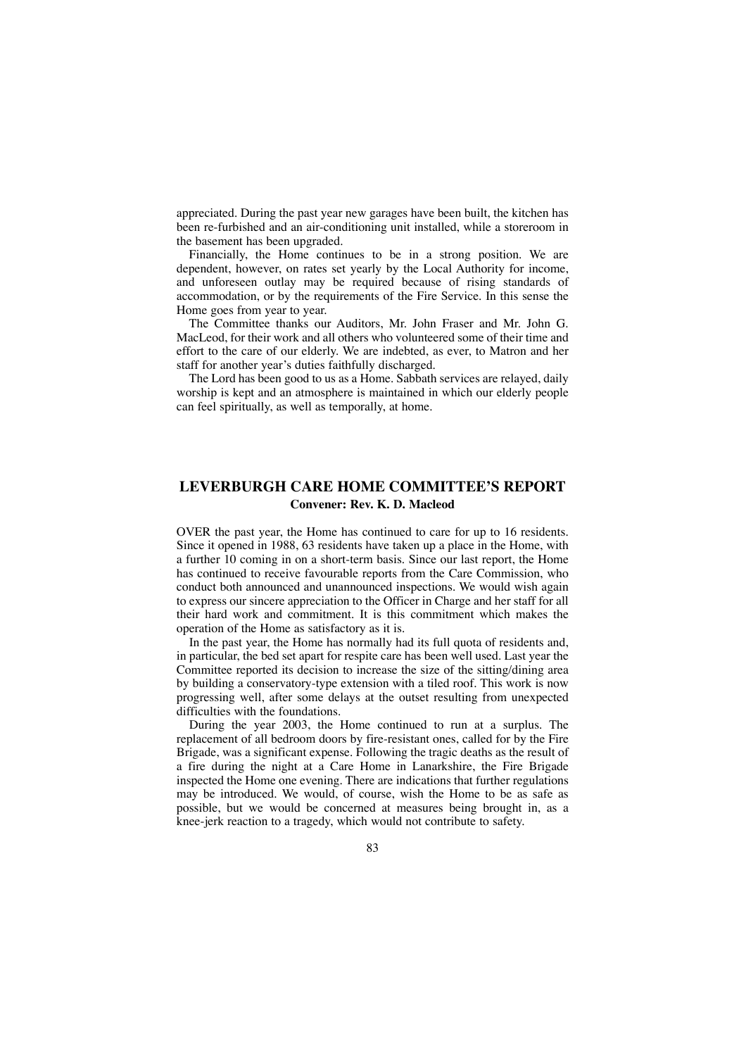appreciated. During the past year new garages have been built, the kitchen has been re-furbished and an air-conditioning unit installed, while a storeroom in the basement has been upgraded.

Financially, the Home continues to be in a strong position. We are dependent, however, on rates set yearly by the Local Authority for income, and unforeseen outlay may be required because of rising standards of accommodation, or by the requirements of the Fire Service. In this sense the Home goes from year to year.

The Committee thanks our Auditors, Mr. John Fraser and Mr. John G. MacLeod, for their work and all others who volunteered some of their time and effort to the care of our elderly. We are indebted, as ever, to Matron and her staff for another year's duties faithfully discharged.

The Lord has been good to us as a Home. Sabbath services are relayed, daily worship is kept and an atmosphere is maintained in which our elderly people can feel spiritually, as well as temporally, at home.

## LEVERBURGH CARE HOME COMMITTEE'S REPORT

**Convener: Rev. K. D. Macleod**

OVER the past year, the Home has continued to care for up to 16 residents. Since it opened in 1988, 63 residents have taken up a place in the Home, with a further 10 coming in on a short-term basis. Since our last report, the Home has continued to receive favourable reports from the Care Commission, who conduct both announced and unannounced inspections. We would wish again to express our sincere appreciation to the Officer in Charge and her staff for all their hard work and commitment. It is this commitment which makes the operation of the Home as satisfactory as it is.

In the past year, the Home has normally had its full quota of residents and, in particular, the bed set apart for respite care has been well used. Last year the Committee reported its decision to increase the size of the sitting/dining area by building a conservatory-type extension with a tiled roof. This work is now progressing well, after some delays at the outset resulting from unexpected difficulties with the foundations.

During the year 2003, the Home continued to run at a surplus. The replacement of all bedroom doors by fire-resistant ones, called for by the Fire Brigade, was a significant expense. Following the tragic deaths as the result of a fire during the night at a Care Home in Lanarkshire, the Fire Brigade inspected the Home one evening. There are indications that further regulations may be introduced. We would, of course, wish the Home to be as safe as possible, but we would be concerned at measures being brought in, as a knee-jerk reaction to a tragedy, which would not contribute to safety.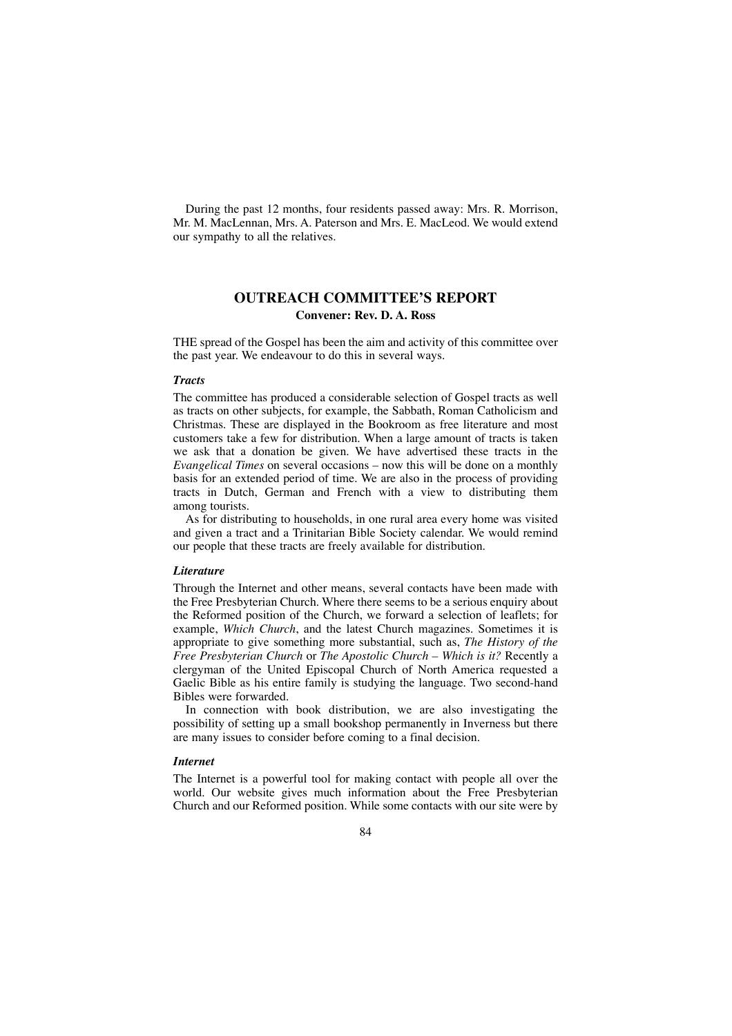During the past 12 months, four residents passed away: Mrs. R. Morrison, Mr. M. MacLennan, Mrs. A. Paterson and Mrs. E. MacLeod. We would extend our sympathy to all the relatives.

## OUTREACH COMMITTEE'S REPORT

**Convener: Rev. D. A. Ross**

THE spread of the Gospel has been the aim and activity of this committee over the past year. We endeavour to do this in several ways.

### *Tracts*

The committee has produced a considerable selection of Gospel tracts as well as tracts on other subjects, for example, the Sabbath, Roman Catholicism and Christmas. These are displayed in the Bookroom as free literature and most customers take a few for distribution. When a large amount of tracts is taken we ask that a donation be given. We have advertised these tracts in the *Evangelical Times* on several occasions – now this will be done on a monthly basis for an extended period of time. We are also in the process of providing tracts in Dutch, German and French with a view to distributing them among tourists.

As for distributing to households, in one rural area every home was visited and given a tract and a Trinitarian Bible Society calendar. We would remind our people that these tracts are freely available for distribution.

### *Literature*

Through the Internet and other means, several contacts have been made with the Free Presbyterian Church. Where there seems to be a serious enquiry about the Reformed position of the Church, we forward a selection of leaflets; for example, *Which Church*, and the latest Church magazines. Sometimes it is appropriate to give something more substantial, such as, *The History of the Free Presbyterian Church* or *The Apostolic Church – Which is it?* Recently a clergyman of the United Episcopal Church of North America requested a Gaelic Bible as his entire family is studying the language. Two second-hand Bibles were forwarded.

In connection with book distribution, we are also investigating the possibility of setting up a small bookshop permanently in Inverness but there are many issues to consider before coming to a final decision.

### *Internet*

The Internet is a powerful tool for making contact with people all over the world. Our website gives much information about the Free Presbyterian Church and our Reformed position. While some contacts with our site were by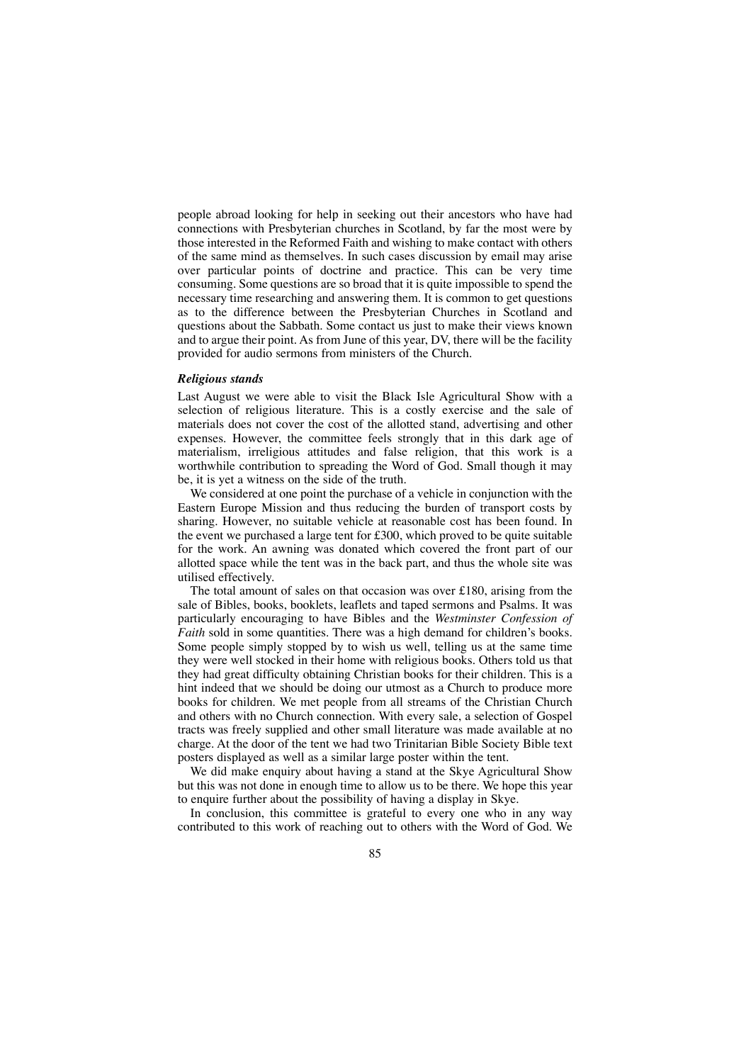people abroad looking for help in seeking out their ancestors who have had connections with Presbyterian churches in Scotland, by far the most were by those interested in the Reformed Faith and wishing to make contact with others of the same mind as themselves. In such cases discussion by email may arise over particular points of doctrine and practice. This can be very time consuming. Some questions are so broad that it is quite impossible to spend the necessary time researching and answering them. It is common to get questions as to the difference between the Presbyterian Churches in Scotland and questions about the Sabbath. Some contact us just to make their views known and to argue their point. As from June of this year, DV, there will be the facility provided for audio sermons from ministers of the Church.

***Religious stands***

Last August we were able to visit the Black Isle Agricultural Show with a selection of religious literature. This is a costly exercise and the sale of materials does not cover the cost of the allotted stand, advertising and other expenses. However, the committee feels strongly that in this dark age of materialism, irreligious attitudes and false religion, that this work is a worthwhile contribution to spreading the Word of God. Small though it may be, it is yet a witness on the side of the truth.

We considered at one point the purchase of a vehicle in conjunction with the Eastern Europe Mission and thus reducing the burden of transport costs by sharing. However, no suitable vehicle at reasonable cost has been found. In the event we purchased a large tent for £300, which proved to be quite suitable for the work. An awning was donated which covered the front part of our allotted space while the tent was in the back part, and thus the whole site was utilised effectively.

The total amount of sales on that occasion was over £180, arising from the sale of Bibles, books, booklets, leaflets and taped sermons and Psalms. It was particularly encouraging to have Bibles and the *Westminster Confession of Faith* sold in some quantities. There was a high demand for children's books. Some people simply stopped by to wish us well, telling us at the same time they were well stocked in their home with religious books. Others told us that they had great difficulty obtaining Christian books for their children. This is a hint indeed that we should be doing our utmost as a Church to produce more books for children. We met people from all streams of the Christian Church and others with no Church connection. With every sale, a selection of Gospel tracts was freely supplied and other small literature was made available at no charge. At the door of the tent we had two Trinitarian Bible Society Bible text posters displayed as well as a similar large poster within the tent.

We did make enquiry about having a stand at the Skye Agricultural Show but this was not done in enough time to allow us to be there. We hope this year to enquire further about the possibility of having a display in Skye.

In conclusion, this committee is grateful to every one who in any way contributed to this work of reaching out to others with the Word of God. We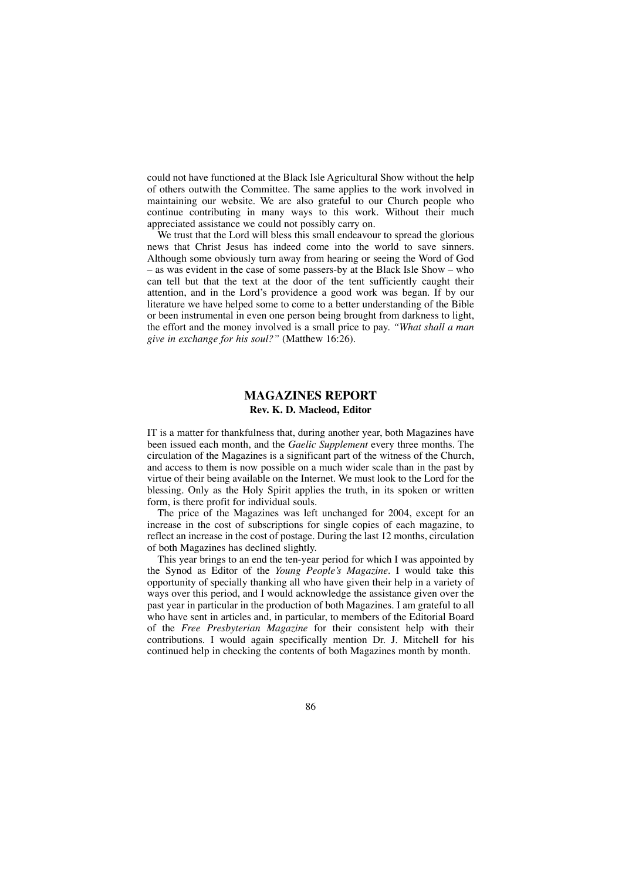could not have functioned at the Black Isle Agricultural Show without the help of others outwith the Committee. The same applies to the work involved in maintaining our website. We are also grateful to our Church people who continue contributing in many ways to this work. Without their much appreciated assistance we could not possibly carry on.

We trust that the Lord will bless this small endeavour to spread the glorious news that Christ Jesus has indeed come into the world to save sinners. Although some obviously turn away from hearing or seeing the Word of God – as was evident in the case of some passers-by at the Black Isle Show – who can tell but that the text at the door of the tent sufficiently caught their attention, and in the Lord's providence a good work was began. If by our literature we have helped some to come to a better understanding of the Bible or been instrumental in even one person being brought from darkness to light, the effort and the money involved is a small price to pay. *"What shall a man give in exchange for his soul?"* (Matthew 16:26).

## MAGAZINES REPORT

**Rev. K. D. Macleod, Editor**

IT is a matter for thankfulness that, during another year, both Magazines have been issued each month, and the *Gaelic Supplement* every three months. The circulation of the Magazines is a significant part of the witness of the Church, and access to them is now possible on a much wider scale than in the past by virtue of their being available on the Internet. We must look to the Lord for the blessing. Only as the Holy Spirit applies the truth, in its spoken or written form, is there profit for individual souls.

The price of the Magazines was left unchanged for 2004, except for an increase in the cost of subscriptions for single copies of each magazine, to reflect an increase in the cost of postage. During the last 12 months, circulation of both Magazines has declined slightly.

This year brings to an end the ten-year period for which I was appointed by the Synod as Editor of the *Young People's Magazine*. I would take this opportunity of specially thanking all who have given their help in a variety of ways over this period, and I would acknowledge the assistance given over the past year in particular in the production of both Magazines. I am grateful to all who have sent in articles and, in particular, to members of the Editorial Board of the *Free Presbyterian Magazine* for their consistent help with their contributions. I would again specifically mention Dr. J. Mitchell for his continued help in checking the contents of both Magazines month by month.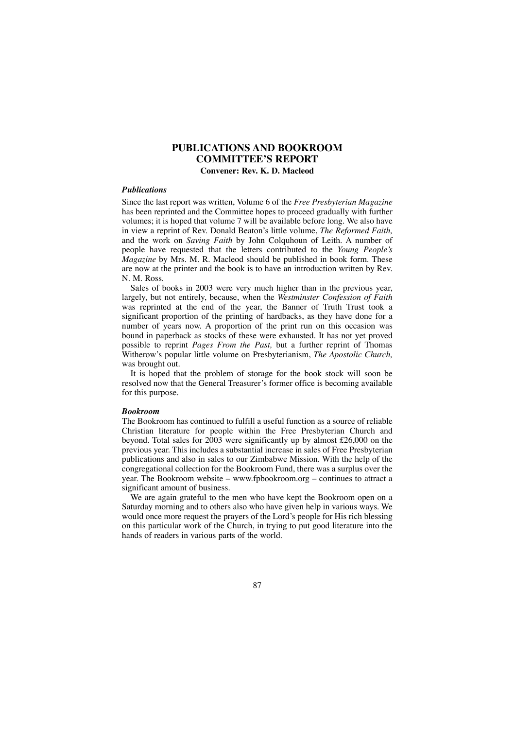# PUBLICATIONS AND BOOKROOM COMMITTEE'S REPORT

**Convener: Rev. K. D. Macleod**

### *Publications*

Since the last report was written, Volume 6 of the *Free Presbyterian Magazine* has been reprinted and the Committee hopes to proceed gradually with further volumes; it is hoped that volume 7 will be available before long. We also have in view a reprint of Rev. Donald Beaton's little volume, *The Reformed Faith,* and the work on *Saving Faith* by John Colquhoun of Leith. A number of people have requested that the letters contributed to the *Young People's Magazine* by Mrs. M. R. Macleod should be published in book form. These are now at the printer and the book is to have an introduction written by Rev. N. M. Ross.

Sales of books in 2003 were very much higher than in the previous year, largely, but not entirely, because, when the *Westminster Confession of Faith* was reprinted at the end of the year, the Banner of Truth Trust took a significant proportion of the printing of hardbacks, as they have done for a number of years now. A proportion of the print run on this occasion was bound in paperback as stocks of these were exhausted. It has not yet proved possible to reprint *Pages From the Past,* but a further reprint of Thomas Witherow's popular little volume on Presbyterianism, *The Apostolic Church,* was brought out.

It is hoped that the problem of storage for the book stock will soon be resolved now that the General Treasurer's former office is becoming available for this purpose.

### *Bookroom*

The Bookroom has continued to fulfill a useful function as a source of reliable Christian literature for people within the Free Presbyterian Church and beyond. Total sales for 2003 were significantly up by almost £26,000 on the previous year. This includes a substantial increase in sales of Free Presbyterian publications and also in sales to our Zimbabwe Mission. With the help of the congregational collection for the Bookroom Fund, there was a surplus over the year. The Bookroom website – www.fpbookroom.org – continues to attract a significant amount of business.

We are again grateful to the men who have kept the Bookroom open on a Saturday morning and to others also who have given help in various ways. We would once more request the prayers of the Lord's people for His rich blessing on this particular work of the Church, in trying to put good literature into the hands of readers in various parts of the world.